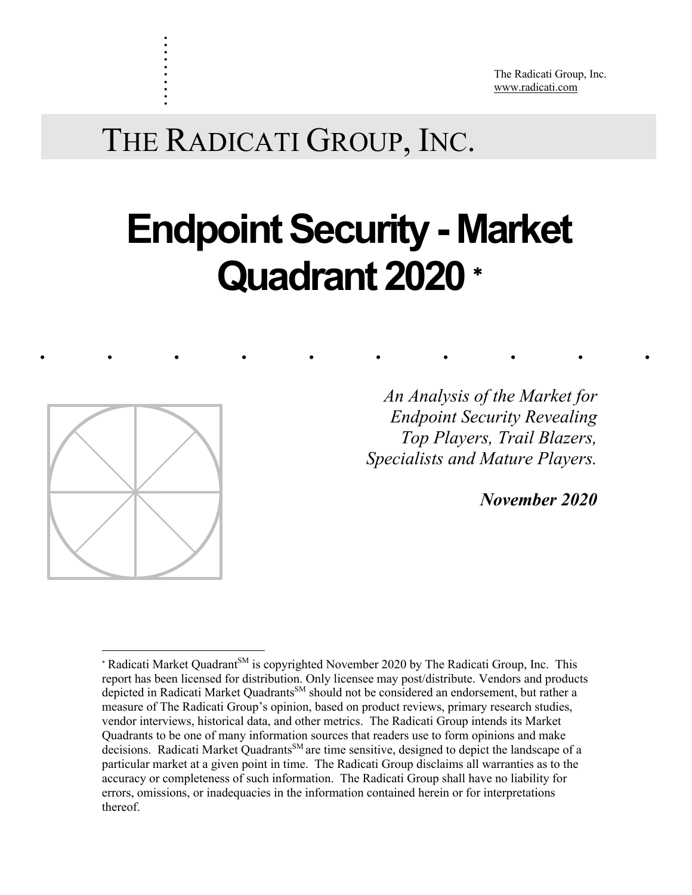The Radicati Group, Inc.
www.radicati.com

THE RADICATI GROUP, INC.

# Endpoint Security - Market Quadrant 2020 *

*An Analysis of the Market for Endpoint Security Revealing Top Players, Trail Blazers, Specialists and Mature Players.*

***November 2020***

---

* Radicati Market Quadrant$^{SM}$ is copyrighted November 2020 by The Radicati Group, Inc. This report has been licensed for distribution. Only licensee may post/distribute. Vendors and products depicted in Radicati Market Quadrants$^{SM}$ should not be considered an endorsement, but rather a measure of The Radicati Group's opinion, based on product reviews, primary research studies, vendor interviews, historical data, and other metrics. The Radicati Group intends its Market Quadrants to be one of many information sources that readers use to form opinions and make decisions. Radicati Market Quadrants$^{SM}$ are time sensitive, designed to depict the landscape of a particular market at a given point in time. The Radicati Group disclaims all warranties as to the accuracy or completeness of such information. The Radicati Group shall have no liability for errors, omissions, or inadequacies in the information contained herein or for interpretations thereof.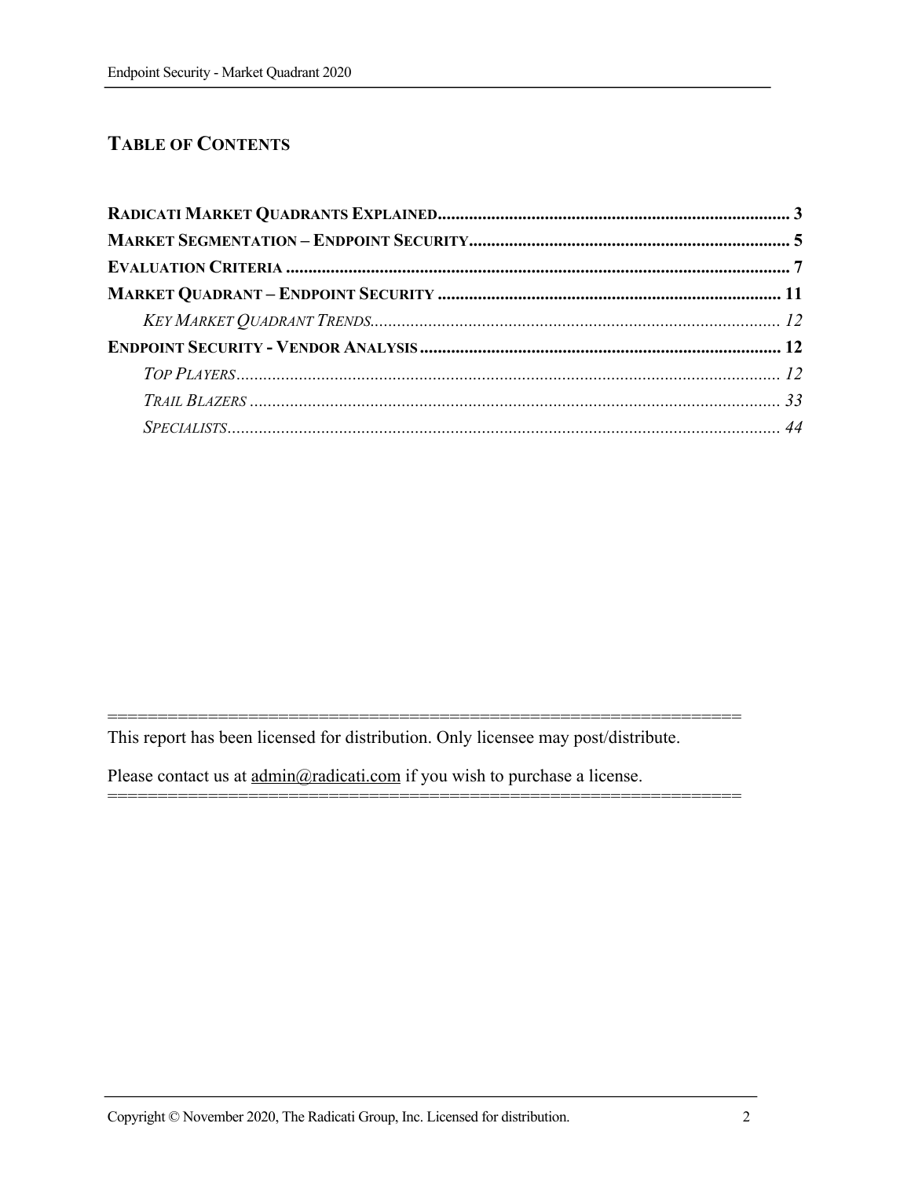## TABLE OF CONTENTS

**RADICATI MARKET QUADRANTS EXPLAINED** ............................................................................. 3

**MARKET SEGMENTATION – ENDPOINT SECURITY** ....................................................................... 5

**EVALUATION CRITERIA** ................................................................................................................ 7

**MARKET QUADRANT – ENDPOINT SECURITY** ............................................................................ 11

*KEY MARKET QUADRANT TRENDS* .......................................................................................... 12

**ENDPOINT SECURITY - VENDOR ANALYSIS** ................................................................................ 12

*TOP PLAYERS* .......................................................................................................................... 12

*TRAIL BLAZERS* ....................................................................................................................... 33

*SPECIALISTS* ............................................................................................................................ 44

===============================================================

This report has been licensed for distribution. Only licensee may post/distribute.

Please contact us at admin@radicati.com if you wish to purchase a license.

===============================================================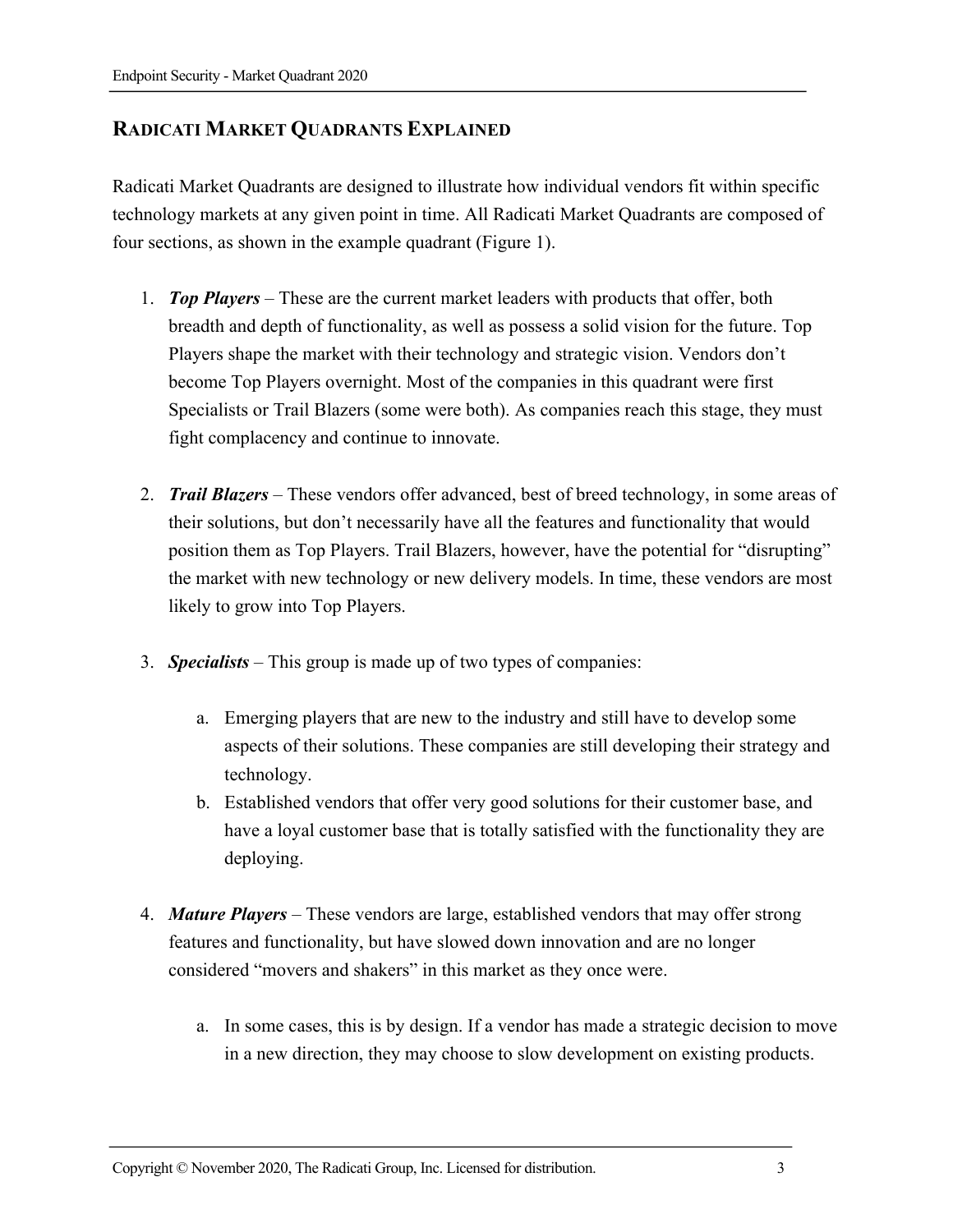## RADICATI MARKET QUADRANTS EXPLAINED

Radicati Market Quadrants are designed to illustrate how individual vendors fit within specific technology markets at any given point in time. All Radicati Market Quadrants are composed of four sections, as shown in the example quadrant (Figure 1).

1. ***Top Players*** – These are the current market leaders with products that offer, both breadth and depth of functionality, as well as possess a solid vision for the future. Top Players shape the market with their technology and strategic vision. Vendors don't become Top Players overnight. Most of the companies in this quadrant were first Specialists or Trail Blazers (some were both). As companies reach this stage, they must fight complacency and continue to innovate.

2. ***Trail Blazers*** – These vendors offer advanced, best of breed technology, in some areas of their solutions, but don't necessarily have all the features and functionality that would position them as Top Players. Trail Blazers, however, have the potential for "disrupting" the market with new technology or new delivery models. In time, these vendors are most likely to grow into Top Players.

3. ***Specialists*** – This group is made up of two types of companies:

    a. Emerging players that are new to the industry and still have to develop some aspects of their solutions. These companies are still developing their strategy and technology.
    b. Established vendors that offer very good solutions for their customer base, and have a loyal customer base that is totally satisfied with the functionality they are deploying.

4. ***Mature Players*** – These vendors are large, established vendors that may offer strong features and functionality, but have slowed down innovation and are no longer considered "movers and shakers" in this market as they once were.

    a. In some cases, this is by design. If a vendor has made a strategic decision to move in a new direction, they may choose to slow development on existing products.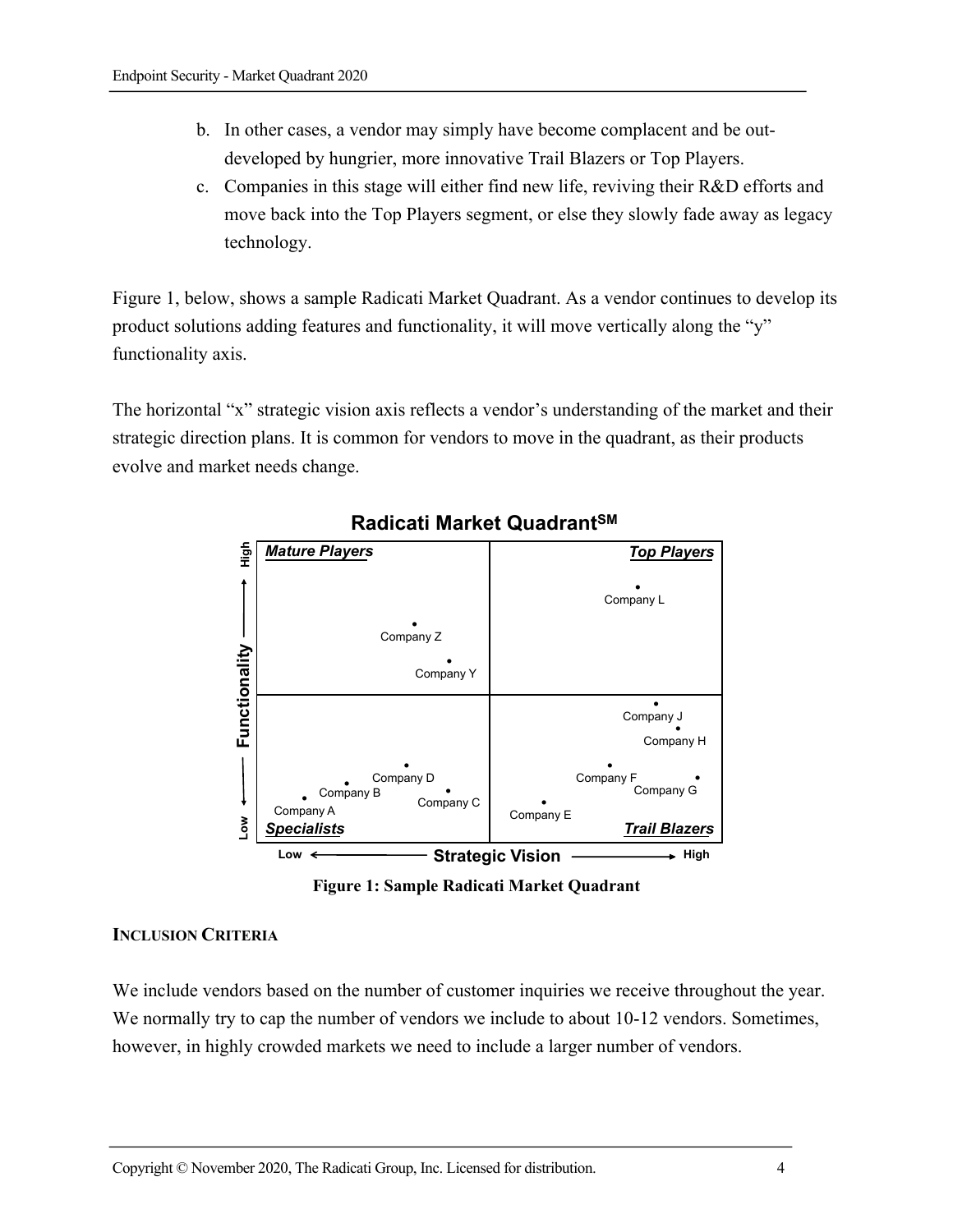b. In other cases, a vendor may simply have become complacent and be out-developed by hungrier, more innovative Trail Blazers or Top Players.
c. Companies in this stage will either find new life, reviving their R&D efforts and move back into the Top Players segment, or else they slowly fade away as legacy technology.

Figure 1, below, shows a sample Radicati Market Quadrant. As a vendor continues to develop its product solutions adding features and functionality, it will move vertically along the "y" functionality axis.

The horizontal "x" strategic vision axis reflects a vendor's understanding of the market and their strategic direction plans. It is common for vendors to move in the quadrant, as their products evolve and market needs change.

**Figure 1: Sample Radicati Market Quadrant**

### INCLUSION CRITERIA

We include vendors based on the number of customer inquiries we receive throughout the year. We normally try to cap the number of vendors we include to about 10-12 vendors. Sometimes, however, in highly crowded markets we need to include a larger number of vendors.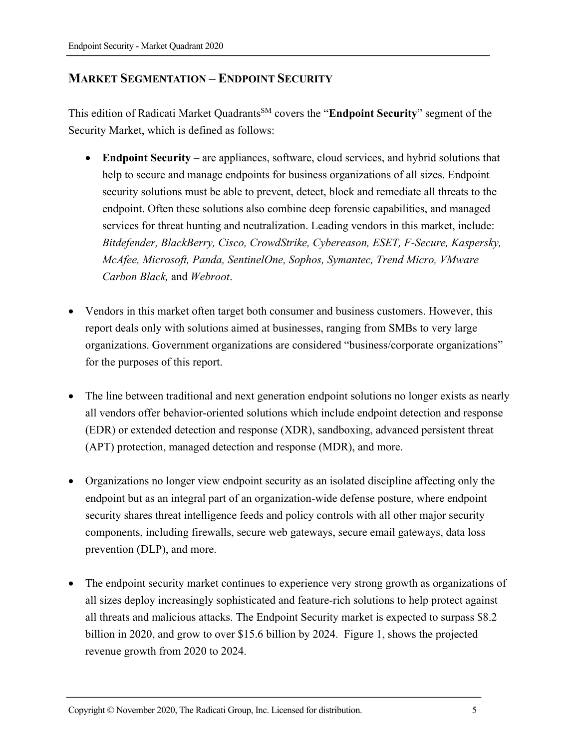## MARKET SEGMENTATION – ENDPOINT SECURITY

This edition of Radicati Market Quadrants[SM] covers the "**Endpoint Security**" segment of the Security Market, which is defined as follows:

- **Endpoint Security** – are appliances, software, cloud services, and hybrid solutions that help to secure and manage endpoints for business organizations of all sizes. Endpoint security solutions must be able to prevent, detect, block and remediate all threats to the endpoint. Often these solutions also combine deep forensic capabilities, and managed services for threat hunting and neutralization. Leading vendors in this market, include: *Bitdefender, BlackBerry, Cisco, CrowdStrike, Cybereason, ESET, F-Secure, Kaspersky, McAfee, Microsoft, Panda, SentinelOne, Sophos, Symantec, Trend Micro, VMware Carbon Black,* and *Webroot*.

- Vendors in this market often target both consumer and business customers. However, this report deals only with solutions aimed at businesses, ranging from SMBs to very large organizations. Government organizations are considered "business/corporate organizations" for the purposes of this report.

- The line between traditional and next generation endpoint solutions no longer exists as nearly all vendors offer behavior-oriented solutions which include endpoint detection and response (EDR) or extended detection and response (XDR), sandboxing, advanced persistent threat (APT) protection, managed detection and response (MDR), and more.

- Organizations no longer view endpoint security as an isolated discipline affecting only the endpoint but as an integral part of an organization-wide defense posture, where endpoint security shares threat intelligence feeds and policy controls with all other major security components, including firewalls, secure web gateways, secure email gateways, data loss prevention (DLP), and more.

- The endpoint security market continues to experience very strong growth as organizations of all sizes deploy increasingly sophisticated and feature-rich solutions to help protect against all threats and malicious attacks. The Endpoint Security market is expected to surpass $8.2 billion in 2020, and grow to over $15.6 billion by 2024. Figure 1, shows the projected revenue growth from 2020 to 2024.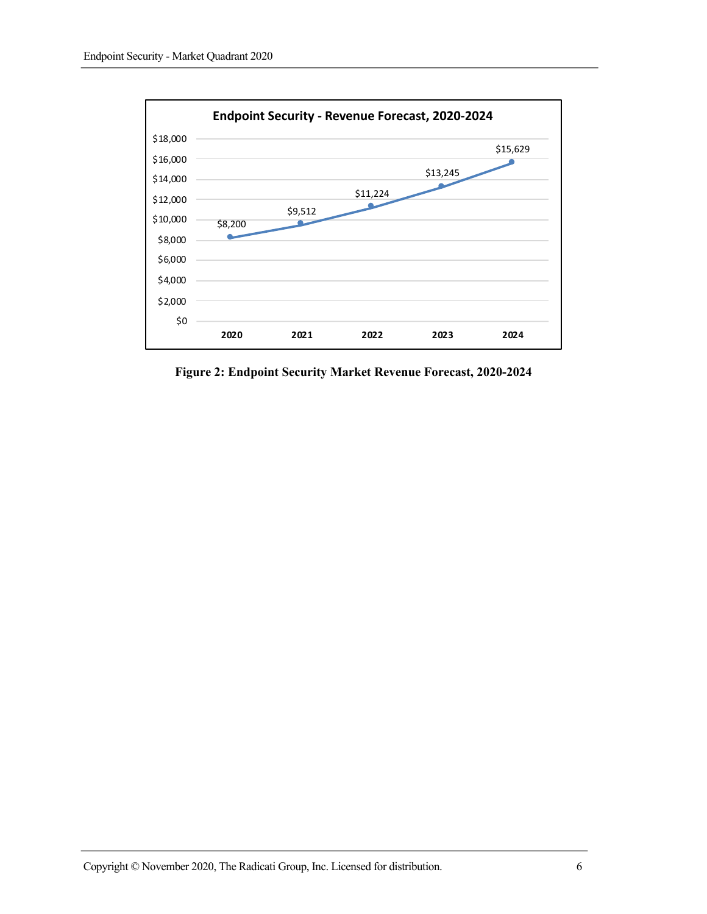**Endpoint Security - Revenue Forecast, 2020-2024**

| Year | Revenue |
| --- | --- |
| 2020 | $8,200 |
| 2021 | $9,512 |
| 2022 | $11,224 |
| 2023 | $13,245 |
| 2024 | $15,629 |

**Figure 2: Endpoint Security Market Revenue Forecast, 2020-2024**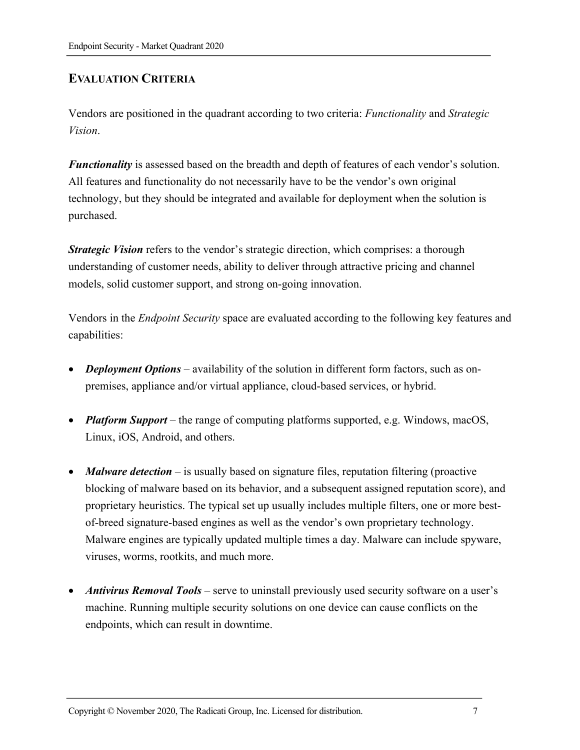## EVALUATION CRITERIA

Vendors are positioned in the quadrant according to two criteria: *Functionality* and *Strategic Vision*.

***Functionality*** is assessed based on the breadth and depth of features of each vendor's solution. All features and functionality do not necessarily have to be the vendor's own original technology, but they should be integrated and available for deployment when the solution is purchased.

***Strategic Vision*** refers to the vendor's strategic direction, which comprises: a thorough understanding of customer needs, ability to deliver through attractive pricing and channel models, solid customer support, and strong on-going innovation.

Vendors in the *Endpoint Security* space are evaluated according to the following key features and capabilities:

- ***Deployment Options*** – availability of the solution in different form factors, such as on-premises, appliance and/or virtual appliance, cloud-based services, or hybrid.
- ***Platform Support*** – the range of computing platforms supported, e.g. Windows, macOS, Linux, iOS, Android, and others.
- ***Malware detection*** – is usually based on signature files, reputation filtering (proactive blocking of malware based on its behavior, and a subsequent assigned reputation score), and proprietary heuristics. The typical set up usually includes multiple filters, one or more best-of-breed signature-based engines as well as the vendor's own proprietary technology. Malware engines are typically updated multiple times a day. Malware can include spyware, viruses, worms, rootkits, and much more.
- ***Antivirus Removal Tools*** – serve to uninstall previously used security software on a user's machine. Running multiple security solutions on one device can cause conflicts on the endpoints, which can result in downtime.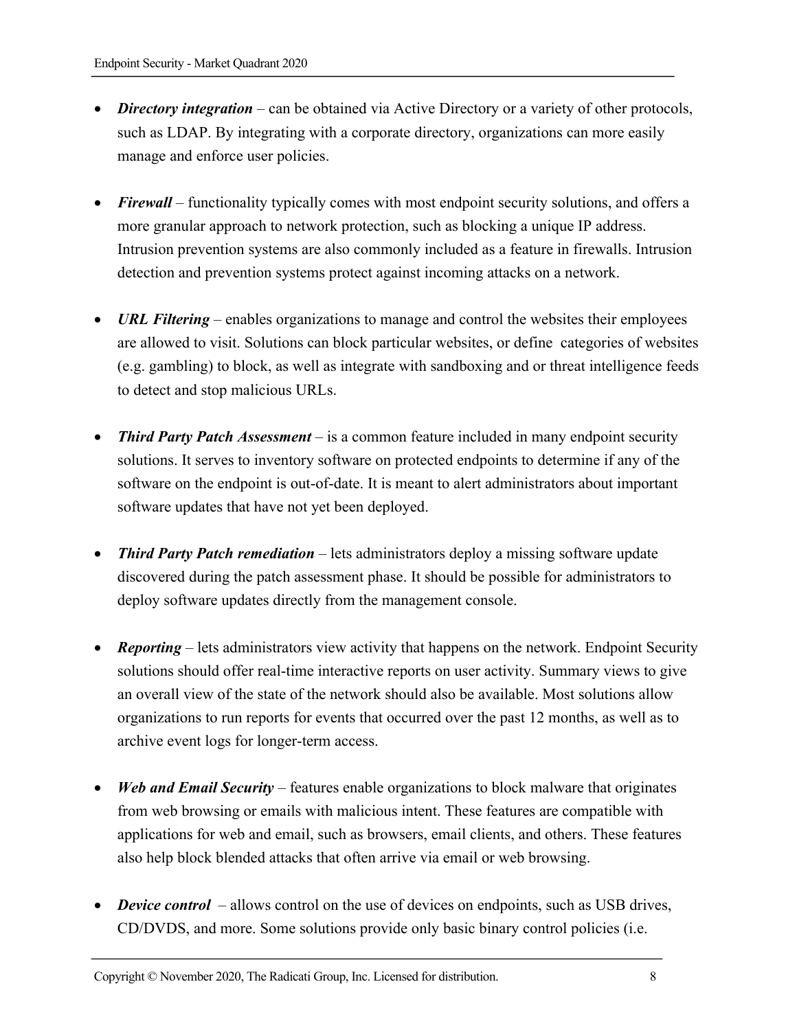- ***Directory integration*** – can be obtained via Active Directory or a variety of other protocols, such as LDAP. By integrating with a corporate directory, organizations can more easily manage and enforce user policies.

- ***Firewall*** – functionality typically comes with most endpoint security solutions, and offers a more granular approach to network protection, such as blocking a unique IP address. Intrusion prevention systems are also commonly included as a feature in firewalls. Intrusion detection and prevention systems protect against incoming attacks on a network.

- ***URL Filtering*** – enables organizations to manage and control the websites their employees are allowed to visit. Solutions can block particular websites, or define categories of websites (e.g. gambling) to block, as well as integrate with sandboxing and or threat intelligence feeds to detect and stop malicious URLs.

- ***Third Party Patch Assessment*** – is a common feature included in many endpoint security solutions. It serves to inventory software on protected endpoints to determine if any of the software on the endpoint is out-of-date. It is meant to alert administrators about important software updates that have not yet been deployed.

- ***Third Party Patch remediation*** – lets administrators deploy a missing software update discovered during the patch assessment phase. It should be possible for administrators to deploy software updates directly from the management console.

- ***Reporting*** – lets administrators view activity that happens on the network. Endpoint Security solutions should offer real-time interactive reports on user activity. Summary views to give an overall view of the state of the network should also be available. Most solutions allow organizations to run reports for events that occurred over the past 12 months, as well as to archive event logs for longer-term access.

- ***Web and Email Security*** – features enable organizations to block malware that originates from web browsing or emails with malicious intent. These features are compatible with applications for web and email, such as browsers, email clients, and others. These features also help block blended attacks that often arrive via email or web browsing.

- ***Device control*** – allows control on the use of devices on endpoints, such as USB drives, CD/DVDS, and more. Some solutions provide only basic binary control policies (i.e.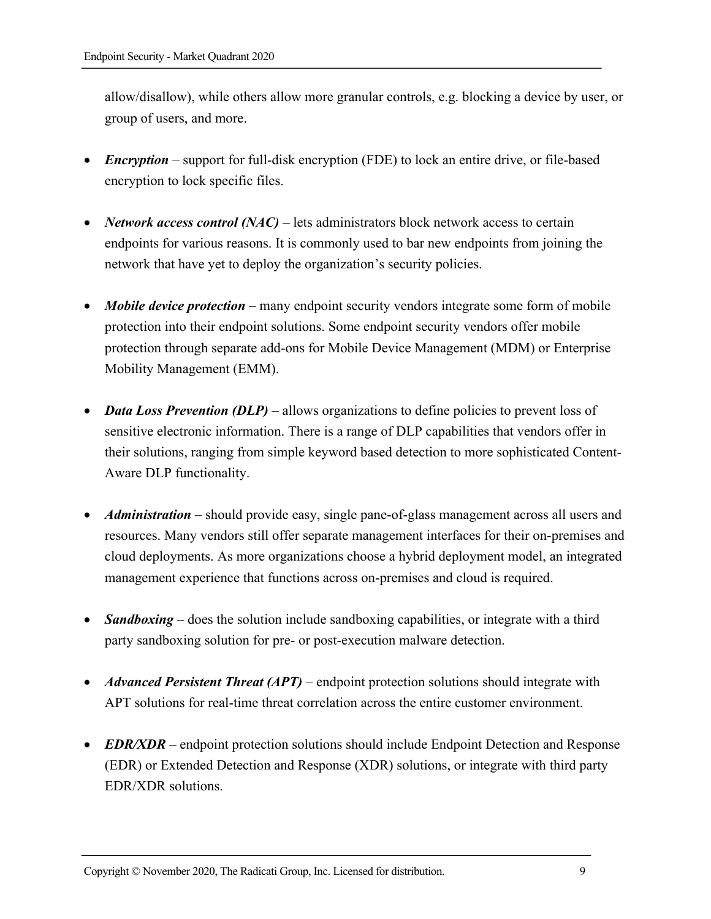allow/disallow), while others allow more granular controls, e.g. blocking a device by user, or group of users, and more.

- ***Encryption*** – support for full-disk encryption (FDE) to lock an entire drive, or file-based encryption to lock specific files.

- ***Network access control (NAC)*** – lets administrators block network access to certain endpoints for various reasons. It is commonly used to bar new endpoints from joining the network that have yet to deploy the organization's security policies.

- ***Mobile device protection*** – many endpoint security vendors integrate some form of mobile protection into their endpoint solutions. Some endpoint security vendors offer mobile protection through separate add-ons for Mobile Device Management (MDM) or Enterprise Mobility Management (EMM).

- ***Data Loss Prevention (DLP)*** – allows organizations to define policies to prevent loss of sensitive electronic information. There is a range of DLP capabilities that vendors offer in their solutions, ranging from simple keyword based detection to more sophisticated Content-Aware DLP functionality.

- ***Administration*** – should provide easy, single pane-of-glass management across all users and resources. Many vendors still offer separate management interfaces for their on-premises and cloud deployments. As more organizations choose a hybrid deployment model, an integrated management experience that functions across on-premises and cloud is required.

- ***Sandboxing*** – does the solution include sandboxing capabilities, or integrate with a third party sandboxing solution for pre- or post-execution malware detection.

- ***Advanced Persistent Threat (APT)*** – endpoint protection solutions should integrate with APT solutions for real-time threat correlation across the entire customer environment.

- ***EDR/XDR*** – endpoint protection solutions should include Endpoint Detection and Response (EDR) or Extended Detection and Response (XDR) solutions, or integrate with third party EDR/XDR solutions.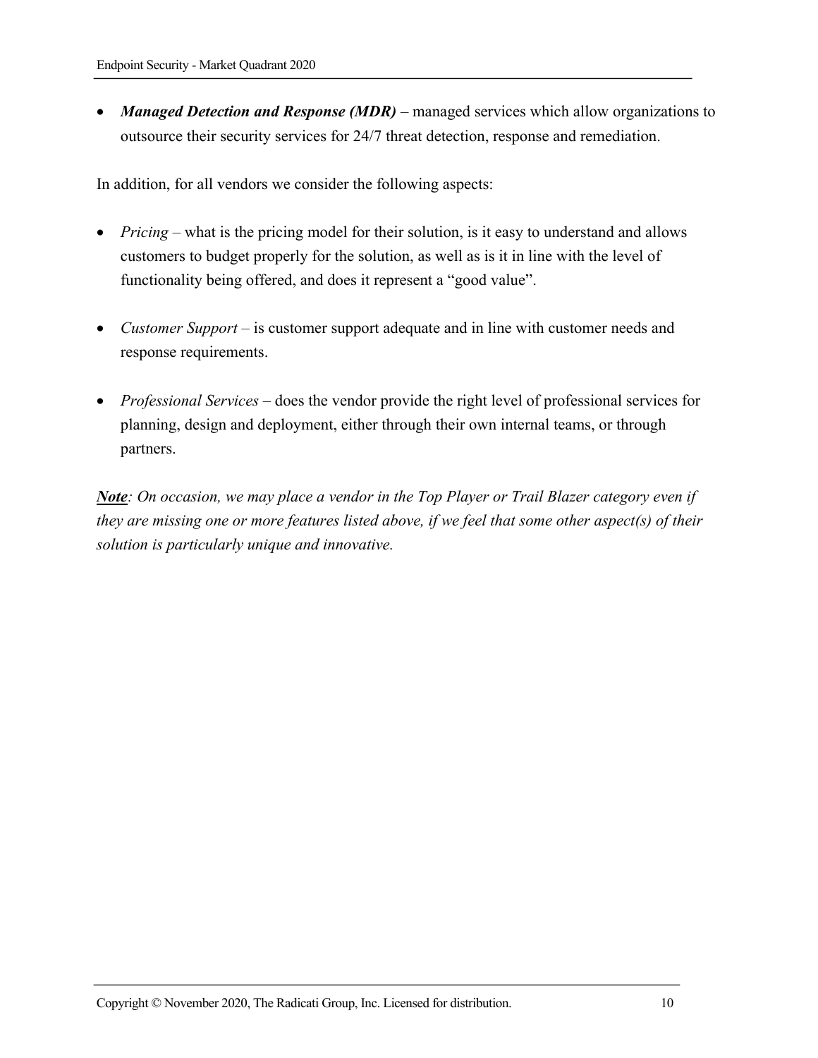- ***Managed Detection and Response (MDR)*** – managed services which allow organizations to outsource their security services for 24/7 threat detection, response and remediation.

In addition, for all vendors we consider the following aspects:

- *Pricing* – what is the pricing model for their solution, is it easy to understand and allows customers to budget properly for the solution, as well as is it in line with the level of functionality being offered, and does it represent a "good value".

- *Customer Support* – is customer support adequate and in line with customer needs and response requirements.

- *Professional Services* – does the vendor provide the right level of professional services for planning, design and deployment, either through their own internal teams, or through partners.

***Note****: On occasion, we may place a vendor in the Top Player or Trail Blazer category even if they are missing one or more features listed above, if we feel that some other aspect(s) of their solution is particularly unique and innovative.*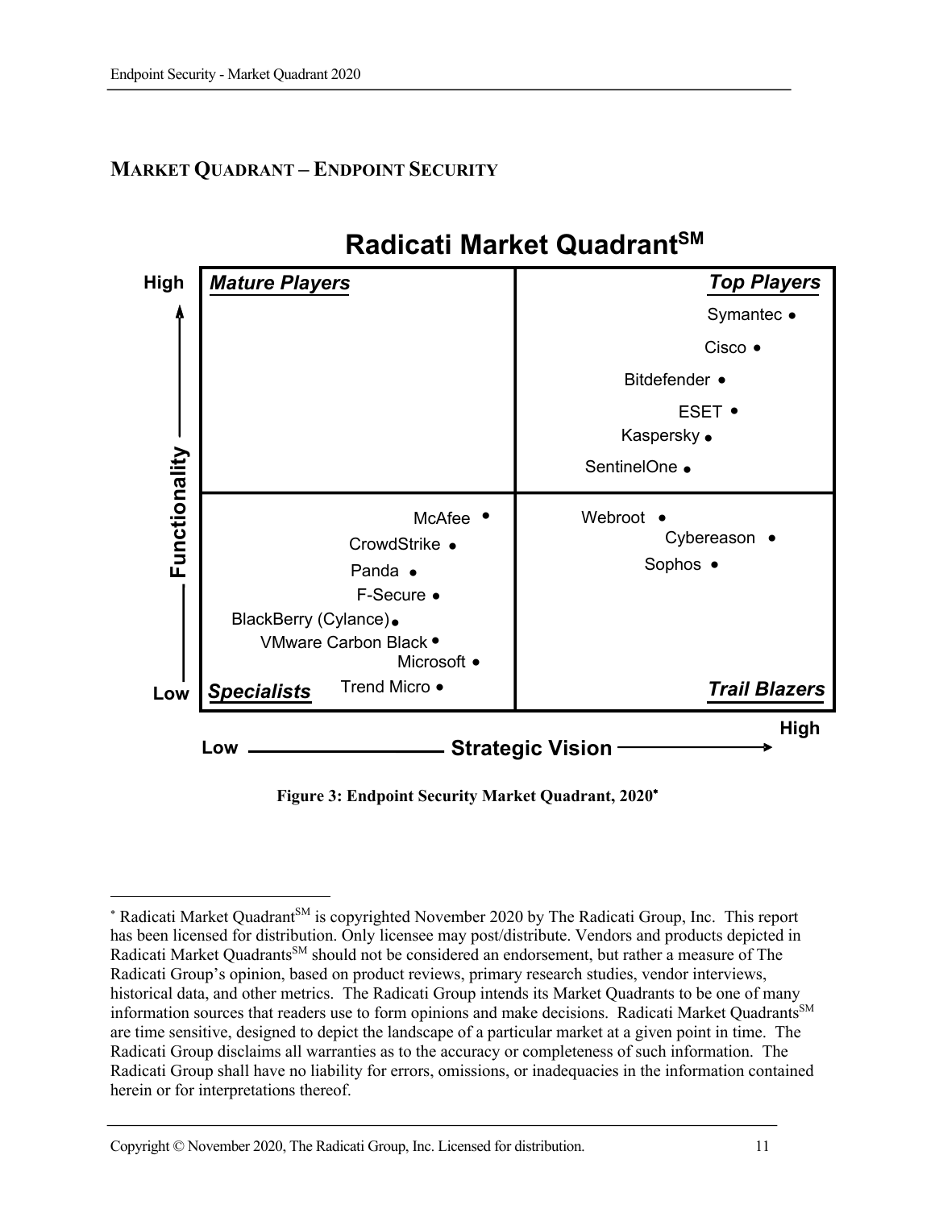## Market Quadrant – Endpoint Security

**Radicati Market Quadrant**SM

| | Low Strategic Vision | High Strategic Vision |
|---|---|---|
| **High Functionality** | ***Mature Players*** | ***Top Players***: Symantec, Cisco, Bitdefender, ESET, Kaspersky, SentinelOne |
| **Low Functionality** | ***Specialists***: McAfee, CrowdStrike, Panda, F-Secure, BlackBerry (Cylance), VMware Carbon Black, Microsoft, Trend Micro | ***Trail Blazers***: Webroot, Cybereason, Sophos |

**Figure 3: Endpoint Security Market Quadrant, 2020***

---

* Radicati Market QuadrantSM is copyrighted November 2020 by The Radicati Group, Inc. This report has been licensed for distribution. Only licensee may post/distribute. Vendors and products depicted in Radicati Market QuadrantsSM should not be considered an endorsement, but rather a measure of The Radicati Group's opinion, based on product reviews, primary research studies, vendor interviews, historical data, and other metrics. The Radicati Group intends its Market Quadrants to be one of many information sources that readers use to form opinions and make decisions. Radicati Market QuadrantsSM are time sensitive, designed to depict the landscape of a particular market at a given point in time. The Radicati Group disclaims all warranties as to the accuracy or completeness of such information. The Radicati Group shall have no liability for errors, omissions, or inadequacies in the information contained herein or for interpretations thereof.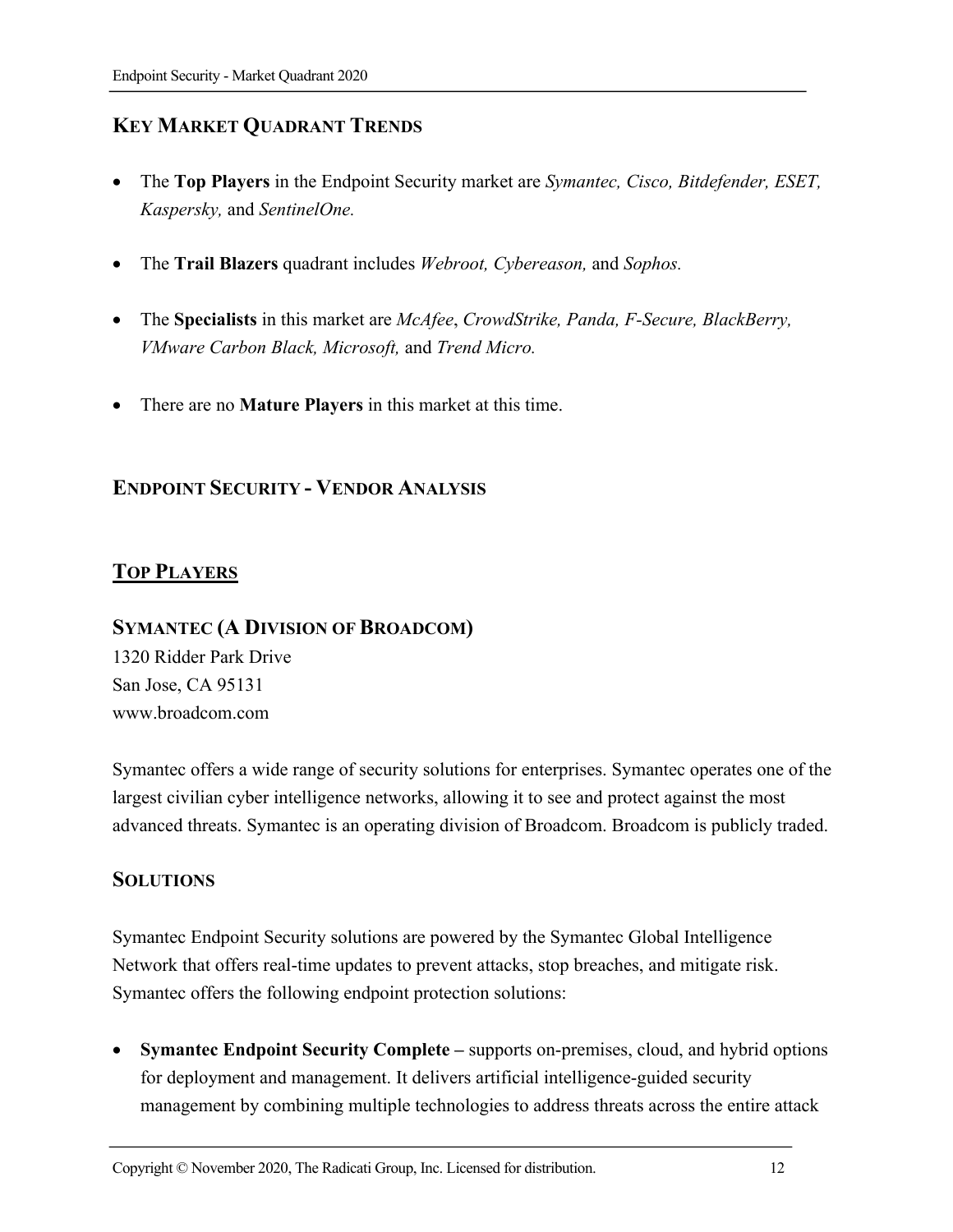## KEY MARKET QUADRANT TRENDS

- The **Top Players** in the Endpoint Security market are *Symantec, Cisco, Bitdefender, ESET, Kaspersky,* and *SentinelOne.*
- The **Trail Blazers** quadrant includes *Webroot, Cybereason,* and *Sophos.*
- The **Specialists** in this market are *McAfee*, *CrowdStrike, Panda, F-Secure, BlackBerry, VMware Carbon Black, Microsoft,* and *Trend Micro.*
- There are no **Mature Players** in this market at this time.

## ENDPOINT SECURITY - VENDOR ANALYSIS

## TOP PLAYERS

### SYMANTEC (A DIVISION OF BROADCOM)

1320 Ridder Park Drive
San Jose, CA 95131
www.broadcom.com

Symantec offers a wide range of security solutions for enterprises. Symantec operates one of the largest civilian cyber intelligence networks, allowing it to see and protect against the most advanced threats. Symantec is an operating division of Broadcom. Broadcom is publicly traded.

### SOLUTIONS

Symantec Endpoint Security solutions are powered by the Symantec Global Intelligence Network that offers real-time updates to prevent attacks, stop breaches, and mitigate risk. Symantec offers the following endpoint protection solutions:

- **Symantec Endpoint Security Complete –** supports on-premises, cloud, and hybrid options for deployment and management. It delivers artificial intelligence-guided security management by combining multiple technologies to address threats across the entire attack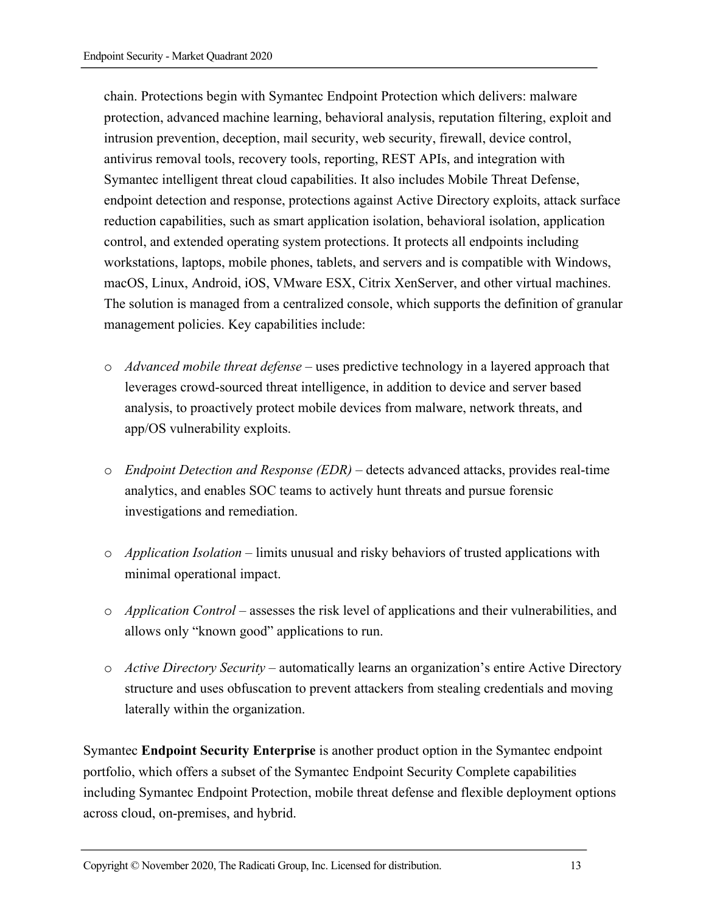chain. Protections begin with Symantec Endpoint Protection which delivers: malware protection, advanced machine learning, behavioral analysis, reputation filtering, exploit and intrusion prevention, deception, mail security, web security, firewall, device control, antivirus removal tools, recovery tools, reporting, REST APIs, and integration with Symantec intelligent threat cloud capabilities. It also includes Mobile Threat Defense, endpoint detection and response, protections against Active Directory exploits, attack surface reduction capabilities, such as smart application isolation, behavioral isolation, application control, and extended operating system protections. It protects all endpoints including workstations, laptops, mobile phones, tablets, and servers and is compatible with Windows, macOS, Linux, Android, iOS, VMware ESX, Citrix XenServer, and other virtual machines. The solution is managed from a centralized console, which supports the definition of granular management policies. Key capabilities include:

- *Advanced mobile threat defense* – uses predictive technology in a layered approach that leverages crowd-sourced threat intelligence, in addition to device and server based analysis, to proactively protect mobile devices from malware, network threats, and app/OS vulnerability exploits.

- *Endpoint Detection and Response (EDR)* – detects advanced attacks, provides real-time analytics, and enables SOC teams to actively hunt threats and pursue forensic investigations and remediation.

- *Application Isolation* – limits unusual and risky behaviors of trusted applications with minimal operational impact.

- *Application Control* – assesses the risk level of applications and their vulnerabilities, and allows only "known good" applications to run.

- *Active Directory Security* – automatically learns an organization's entire Active Directory structure and uses obfuscation to prevent attackers from stealing credentials and moving laterally within the organization.

Symantec **Endpoint Security Enterprise** is another product option in the Symantec endpoint portfolio, which offers a subset of the Symantec Endpoint Security Complete capabilities including Symantec Endpoint Protection, mobile threat defense and flexible deployment options across cloud, on-premises, and hybrid.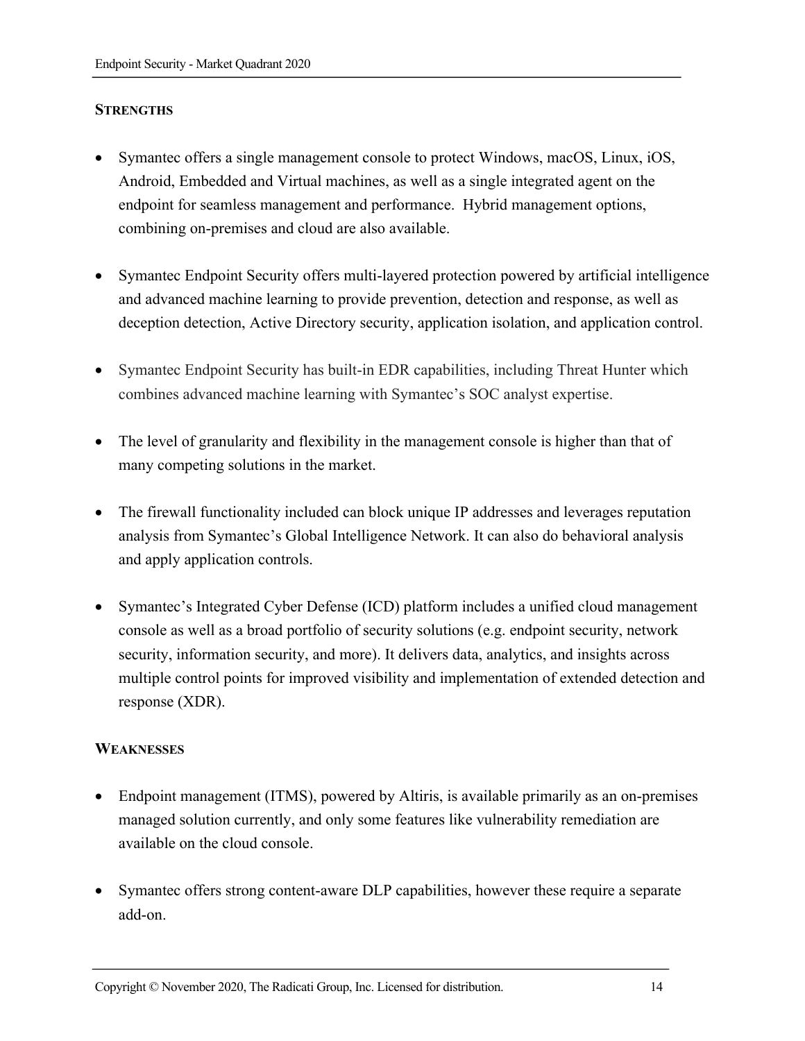**STRENGTHS**

- Symantec offers a single management console to protect Windows, macOS, Linux, iOS, Android, Embedded and Virtual machines, as well as a single integrated agent on the endpoint for seamless management and performance. Hybrid management options, combining on-premises and cloud are also available.
- Symantec Endpoint Security offers multi-layered protection powered by artificial intelligence and advanced machine learning to provide prevention, detection and response, as well as deception detection, Active Directory security, application isolation, and application control.
- Symantec Endpoint Security has built-in EDR capabilities, including Threat Hunter which combines advanced machine learning with Symantec's SOC analyst expertise.
- The level of granularity and flexibility in the management console is higher than that of many competing solutions in the market.
- The firewall functionality included can block unique IP addresses and leverages reputation analysis from Symantec's Global Intelligence Network. It can also do behavioral analysis and apply application controls.
- Symantec's Integrated Cyber Defense (ICD) platform includes a unified cloud management console as well as a broad portfolio of security solutions (e.g. endpoint security, network security, information security, and more). It delivers data, analytics, and insights across multiple control points for improved visibility and implementation of extended detection and response (XDR).

**WEAKNESSES**

- Endpoint management (ITMS), powered by Altiris, is available primarily as an on-premises managed solution currently, and only some features like vulnerability remediation are available on the cloud console.
- Symantec offers strong content-aware DLP capabilities, however these require a separate add-on.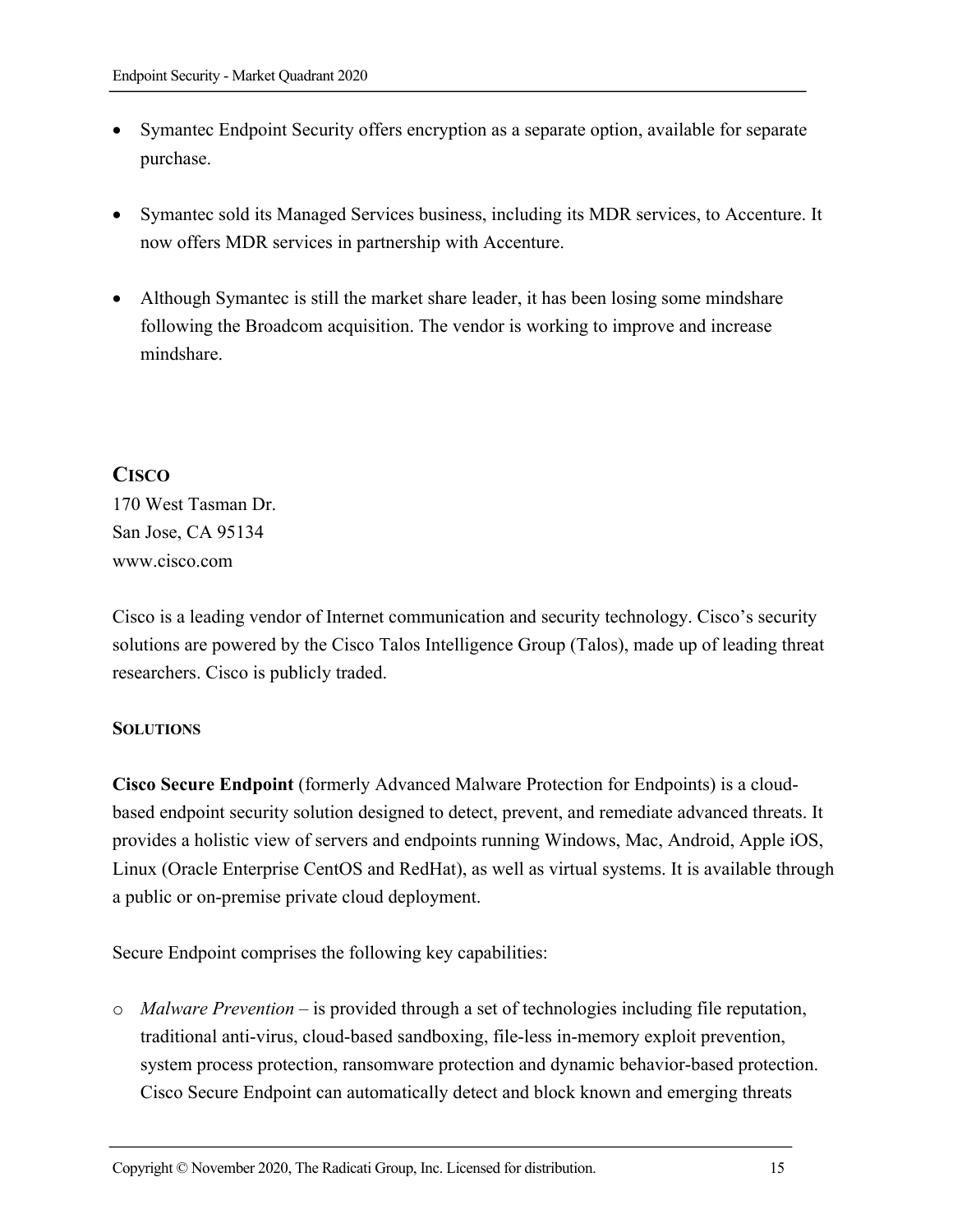- Symantec Endpoint Security offers encryption as a separate option, available for separate purchase.

- Symantec sold its Managed Services business, including its MDR services, to Accenture. It now offers MDR services in partnership with Accenture.

- Although Symantec is still the market share leader, it has been losing some mindshare following the Broadcom acquisition. The vendor is working to improve and increase mindshare.

## CISCO

170 West Tasman Dr.
San Jose, CA 95134
www.cisco.com

Cisco is a leading vendor of Internet communication and security technology. Cisco's security solutions are powered by the Cisco Talos Intelligence Group (Talos), made up of leading threat researchers. Cisco is publicly traded.

### SOLUTIONS

**Cisco Secure Endpoint** (formerly Advanced Malware Protection for Endpoints) is a cloud-based endpoint security solution designed to detect, prevent, and remediate advanced threats. It provides a holistic view of servers and endpoints running Windows, Mac, Android, Apple iOS, Linux (Oracle Enterprise CentOS and RedHat), as well as virtual systems. It is available through a public or on-premise private cloud deployment.

Secure Endpoint comprises the following key capabilities:

- *Malware Prevention* – is provided through a set of technologies including file reputation, traditional anti-virus, cloud-based sandboxing, file-less in-memory exploit prevention, system process protection, ransomware protection and dynamic behavior-based protection. Cisco Secure Endpoint can automatically detect and block known and emerging threats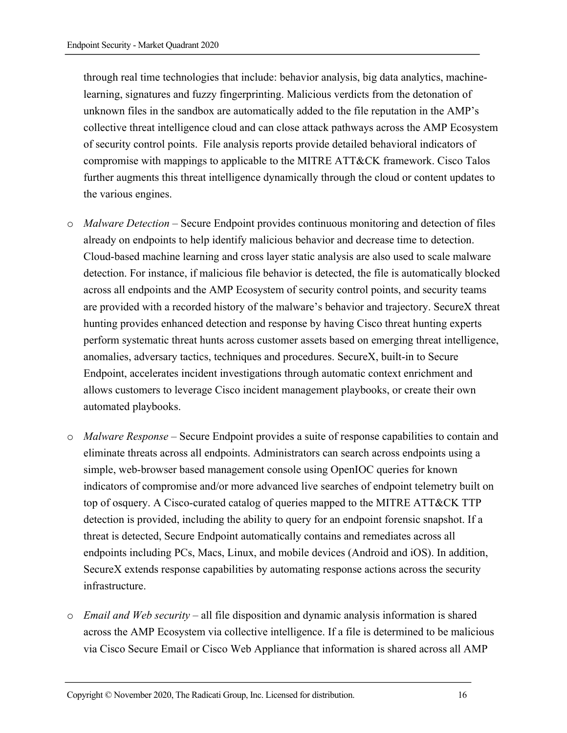through real time technologies that include: behavior analysis, big data analytics, machine-learning, signatures and fuzzy fingerprinting. Malicious verdicts from the detonation of unknown files in the sandbox are automatically added to the file reputation in the AMP's collective threat intelligence cloud and can close attack pathways across the AMP Ecosystem of security control points. File analysis reports provide detailed behavioral indicators of compromise with mappings to applicable to the MITRE ATT&CK framework. Cisco Talos further augments this threat intelligence dynamically through the cloud or content updates to the various engines.

- *Malware Detection* – Secure Endpoint provides continuous monitoring and detection of files already on endpoints to help identify malicious behavior and decrease time to detection. Cloud-based machine learning and cross layer static analysis are also used to scale malware detection. For instance, if malicious file behavior is detected, the file is automatically blocked across all endpoints and the AMP Ecosystem of security control points, and security teams are provided with a recorded history of the malware's behavior and trajectory. SecureX threat hunting provides enhanced detection and response by having Cisco threat hunting experts perform systematic threat hunts across customer assets based on emerging threat intelligence, anomalies, adversary tactics, techniques and procedures. SecureX, built-in to Secure Endpoint, accelerates incident investigations through automatic context enrichment and allows customers to leverage Cisco incident management playbooks, or create their own automated playbooks.

- *Malware Response* – Secure Endpoint provides a suite of response capabilities to contain and eliminate threats across all endpoints. Administrators can search across endpoints using a simple, web-browser based management console using OpenIOC queries for known indicators of compromise and/or more advanced live searches of endpoint telemetry built on top of osquery. A Cisco-curated catalog of queries mapped to the MITRE ATT&CK TTP detection is provided, including the ability to query for an endpoint forensic snapshot. If a threat is detected, Secure Endpoint automatically contains and remediates across all endpoints including PCs, Macs, Linux, and mobile devices (Android and iOS). In addition, SecureX extends response capabilities by automating response actions across the security infrastructure.

- *Email and Web security* – all file disposition and dynamic analysis information is shared across the AMP Ecosystem via collective intelligence. If a file is determined to be malicious via Cisco Secure Email or Cisco Web Appliance that information is shared across all AMP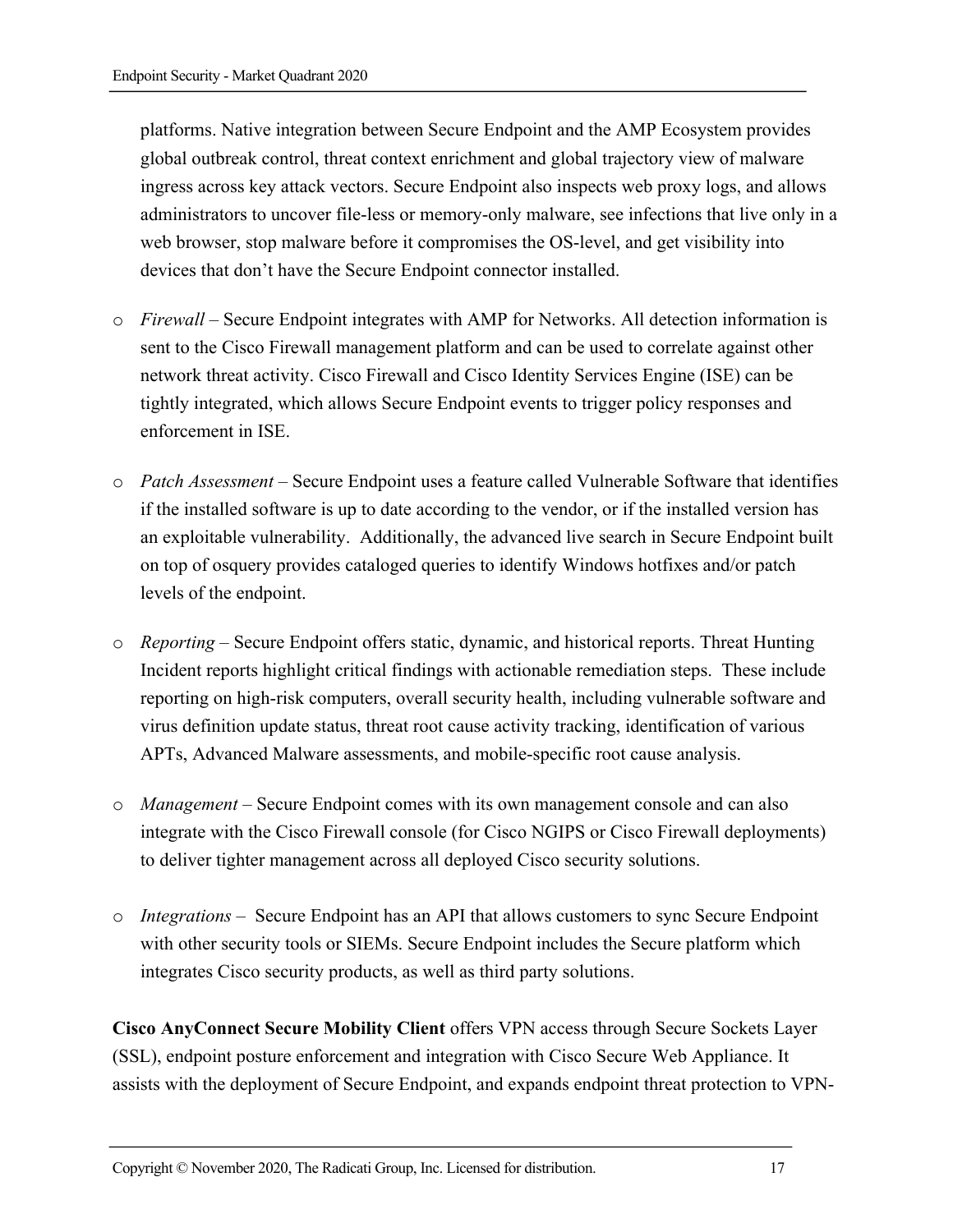platforms. Native integration between Secure Endpoint and the AMP Ecosystem provides global outbreak control, threat context enrichment and global trajectory view of malware ingress across key attack vectors. Secure Endpoint also inspects web proxy logs, and allows administrators to uncover file-less or memory-only malware, see infections that live only in a web browser, stop malware before it compromises the OS-level, and get visibility into devices that don't have the Secure Endpoint connector installed.

- *Firewall* – Secure Endpoint integrates with AMP for Networks. All detection information is sent to the Cisco Firewall management platform and can be used to correlate against other network threat activity. Cisco Firewall and Cisco Identity Services Engine (ISE) can be tightly integrated, which allows Secure Endpoint events to trigger policy responses and enforcement in ISE.

- *Patch Assessment* – Secure Endpoint uses a feature called Vulnerable Software that identifies if the installed software is up to date according to the vendor, or if the installed version has an exploitable vulnerability. Additionally, the advanced live search in Secure Endpoint built on top of osquery provides cataloged queries to identify Windows hotfixes and/or patch levels of the endpoint.

- *Reporting* – Secure Endpoint offers static, dynamic, and historical reports. Threat Hunting Incident reports highlight critical findings with actionable remediation steps. These include reporting on high-risk computers, overall security health, including vulnerable software and virus definition update status, threat root cause activity tracking, identification of various APTs, Advanced Malware assessments, and mobile-specific root cause analysis.

- *Management* – Secure Endpoint comes with its own management console and can also integrate with the Cisco Firewall console (for Cisco NGIPS or Cisco Firewall deployments) to deliver tighter management across all deployed Cisco security solutions.

- *Integrations* – Secure Endpoint has an API that allows customers to sync Secure Endpoint with other security tools or SIEMs. Secure Endpoint includes the Secure platform which integrates Cisco security products, as well as third party solutions.

**Cisco AnyConnect Secure Mobility Client** offers VPN access through Secure Sockets Layer (SSL), endpoint posture enforcement and integration with Cisco Secure Web Appliance. It assists with the deployment of Secure Endpoint, and expands endpoint threat protection to VPN-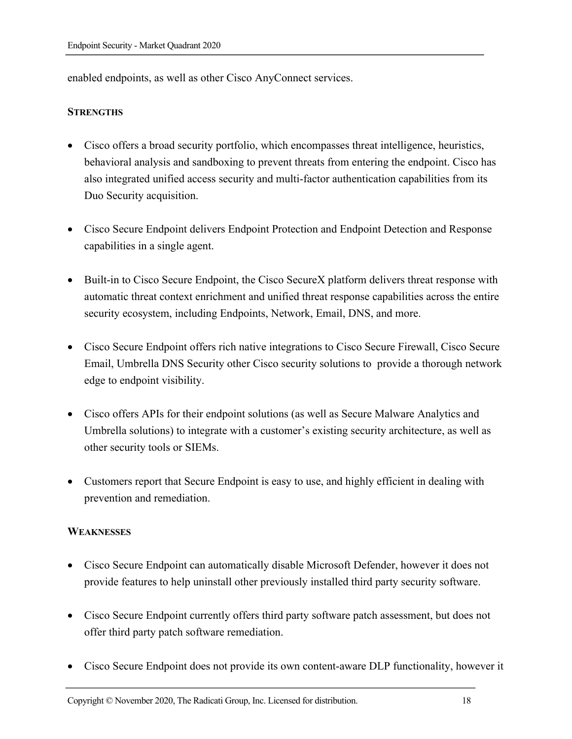enabled endpoints, as well as other Cisco AnyConnect services.

**STRENGTHS**

- Cisco offers a broad security portfolio, which encompasses threat intelligence, heuristics, behavioral analysis and sandboxing to prevent threats from entering the endpoint. Cisco has also integrated unified access security and multi-factor authentication capabilities from its Duo Security acquisition.

- Cisco Secure Endpoint delivers Endpoint Protection and Endpoint Detection and Response capabilities in a single agent.

- Built-in to Cisco Secure Endpoint, the Cisco SecureX platform delivers threat response with automatic threat context enrichment and unified threat response capabilities across the entire security ecosystem, including Endpoints, Network, Email, DNS, and more.

- Cisco Secure Endpoint offers rich native integrations to Cisco Secure Firewall, Cisco Secure Email, Umbrella DNS Security other Cisco security solutions to provide a thorough network edge to endpoint visibility.

- Cisco offers APIs for their endpoint solutions (as well as Secure Malware Analytics and Umbrella solutions) to integrate with a customer's existing security architecture, as well as other security tools or SIEMs.

- Customers report that Secure Endpoint is easy to use, and highly efficient in dealing with prevention and remediation.

**WEAKNESSES**

- Cisco Secure Endpoint can automatically disable Microsoft Defender, however it does not provide features to help uninstall other previously installed third party security software.

- Cisco Secure Endpoint currently offers third party software patch assessment, but does not offer third party patch software remediation.

- Cisco Secure Endpoint does not provide its own content-aware DLP functionality, however it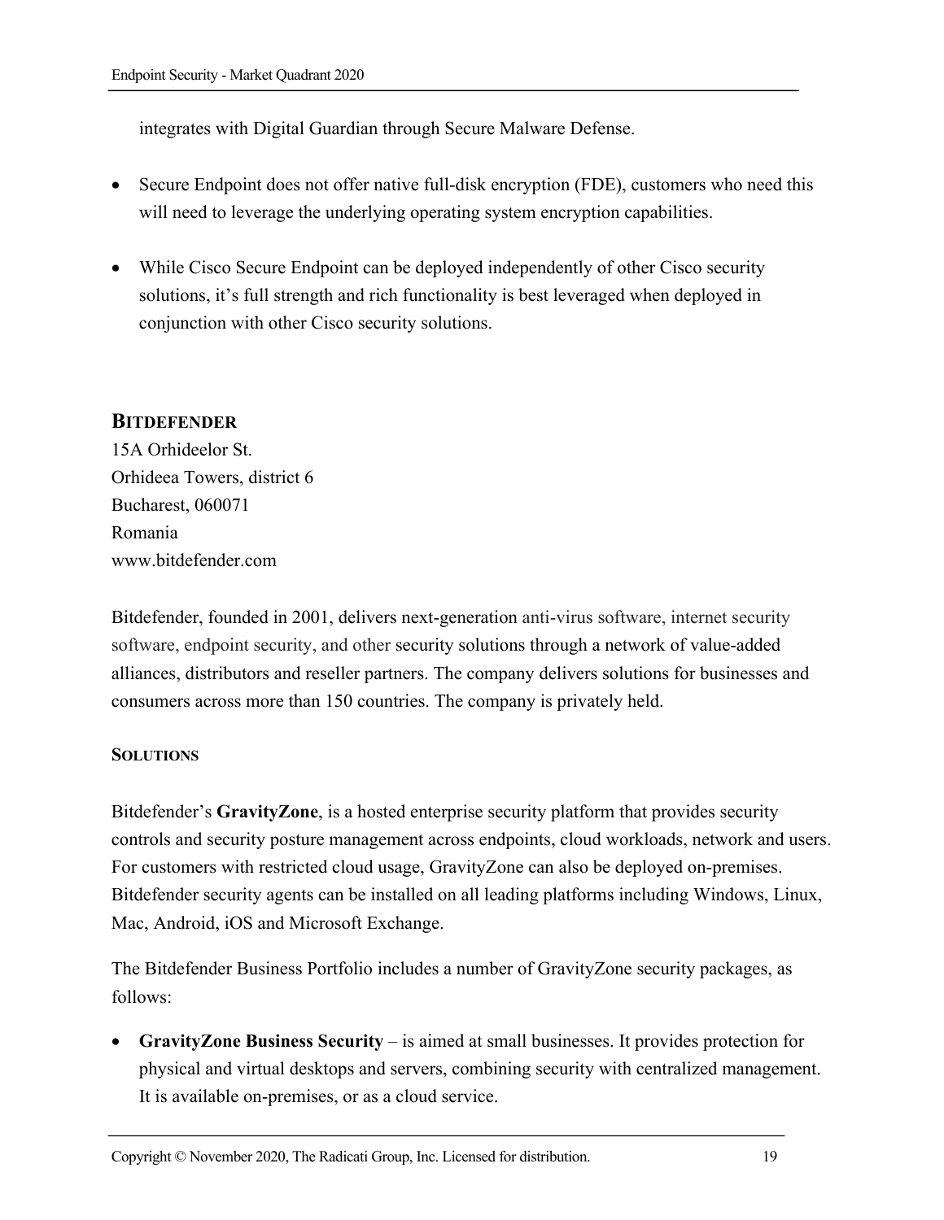integrates with Digital Guardian through Secure Malware Defense.

- Secure Endpoint does not offer native full-disk encryption (FDE), customers who need this will need to leverage the underlying operating system encryption capabilities.

- While Cisco Secure Endpoint can be deployed independently of other Cisco security solutions, it's full strength and rich functionality is best leveraged when deployed in conjunction with other Cisco security solutions.

## BITDEFENDER

15A Orhideelor St.
Orhideea Towers, district 6
Bucharest, 060071
Romania
www.bitdefender.com

Bitdefender, founded in 2001, delivers next-generation anti-virus software, internet security software, endpoint security, and other security solutions through a network of value-added alliances, distributors and reseller partners. The company delivers solutions for businesses and consumers across more than 150 countries. The company is privately held.

### SOLUTIONS

Bitdefender's **GravityZone**, is a hosted enterprise security platform that provides security controls and security posture management across endpoints, cloud workloads, network and users. For customers with restricted cloud usage, GravityZone can also be deployed on-premises. Bitdefender security agents can be installed on all leading platforms including Windows, Linux, Mac, Android, iOS and Microsoft Exchange.

The Bitdefender Business Portfolio includes a number of GravityZone security packages, as follows:

- **GravityZone Business Security** – is aimed at small businesses. It provides protection for physical and virtual desktops and servers, combining security with centralized management. It is available on-premises, or as a cloud service.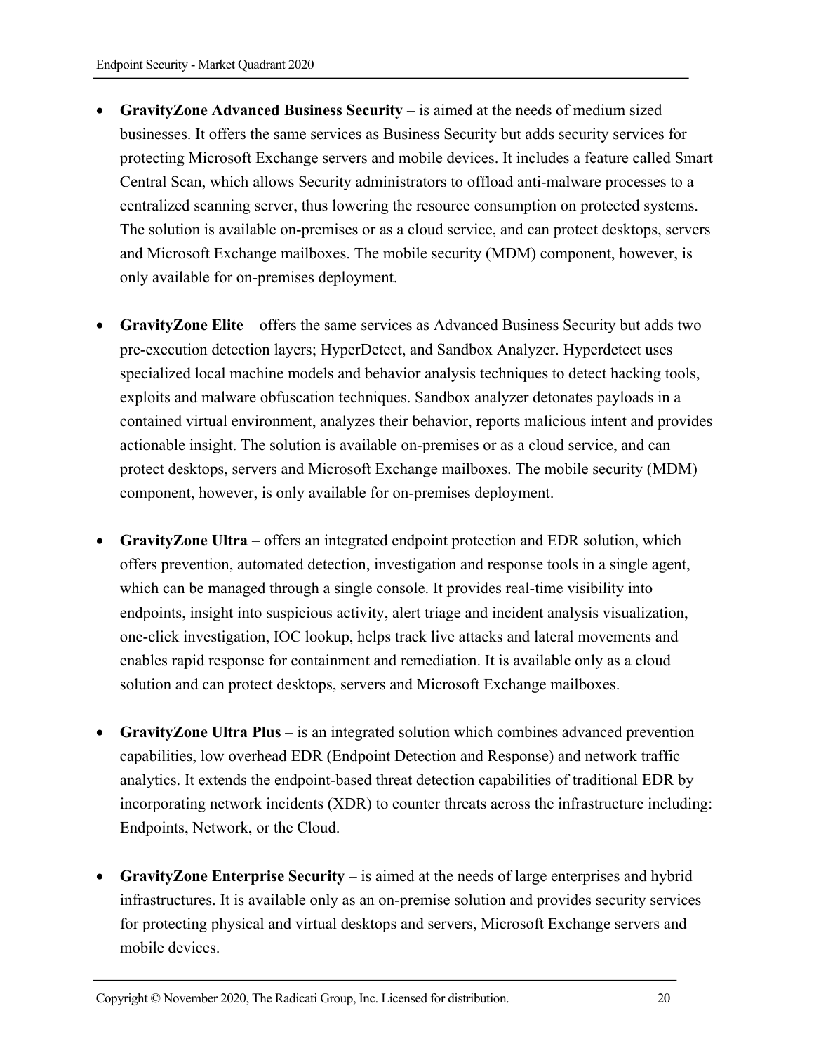- **GravityZone Advanced Business Security** – is aimed at the needs of medium sized businesses. It offers the same services as Business Security but adds security services for protecting Microsoft Exchange servers and mobile devices. It includes a feature called Smart Central Scan, which allows Security administrators to offload anti-malware processes to a centralized scanning server, thus lowering the resource consumption on protected systems. The solution is available on-premises or as a cloud service, and can protect desktops, servers and Microsoft Exchange mailboxes. The mobile security (MDM) component, however, is only available for on-premises deployment.

- **GravityZone Elite** – offers the same services as Advanced Business Security but adds two pre-execution detection layers; HyperDetect, and Sandbox Analyzer. Hyperdetect uses specialized local machine models and behavior analysis techniques to detect hacking tools, exploits and malware obfuscation techniques. Sandbox analyzer detonates payloads in a contained virtual environment, analyzes their behavior, reports malicious intent and provides actionable insight. The solution is available on-premises or as a cloud service, and can protect desktops, servers and Microsoft Exchange mailboxes. The mobile security (MDM) component, however, is only available for on-premises deployment.

- **GravityZone Ultra** – offers an integrated endpoint protection and EDR solution, which offers prevention, automated detection, investigation and response tools in a single agent, which can be managed through a single console. It provides real-time visibility into endpoints, insight into suspicious activity, alert triage and incident analysis visualization, one-click investigation, IOC lookup, helps track live attacks and lateral movements and enables rapid response for containment and remediation. It is available only as a cloud solution and can protect desktops, servers and Microsoft Exchange mailboxes.

- **GravityZone Ultra Plus** – is an integrated solution which combines advanced prevention capabilities, low overhead EDR (Endpoint Detection and Response) and network traffic analytics. It extends the endpoint-based threat detection capabilities of traditional EDR by incorporating network incidents (XDR) to counter threats across the infrastructure including: Endpoints, Network, or the Cloud.

- **GravityZone Enterprise Security** – is aimed at the needs of large enterprises and hybrid infrastructures. It is available only as an on-premise solution and provides security services for protecting physical and virtual desktops and servers, Microsoft Exchange servers and mobile devices.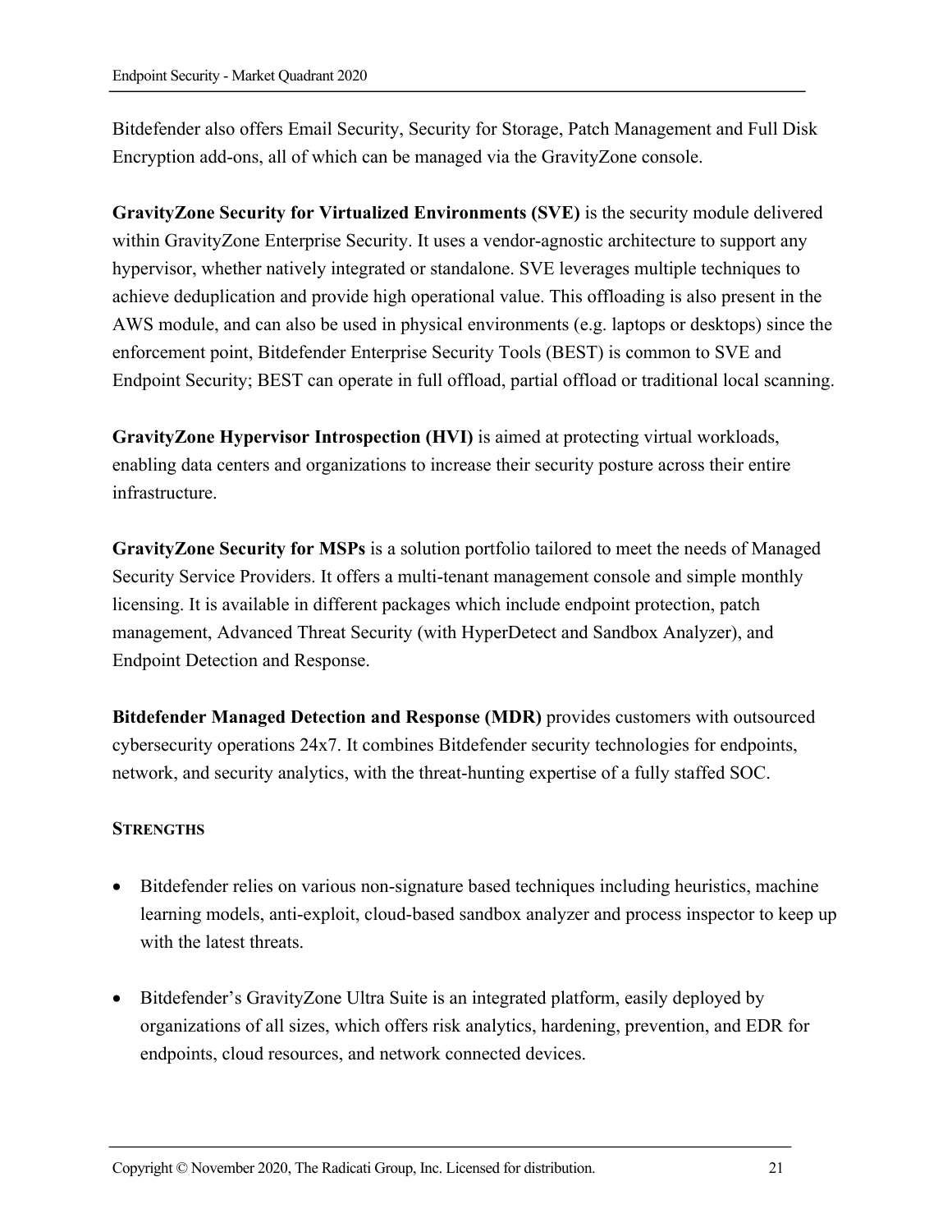Bitdefender also offers Email Security, Security for Storage, Patch Management and Full Disk Encryption add-ons, all of which can be managed via the GravityZone console.

**GravityZone Security for Virtualized Environments (SVE)** is the security module delivered within GravityZone Enterprise Security. It uses a vendor-agnostic architecture to support any hypervisor, whether natively integrated or standalone. SVE leverages multiple techniques to achieve deduplication and provide high operational value. This offloading is also present in the AWS module, and can also be used in physical environments (e.g. laptops or desktops) since the enforcement point, Bitdefender Enterprise Security Tools (BEST) is common to SVE and Endpoint Security; BEST can operate in full offload, partial offload or traditional local scanning.

**GravityZone Hypervisor Introspection (HVI)** is aimed at protecting virtual workloads, enabling data centers and organizations to increase their security posture across their entire infrastructure.

**GravityZone Security for MSPs** is a solution portfolio tailored to meet the needs of Managed Security Service Providers. It offers a multi-tenant management console and simple monthly licensing. It is available in different packages which include endpoint protection, patch management, Advanced Threat Security (with HyperDetect and Sandbox Analyzer), and Endpoint Detection and Response.

**Bitdefender Managed Detection and Response (MDR)** provides customers with outsourced cybersecurity operations 24x7. It combines Bitdefender security technologies for endpoints, network, and security analytics, with the threat-hunting expertise of a fully staffed SOC.

#### STRENGTHS

- Bitdefender relies on various non-signature based techniques including heuristics, machine learning models, anti-exploit, cloud-based sandbox analyzer and process inspector to keep up with the latest threats.
- Bitdefender's GravityZone Ultra Suite is an integrated platform, easily deployed by organizations of all sizes, which offers risk analytics, hardening, prevention, and EDR for endpoints, cloud resources, and network connected devices.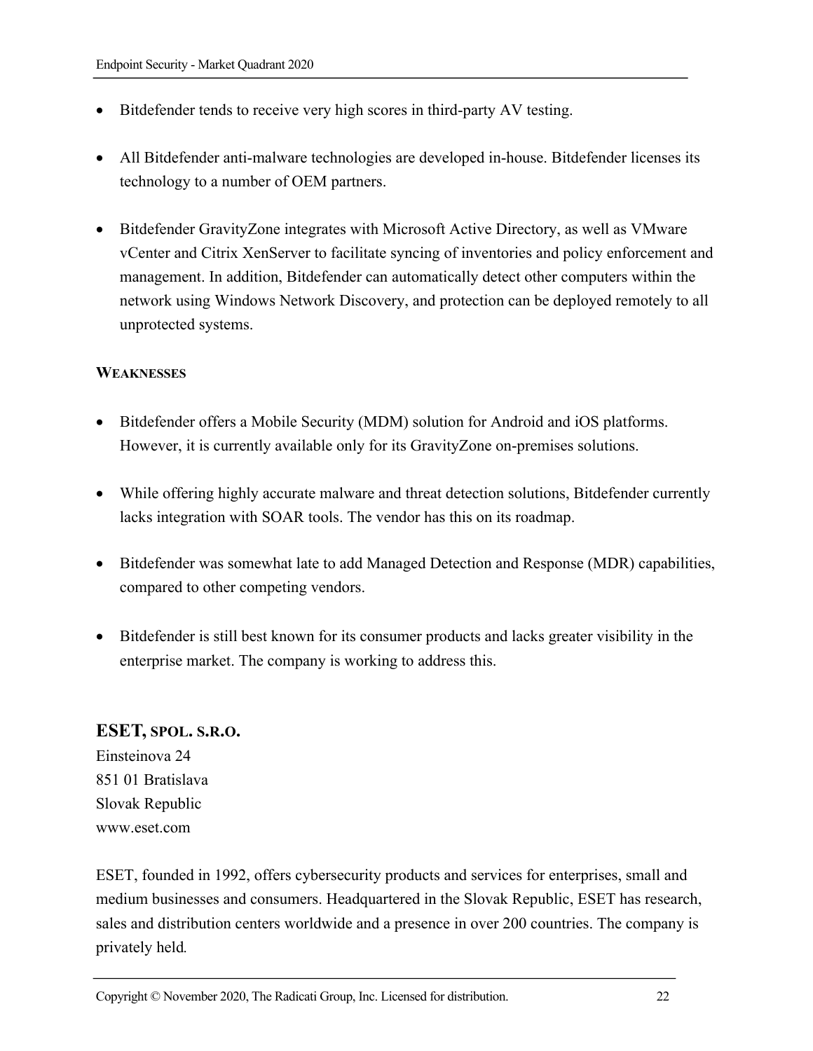- Bitdefender tends to receive very high scores in third-party AV testing.

- All Bitdefender anti-malware technologies are developed in-house. Bitdefender licenses its technology to a number of OEM partners.

- Bitdefender GravityZone integrates with Microsoft Active Directory, as well as VMware vCenter and Citrix XenServer to facilitate syncing of inventories and policy enforcement and management. In addition, Bitdefender can automatically detect other computers within the network using Windows Network Discovery, and protection can be deployed remotely to all unprotected systems.

**WEAKNESSES**

- Bitdefender offers a Mobile Security (MDM) solution for Android and iOS platforms. However, it is currently available only for its GravityZone on-premises solutions.

- While offering highly accurate malware and threat detection solutions, Bitdefender currently lacks integration with SOAR tools. The vendor has this on its roadmap.

- Bitdefender was somewhat late to add Managed Detection and Response (MDR) capabilities, compared to other competing vendors.

- Bitdefender is still best known for its consumer products and lacks greater visibility in the enterprise market. The company is working to address this.

## ESET, SPOL. S.R.O.

Einsteinova 24
851 01 Bratislava
Slovak Republic
www.eset.com

ESET, founded in 1992, offers cybersecurity products and services for enterprises, small and medium businesses and consumers. Headquartered in the Slovak Republic, ESET has research, sales and distribution centers worldwide and a presence in over 200 countries. The company is privately held.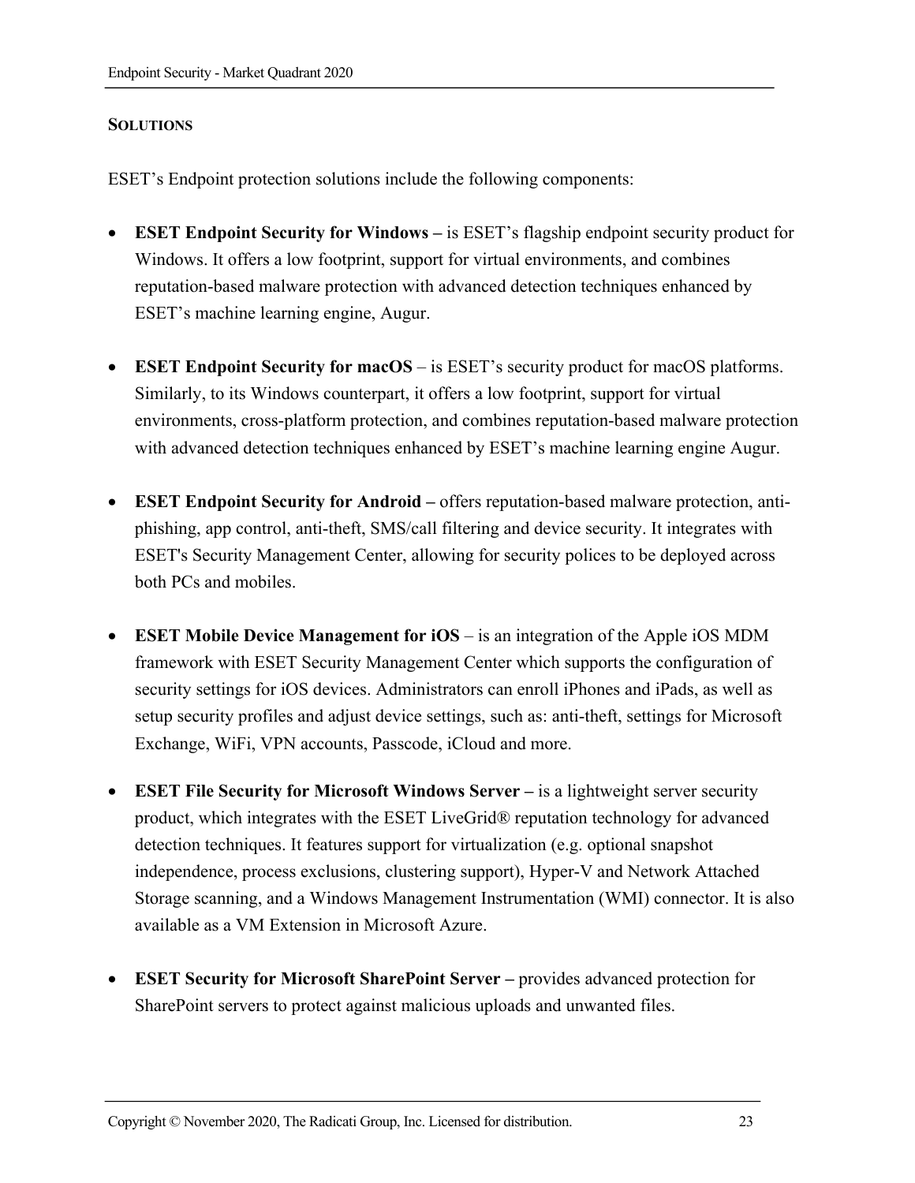**SOLUTIONS**

ESET's Endpoint protection solutions include the following components:

- **ESET Endpoint Security for Windows –** is ESET's flagship endpoint security product for Windows. It offers a low footprint, support for virtual environments, and combines reputation-based malware protection with advanced detection techniques enhanced by ESET's machine learning engine, Augur.

- **ESET Endpoint Security for macOS** – is ESET's security product for macOS platforms. Similarly, to its Windows counterpart, it offers a low footprint, support for virtual environments, cross-platform protection, and combines reputation-based malware protection with advanced detection techniques enhanced by ESET's machine learning engine Augur.

- **ESET Endpoint Security for Android –** offers reputation-based malware protection, anti-phishing, app control, anti-theft, SMS/call filtering and device security. It integrates with ESET's Security Management Center, allowing for security polices to be deployed across both PCs and mobiles.

- **ESET Mobile Device Management for iOS** – is an integration of the Apple iOS MDM framework with ESET Security Management Center which supports the configuration of security settings for iOS devices. Administrators can enroll iPhones and iPads, as well as setup security profiles and adjust device settings, such as: anti-theft, settings for Microsoft Exchange, WiFi, VPN accounts, Passcode, iCloud and more.

- **ESET File Security for Microsoft Windows Server –** is a lightweight server security product, which integrates with the ESET LiveGrid® reputation technology for advanced detection techniques. It features support for virtualization (e.g. optional snapshot independence, process exclusions, clustering support), Hyper-V and Network Attached Storage scanning, and a Windows Management Instrumentation (WMI) connector. It is also available as a VM Extension in Microsoft Azure.

- **ESET Security for Microsoft SharePoint Server –** provides advanced protection for SharePoint servers to protect against malicious uploads and unwanted files.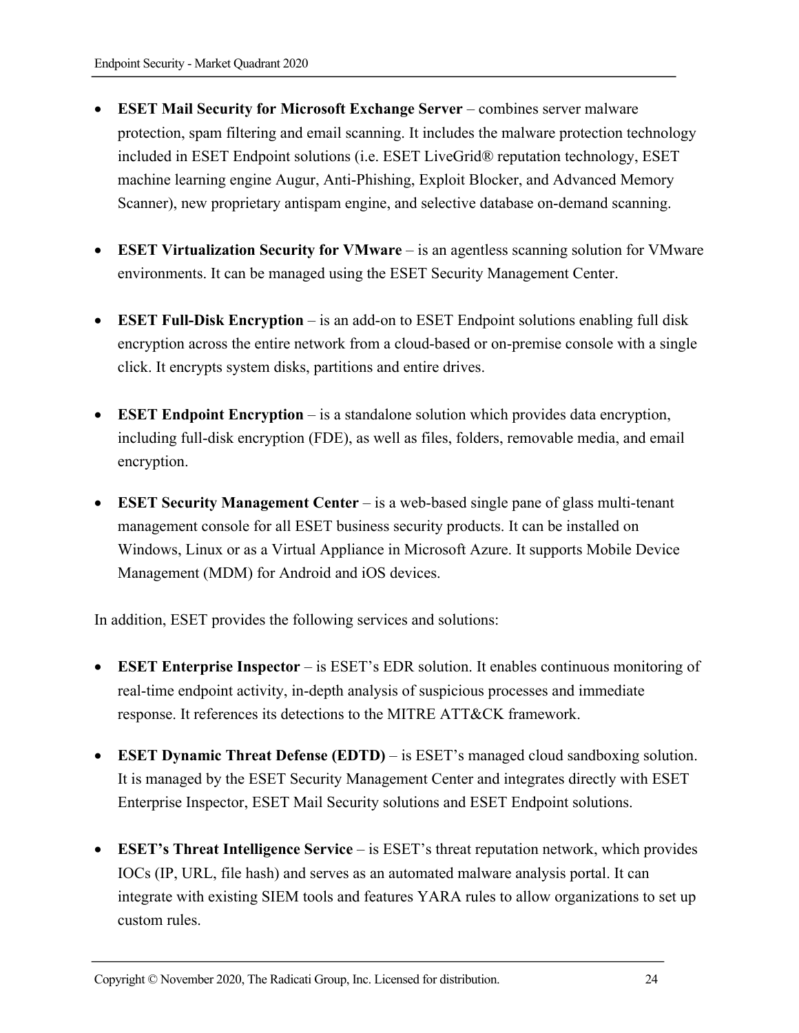- **ESET Mail Security for Microsoft Exchange Server** – combines server malware protection, spam filtering and email scanning. It includes the malware protection technology included in ESET Endpoint solutions (i.e. ESET LiveGrid® reputation technology, ESET machine learning engine Augur, Anti-Phishing, Exploit Blocker, and Advanced Memory Scanner), new proprietary antispam engine, and selective database on-demand scanning.

- **ESET Virtualization Security for VMware** – is an agentless scanning solution for VMware environments. It can be managed using the ESET Security Management Center.

- **ESET Full-Disk Encryption** – is an add-on to ESET Endpoint solutions enabling full disk encryption across the entire network from a cloud-based or on-premise console with a single click. It encrypts system disks, partitions and entire drives.

- **ESET Endpoint Encryption** – is a standalone solution which provides data encryption, including full-disk encryption (FDE), as well as files, folders, removable media, and email encryption.

- **ESET Security Management Center** – is a web-based single pane of glass multi-tenant management console for all ESET business security products. It can be installed on Windows, Linux or as a Virtual Appliance in Microsoft Azure. It supports Mobile Device Management (MDM) for Android and iOS devices.

In addition, ESET provides the following services and solutions:

- **ESET Enterprise Inspector** – is ESET's EDR solution. It enables continuous monitoring of real-time endpoint activity, in-depth analysis of suspicious processes and immediate response. It references its detections to the MITRE ATT&CK framework.

- **ESET Dynamic Threat Defense (EDTD)** – is ESET's managed cloud sandboxing solution. It is managed by the ESET Security Management Center and integrates directly with ESET Enterprise Inspector, ESET Mail Security solutions and ESET Endpoint solutions.

- **ESET's Threat Intelligence Service** – is ESET's threat reputation network, which provides IOCs (IP, URL, file hash) and serves as an automated malware analysis portal. It can integrate with existing SIEM tools and features YARA rules to allow organizations to set up custom rules.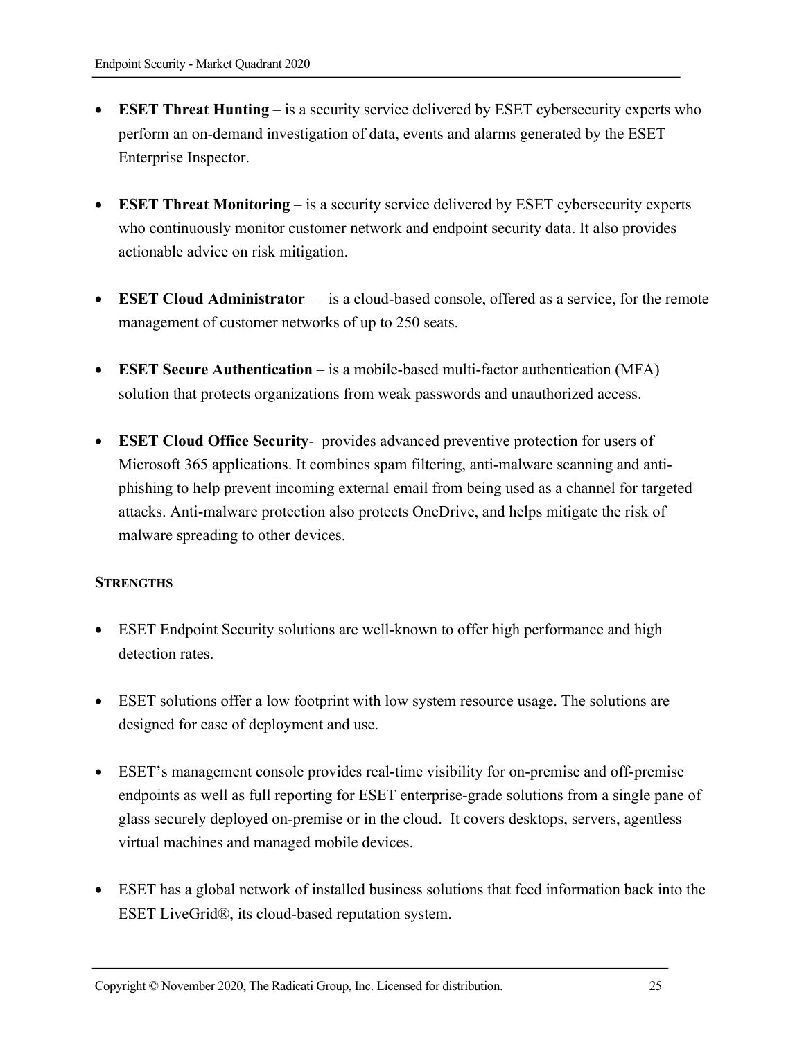- **ESET Threat Hunting** – is a security service delivered by ESET cybersecurity experts who perform an on-demand investigation of data, events and alarms generated by the ESET Enterprise Inspector.

- **ESET Threat Monitoring** – is a security service delivered by ESET cybersecurity experts who continuously monitor customer network and endpoint security data. It also provides actionable advice on risk mitigation.

- **ESET Cloud Administrator** – is a cloud-based console, offered as a service, for the remote management of customer networks of up to 250 seats.

- **ESET Secure Authentication** – is a mobile-based multi-factor authentication (MFA) solution that protects organizations from weak passwords and unauthorized access.

- **ESET Cloud Office Security**- provides advanced preventive protection for users of Microsoft 365 applications. It combines spam filtering, anti-malware scanning and anti-phishing to help prevent incoming external email from being used as a channel for targeted attacks. Anti-malware protection also protects OneDrive, and helps mitigate the risk of malware spreading to other devices.

#### STRENGTHS

- ESET Endpoint Security solutions are well-known to offer high performance and high detection rates.

- ESET solutions offer a low footprint with low system resource usage. The solutions are designed for ease of deployment and use.

- ESET's management console provides real-time visibility for on-premise and off-premise endpoints as well as full reporting for ESET enterprise-grade solutions from a single pane of glass securely deployed on-premise or in the cloud. It covers desktops, servers, agentless virtual machines and managed mobile devices.

- ESET has a global network of installed business solutions that feed information back into the ESET LiveGrid®, its cloud-based reputation system.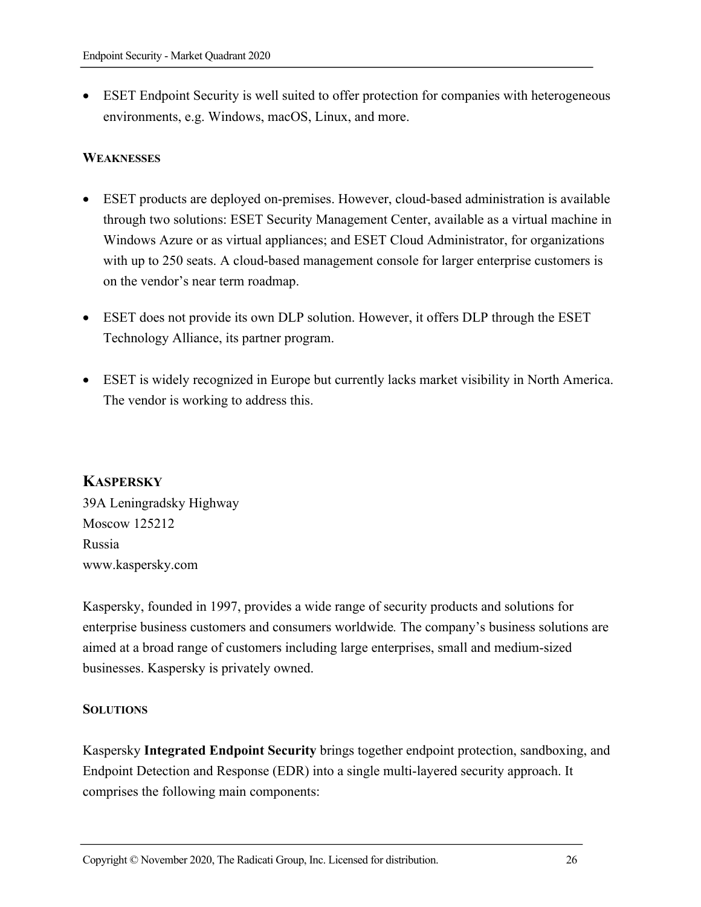- ESET Endpoint Security is well suited to offer protection for companies with heterogeneous environments, e.g. Windows, macOS, Linux, and more.

#### WEAKNESSES

- ESET products are deployed on-premises. However, cloud-based administration is available through two solutions: ESET Security Management Center, available as a virtual machine in Windows Azure or as virtual appliances; and ESET Cloud Administrator, for organizations with up to 250 seats. A cloud-based management console for larger enterprise customers is on the vendor's near term roadmap.

- ESET does not provide its own DLP solution. However, it offers DLP through the ESET Technology Alliance, its partner program.

- ESET is widely recognized in Europe but currently lacks market visibility in North America. The vendor is working to address this.

### KASPERSKY

39A Leningradsky Highway
Moscow 125212
Russia
www.kaspersky.com

Kaspersky, founded in 1997, provides a wide range of security products and solutions for enterprise business customers and consumers worldwide. The company's business solutions are aimed at a broad range of customers including large enterprises, small and medium-sized businesses. Kaspersky is privately owned.

#### SOLUTIONS

Kaspersky **Integrated Endpoint Security** brings together endpoint protection, sandboxing, and Endpoint Detection and Response (EDR) into a single multi-layered security approach. It comprises the following main components: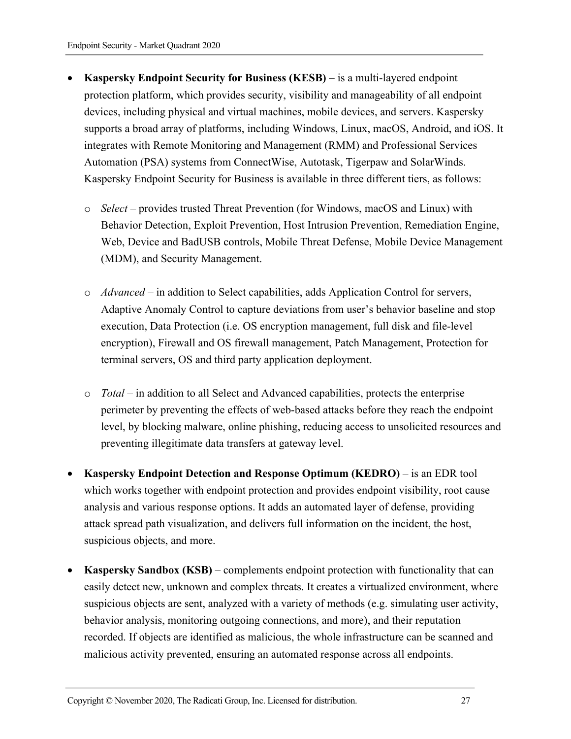- **Kaspersky Endpoint Security for Business (KESB)** – is a multi-layered endpoint protection platform, which provides security, visibility and manageability of all endpoint devices, including physical and virtual machines, mobile devices, and servers. Kaspersky supports a broad array of platforms, including Windows, Linux, macOS, Android, and iOS. It integrates with Remote Monitoring and Management (RMM) and Professional Services Automation (PSA) systems from ConnectWise, Autotask, Tigerpaw and SolarWinds. Kaspersky Endpoint Security for Business is available in three different tiers, as follows:

    - *Select* – provides trusted Threat Prevention (for Windows, macOS and Linux) with Behavior Detection, Exploit Prevention, Host Intrusion Prevention, Remediation Engine, Web, Device and BadUSB controls, Mobile Threat Defense, Mobile Device Management (MDM), and Security Management.

    - *Advanced* – in addition to Select capabilities, adds Application Control for servers, Adaptive Anomaly Control to capture deviations from user's behavior baseline and stop execution, Data Protection (i.e. OS encryption management, full disk and file-level encryption), Firewall and OS firewall management, Patch Management, Protection for terminal servers, OS and third party application deployment.

    - *Total* – in addition to all Select and Advanced capabilities, protects the enterprise perimeter by preventing the effects of web-based attacks before they reach the endpoint level, by blocking malware, online phishing, reducing access to unsolicited resources and preventing illegitimate data transfers at gateway level.

- **Kaspersky Endpoint Detection and Response Optimum (KEDRO)** – is an EDR tool which works together with endpoint protection and provides endpoint visibility, root cause analysis and various response options. It adds an automated layer of defense, providing attack spread path visualization, and delivers full information on the incident, the host, suspicious objects, and more.

- **Kaspersky Sandbox (KSB)** – complements endpoint protection with functionality that can easily detect new, unknown and complex threats. It creates a virtualized environment, where suspicious objects are sent, analyzed with a variety of methods (e.g. simulating user activity, behavior analysis, monitoring outgoing connections, and more), and their reputation recorded. If objects are identified as malicious, the whole infrastructure can be scanned and malicious activity prevented, ensuring an automated response across all endpoints.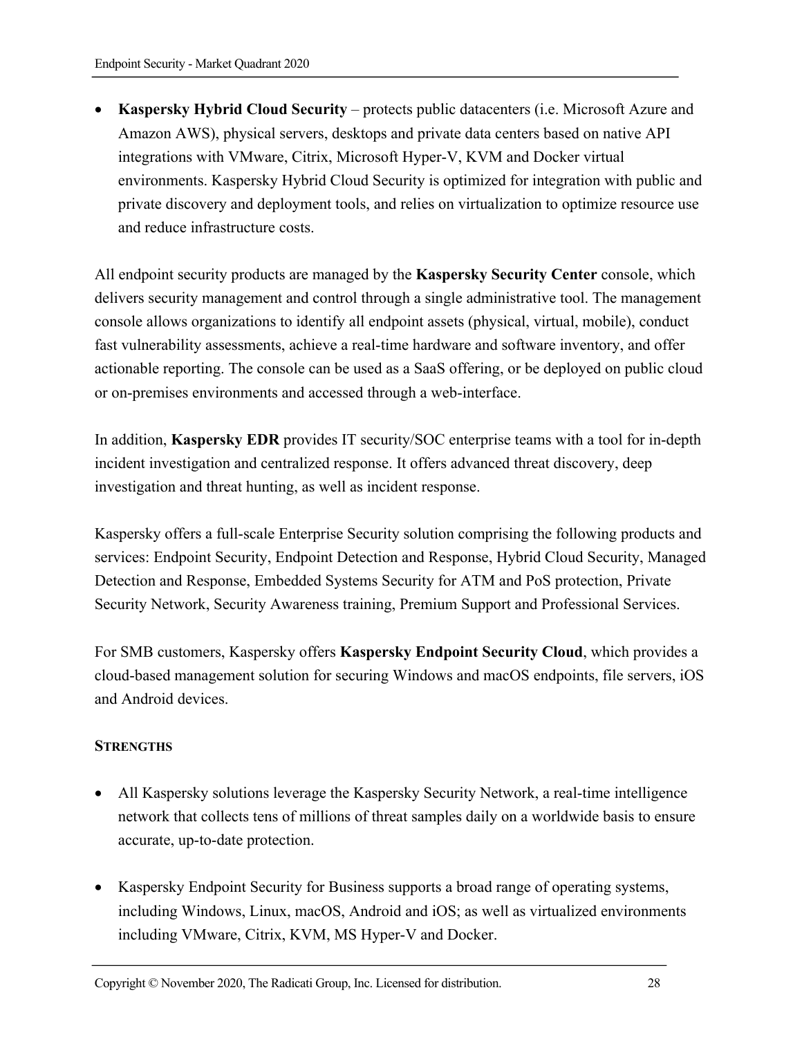- **Kaspersky Hybrid Cloud Security** – protects public datacenters (i.e. Microsoft Azure and Amazon AWS), physical servers, desktops and private data centers based on native API integrations with VMware, Citrix, Microsoft Hyper-V, KVM and Docker virtual environments. Kaspersky Hybrid Cloud Security is optimized for integration with public and private discovery and deployment tools, and relies on virtualization to optimize resource use and reduce infrastructure costs.

All endpoint security products are managed by the **Kaspersky Security Center** console, which delivers security management and control through a single administrative tool. The management console allows organizations to identify all endpoint assets (physical, virtual, mobile), conduct fast vulnerability assessments, achieve a real-time hardware and software inventory, and offer actionable reporting. The console can be used as a SaaS offering, or be deployed on public cloud or on-premises environments and accessed through a web-interface.

In addition, **Kaspersky EDR** provides IT security/SOC enterprise teams with a tool for in-depth incident investigation and centralized response. It offers advanced threat discovery, deep investigation and threat hunting, as well as incident response.

Kaspersky offers a full-scale Enterprise Security solution comprising the following products and services: Endpoint Security, Endpoint Detection and Response, Hybrid Cloud Security, Managed Detection and Response, Embedded Systems Security for ATM and PoS protection, Private Security Network, Security Awareness training, Premium Support and Professional Services.

For SMB customers, Kaspersky offers **Kaspersky Endpoint Security Cloud**, which provides a cloud-based management solution for securing Windows and macOS endpoints, file servers, iOS and Android devices.

#### STRENGTHS

- All Kaspersky solutions leverage the Kaspersky Security Network, a real-time intelligence network that collects tens of millions of threat samples daily on a worldwide basis to ensure accurate, up-to-date protection.

- Kaspersky Endpoint Security for Business supports a broad range of operating systems, including Windows, Linux, macOS, Android and iOS; as well as virtualized environments including VMware, Citrix, KVM, MS Hyper-V and Docker.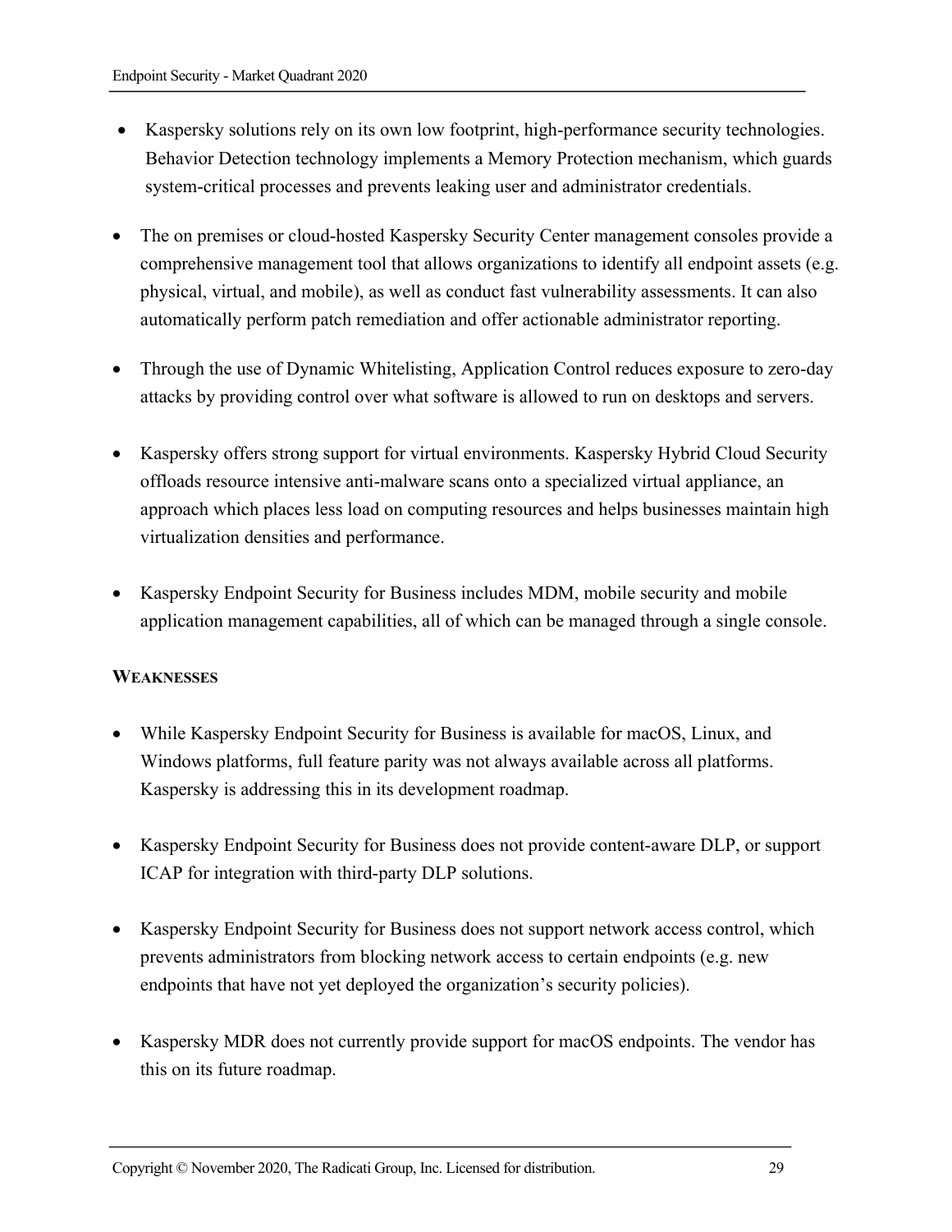- Kaspersky solutions rely on its own low footprint, high-performance security technologies. Behavior Detection technology implements a Memory Protection mechanism, which guards system-critical processes and prevents leaking user and administrator credentials.

- The on premises or cloud-hosted Kaspersky Security Center management consoles provide a comprehensive management tool that allows organizations to identify all endpoint assets (e.g. physical, virtual, and mobile), as well as conduct fast vulnerability assessments. It can also automatically perform patch remediation and offer actionable administrator reporting.

- Through the use of Dynamic Whitelisting, Application Control reduces exposure to zero-day attacks by providing control over what software is allowed to run on desktops and servers.

- Kaspersky offers strong support for virtual environments. Kaspersky Hybrid Cloud Security offloads resource intensive anti-malware scans onto a specialized virtual appliance, an approach which places less load on computing resources and helps businesses maintain high virtualization densities and performance.

- Kaspersky Endpoint Security for Business includes MDM, mobile security and mobile application management capabilities, all of which can be managed through a single console.

**WEAKNESSES**

- While Kaspersky Endpoint Security for Business is available for macOS, Linux, and Windows platforms, full feature parity was not always available across all platforms. Kaspersky is addressing this in its development roadmap.

- Kaspersky Endpoint Security for Business does not provide content-aware DLP, or support ICAP for integration with third-party DLP solutions.

- Kaspersky Endpoint Security for Business does not support network access control, which prevents administrators from blocking network access to certain endpoints (e.g. new endpoints that have not yet deployed the organization's security policies).

- Kaspersky MDR does not currently provide support for macOS endpoints. The vendor has this on its future roadmap.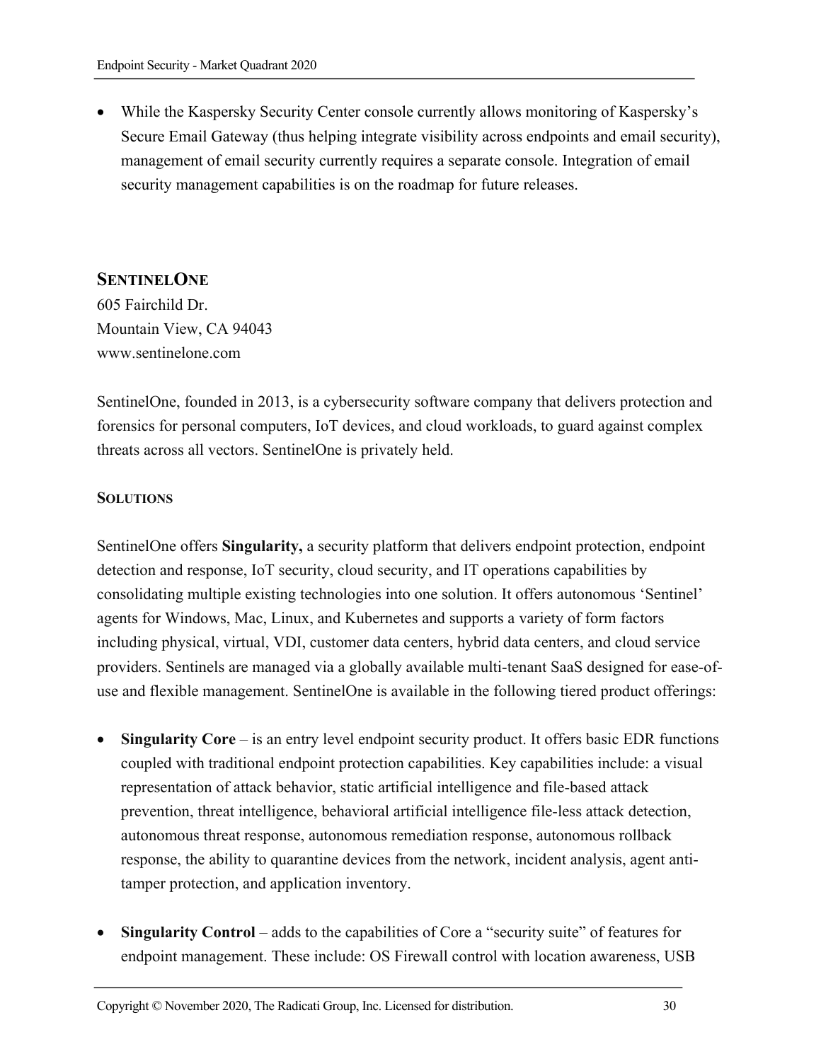- While the Kaspersky Security Center console currently allows monitoring of Kaspersky's Secure Email Gateway (thus helping integrate visibility across endpoints and email security), management of email security currently requires a separate console. Integration of email security management capabilities is on the roadmap for future releases.

## SentinelOne

605 Fairchild Dr.
Mountain View, CA 94043
www.sentinelone.com

SentinelOne, founded in 2013, is a cybersecurity software company that delivers protection and forensics for personal computers, IoT devices, and cloud workloads, to guard against complex threats across all vectors. SentinelOne is privately held.

### Solutions

SentinelOne offers **Singularity,** a security platform that delivers endpoint protection, endpoint detection and response, IoT security, cloud security, and IT operations capabilities by consolidating multiple existing technologies into one solution. It offers autonomous 'Sentinel' agents for Windows, Mac, Linux, and Kubernetes and supports a variety of form factors including physical, virtual, VDI, customer data centers, hybrid data centers, and cloud service providers. Sentinels are managed via a globally available multi-tenant SaaS designed for ease-of-use and flexible management. SentinelOne is available in the following tiered product offerings:

- **Singularity Core** – is an entry level endpoint security product. It offers basic EDR functions coupled with traditional endpoint protection capabilities. Key capabilities include: a visual representation of attack behavior, static artificial intelligence and file-based attack prevention, threat intelligence, behavioral artificial intelligence file-less attack detection, autonomous threat response, autonomous remediation response, autonomous rollback response, the ability to quarantine devices from the network, incident analysis, agent anti-tamper protection, and application inventory.

- **Singularity Control** – adds to the capabilities of Core a "security suite" of features for endpoint management. These include: OS Firewall control with location awareness, USB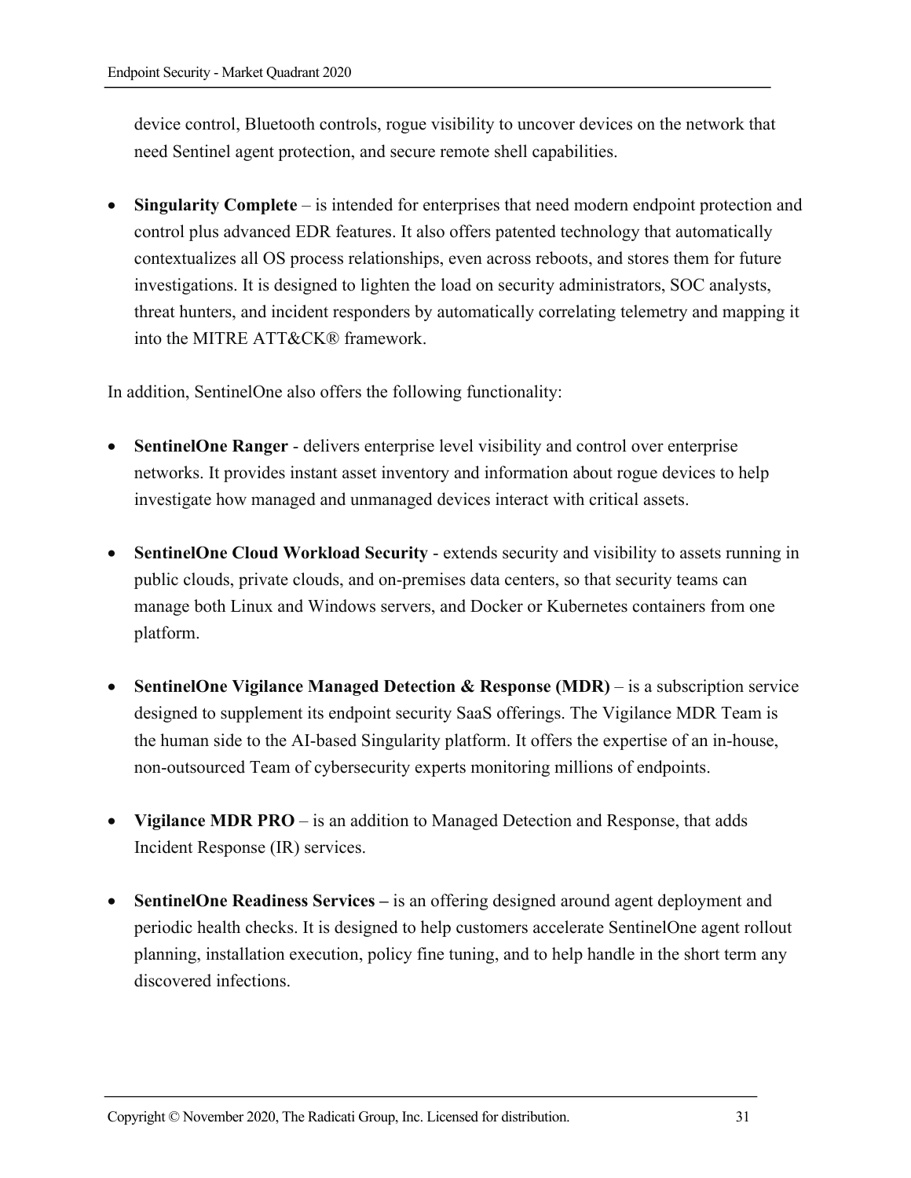device control, Bluetooth controls, rogue visibility to uncover devices on the network that need Sentinel agent protection, and secure remote shell capabilities.

- **Singularity Complete** – is intended for enterprises that need modern endpoint protection and control plus advanced EDR features. It also offers patented technology that automatically contextualizes all OS process relationships, even across reboots, and stores them for future investigations. It is designed to lighten the load on security administrators, SOC analysts, threat hunters, and incident responders by automatically correlating telemetry and mapping it into the MITRE ATT&CK® framework.

In addition, SentinelOne also offers the following functionality:

- **SentinelOne Ranger** - delivers enterprise level visibility and control over enterprise networks. It provides instant asset inventory and information about rogue devices to help investigate how managed and unmanaged devices interact with critical assets.

- **SentinelOne Cloud Workload Security** - extends security and visibility to assets running in public clouds, private clouds, and on-premises data centers, so that security teams can manage both Linux and Windows servers, and Docker or Kubernetes containers from one platform.

- **SentinelOne Vigilance Managed Detection & Response (MDR)** – is a subscription service designed to supplement its endpoint security SaaS offerings. The Vigilance MDR Team is the human side to the AI-based Singularity platform. It offers the expertise of an in-house, non-outsourced Team of cybersecurity experts monitoring millions of endpoints.

- **Vigilance MDR PRO** – is an addition to Managed Detection and Response, that adds Incident Response (IR) services.

- **SentinelOne Readiness Services –** is an offering designed around agent deployment and periodic health checks. It is designed to help customers accelerate SentinelOne agent rollout planning, installation execution, policy fine tuning, and to help handle in the short term any discovered infections.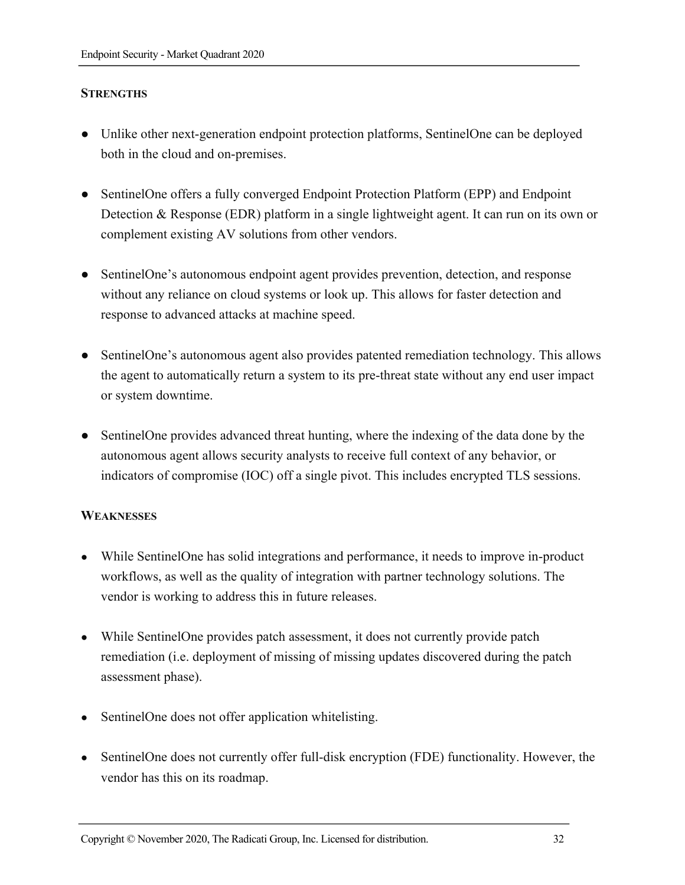**STRENGTHS**

- Unlike other next-generation endpoint protection platforms, SentinelOne can be deployed both in the cloud and on-premises.
- SentinelOne offers a fully converged Endpoint Protection Platform (EPP) and Endpoint Detection & Response (EDR) platform in a single lightweight agent. It can run on its own or complement existing AV solutions from other vendors.
- SentinelOne's autonomous endpoint agent provides prevention, detection, and response without any reliance on cloud systems or look up. This allows for faster detection and response to advanced attacks at machine speed.
- SentinelOne's autonomous agent also provides patented remediation technology. This allows the agent to automatically return a system to its pre-threat state without any end user impact or system downtime.
- SentinelOne provides advanced threat hunting, where the indexing of the data done by the autonomous agent allows security analysts to receive full context of any behavior, or indicators of compromise (IOC) off a single pivot. This includes encrypted TLS sessions.

**WEAKNESSES**

- While SentinelOne has solid integrations and performance, it needs to improve in-product workflows, as well as the quality of integration with partner technology solutions. The vendor is working to address this in future releases.
- While SentinelOne provides patch assessment, it does not currently provide patch remediation (i.e. deployment of missing of missing updates discovered during the patch assessment phase).
- SentinelOne does not offer application whitelisting.
- SentinelOne does not currently offer full-disk encryption (FDE) functionality. However, the vendor has this on its roadmap.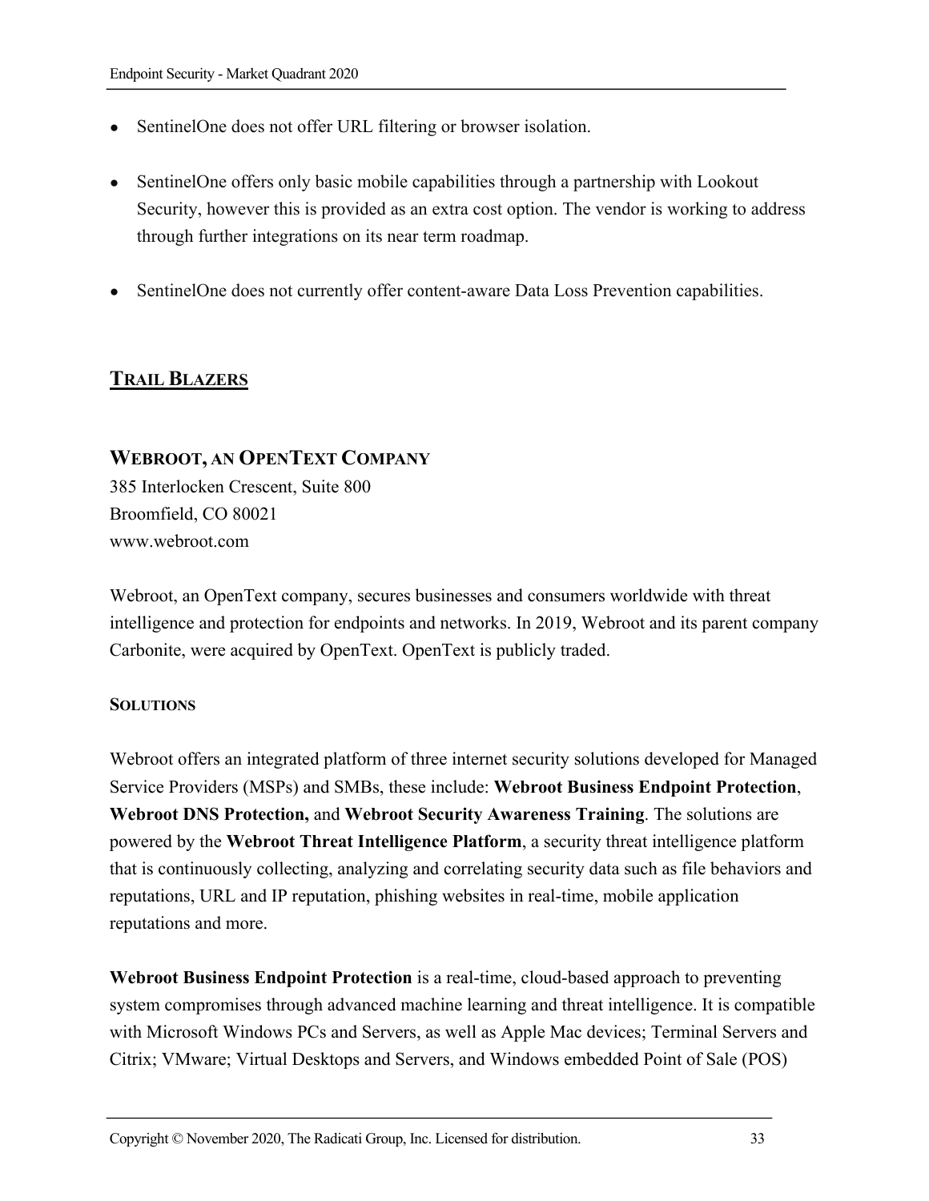- SentinelOne does not offer URL filtering or browser isolation.

- SentinelOne offers only basic mobile capabilities through a partnership with Lookout Security, however this is provided as an extra cost option. The vendor is working to address through further integrations on its near term roadmap.

- SentinelOne does not currently offer content-aware Data Loss Prevention capabilities.

## TRAIL BLAZERS

### WEBROOT, AN OPENTEXT COMPANY

385 Interlocken Crescent, Suite 800
Broomfield, CO 80021
www.webroot.com

Webroot, an OpenText company, secures businesses and consumers worldwide with threat intelligence and protection for endpoints and networks. In 2019, Webroot and its parent company Carbonite, were acquired by OpenText. OpenText is publicly traded.

#### SOLUTIONS

Webroot offers an integrated platform of three internet security solutions developed for Managed Service Providers (MSPs) and SMBs, these include: **Webroot Business Endpoint Protection**, **Webroot DNS Protection,** and **Webroot Security Awareness Training**. The solutions are powered by the **Webroot Threat Intelligence Platform**, a security threat intelligence platform that is continuously collecting, analyzing and correlating security data such as file behaviors and reputations, URL and IP reputation, phishing websites in real-time, mobile application reputations and more.

**Webroot Business Endpoint Protection** is a real-time, cloud-based approach to preventing system compromises through advanced machine learning and threat intelligence. It is compatible with Microsoft Windows PCs and Servers, as well as Apple Mac devices; Terminal Servers and Citrix; VMware; Virtual Desktops and Servers, and Windows embedded Point of Sale (POS)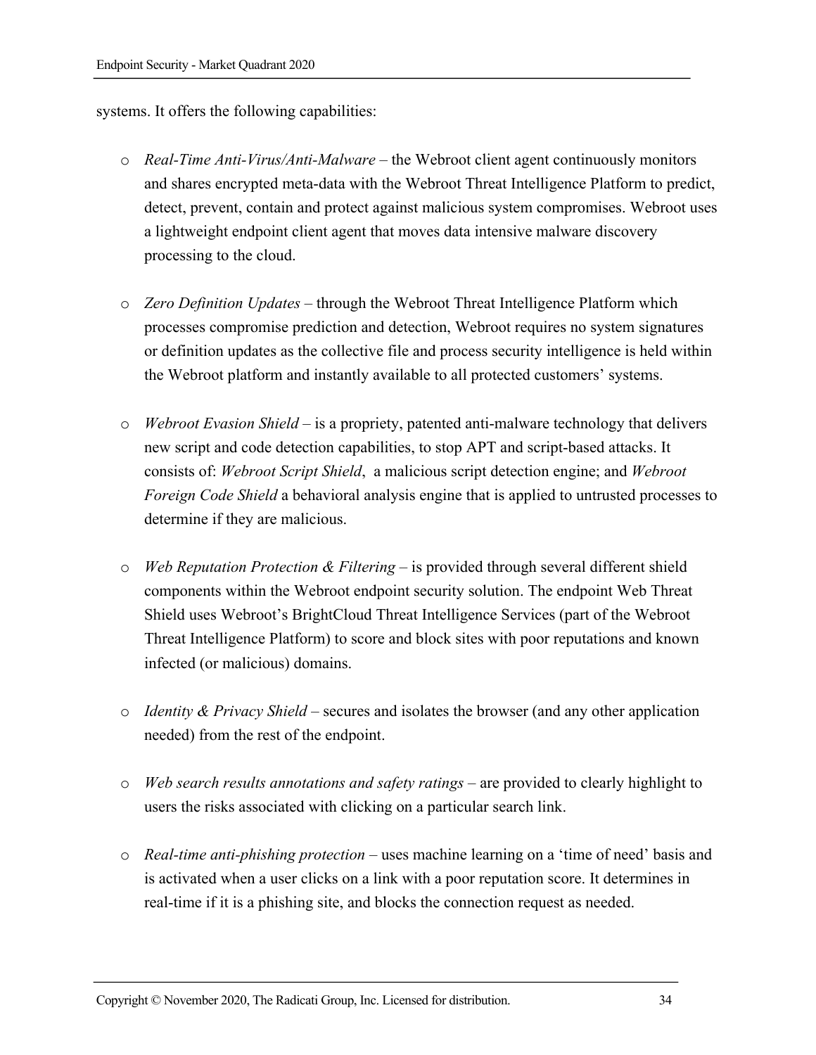systems. It offers the following capabilities:

- *Real-Time Anti-Virus/Anti-Malware* – the Webroot client agent continuously monitors and shares encrypted meta-data with the Webroot Threat Intelligence Platform to predict, detect, prevent, contain and protect against malicious system compromises. Webroot uses a lightweight endpoint client agent that moves data intensive malware discovery processing to the cloud.

- *Zero Definition Updates* – through the Webroot Threat Intelligence Platform which processes compromise prediction and detection, Webroot requires no system signatures or definition updates as the collective file and process security intelligence is held within the Webroot platform and instantly available to all protected customers' systems.

- *Webroot Evasion Shield* – is a propriety, patented anti-malware technology that delivers new script and code detection capabilities, to stop APT and script-based attacks. It consists of: *Webroot Script Shield*, a malicious script detection engine; and *Webroot Foreign Code Shield* a behavioral analysis engine that is applied to untrusted processes to determine if they are malicious.

- *Web Reputation Protection & Filtering* – is provided through several different shield components within the Webroot endpoint security solution. The endpoint Web Threat Shield uses Webroot's BrightCloud Threat Intelligence Services (part of the Webroot Threat Intelligence Platform) to score and block sites with poor reputations and known infected (or malicious) domains.

- *Identity & Privacy Shield* – secures and isolates the browser (and any other application needed) from the rest of the endpoint.

- *Web search results annotations and safety ratings* – are provided to clearly highlight to users the risks associated with clicking on a particular search link.

- *Real-time anti-phishing protection* – uses machine learning on a 'time of need' basis and is activated when a user clicks on a link with a poor reputation score. It determines in real-time if it is a phishing site, and blocks the connection request as needed.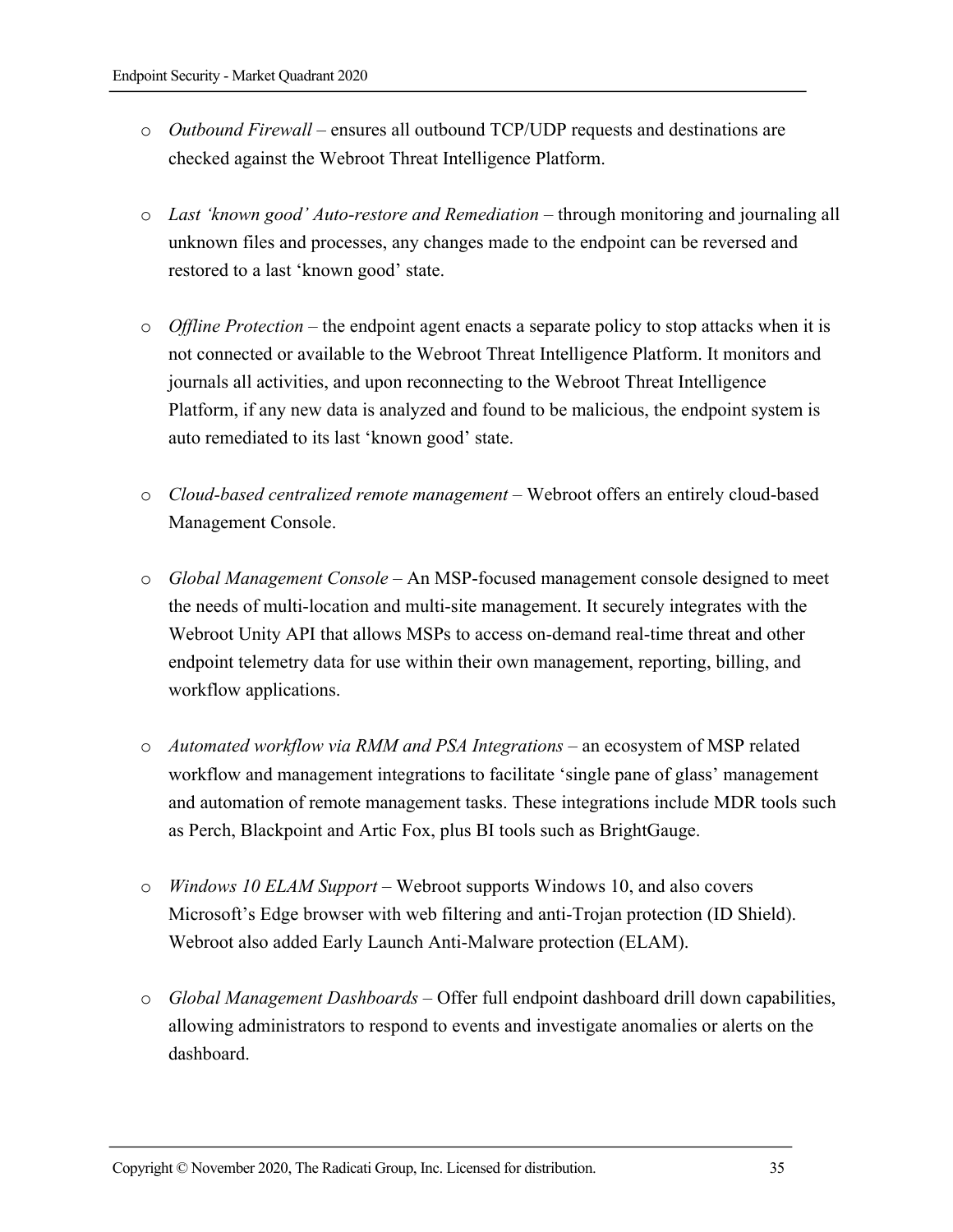- *Outbound Firewall* – ensures all outbound TCP/UDP requests and destinations are checked against the Webroot Threat Intelligence Platform.

- *Last 'known good' Auto-restore and Remediation* – through monitoring and journaling all unknown files and processes, any changes made to the endpoint can be reversed and restored to a last 'known good' state.

- *Offline Protection* – the endpoint agent enacts a separate policy to stop attacks when it is not connected or available to the Webroot Threat Intelligence Platform. It monitors and journals all activities, and upon reconnecting to the Webroot Threat Intelligence Platform, if any new data is analyzed and found to be malicious, the endpoint system is auto remediated to its last 'known good' state.

- *Cloud-based centralized remote management* – Webroot offers an entirely cloud-based Management Console.

- *Global Management Console* – An MSP-focused management console designed to meet the needs of multi-location and multi-site management. It securely integrates with the Webroot Unity API that allows MSPs to access on-demand real-time threat and other endpoint telemetry data for use within their own management, reporting, billing, and workflow applications.

- *Automated workflow via RMM and PSA Integrations* – an ecosystem of MSP related workflow and management integrations to facilitate 'single pane of glass' management and automation of remote management tasks. These integrations include MDR tools such as Perch, Blackpoint and Artic Fox, plus BI tools such as BrightGauge.

- *Windows 10 ELAM Support* – Webroot supports Windows 10, and also covers Microsoft's Edge browser with web filtering and anti-Trojan protection (ID Shield). Webroot also added Early Launch Anti-Malware protection (ELAM).

- *Global Management Dashboards* – Offer full endpoint dashboard drill down capabilities, allowing administrators to respond to events and investigate anomalies or alerts on the dashboard.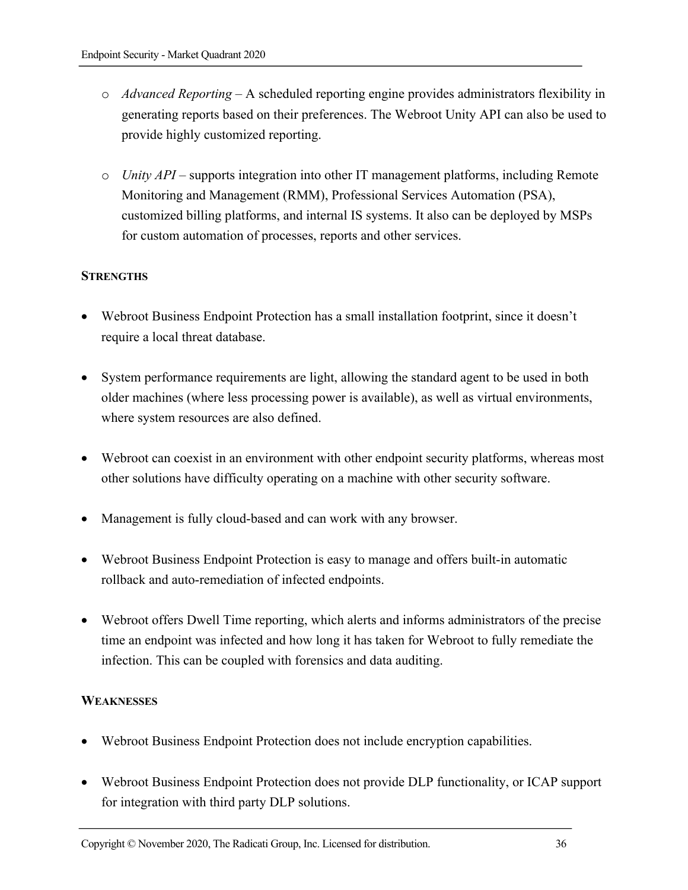- *Advanced Reporting* – A scheduled reporting engine provides administrators flexibility in generating reports based on their preferences. The Webroot Unity API can also be used to provide highly customized reporting.

- *Unity API* – supports integration into other IT management platforms, including Remote Monitoring and Management (RMM), Professional Services Automation (PSA), customized billing platforms, and internal IS systems. It also can be deployed by MSPs for custom automation of processes, reports and other services.

**STRENGTHS**

- Webroot Business Endpoint Protection has a small installation footprint, since it doesn't require a local threat database.

- System performance requirements are light, allowing the standard agent to be used in both older machines (where less processing power is available), as well as virtual environments, where system resources are also defined.

- Webroot can coexist in an environment with other endpoint security platforms, whereas most other solutions have difficulty operating on a machine with other security software.

- Management is fully cloud-based and can work with any browser.

- Webroot Business Endpoint Protection is easy to manage and offers built-in automatic rollback and auto-remediation of infected endpoints.

- Webroot offers Dwell Time reporting, which alerts and informs administrators of the precise time an endpoint was infected and how long it has taken for Webroot to fully remediate the infection. This can be coupled with forensics and data auditing.

**WEAKNESSES**

- Webroot Business Endpoint Protection does not include encryption capabilities.

- Webroot Business Endpoint Protection does not provide DLP functionality, or ICAP support for integration with third party DLP solutions.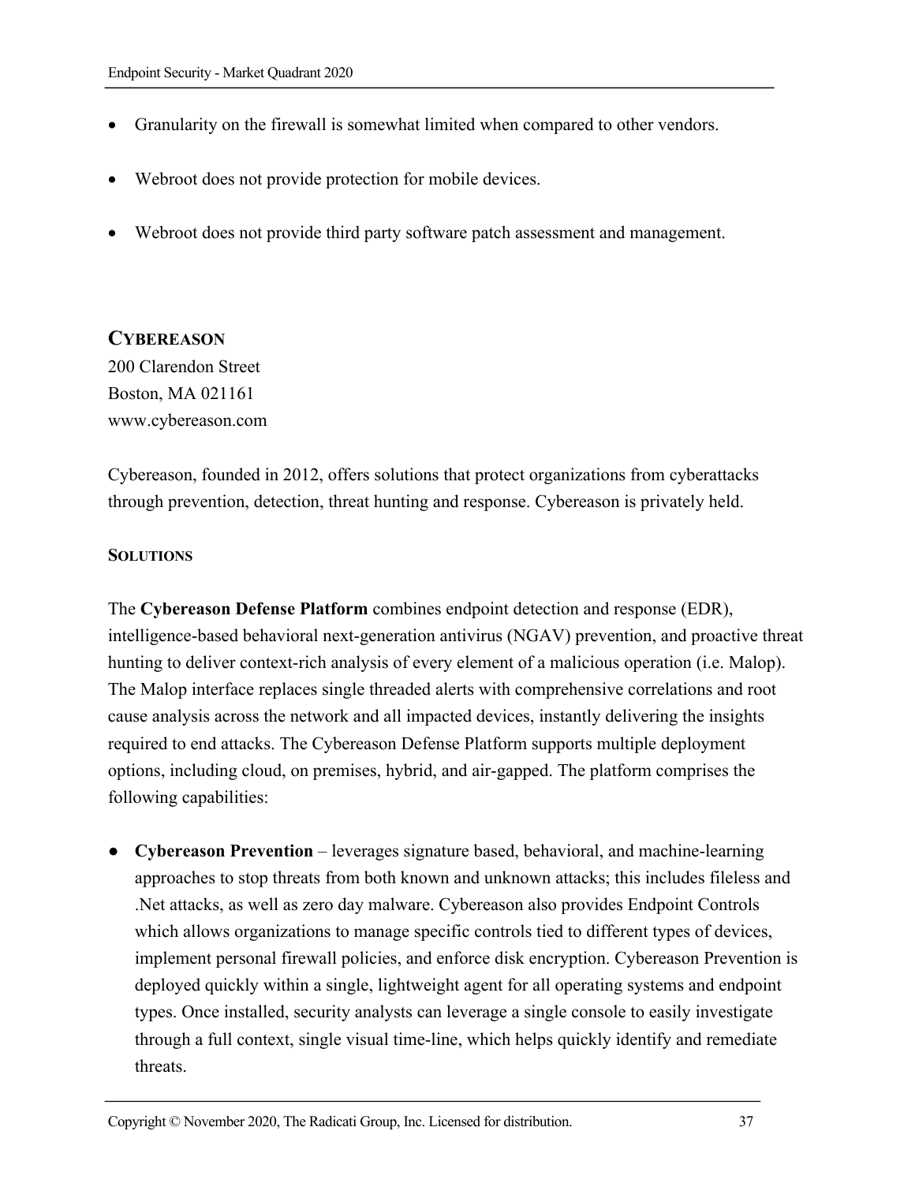- Granularity on the firewall is somewhat limited when compared to other vendors.

- Webroot does not provide protection for mobile devices.

- Webroot does not provide third party software patch assessment and management.

## CYBEREASON

200 Clarendon Street
Boston, MA 021161
www.cybereason.com

Cybereason, founded in 2012, offers solutions that protect organizations from cyberattacks through prevention, detection, threat hunting and response. Cybereason is privately held.

### SOLUTIONS

The **Cybereason Defense Platform** combines endpoint detection and response (EDR), intelligence-based behavioral next-generation antivirus (NGAV) prevention, and proactive threat hunting to deliver context-rich analysis of every element of a malicious operation (i.e. Malop). The Malop interface replaces single threaded alerts with comprehensive correlations and root cause analysis across the network and all impacted devices, instantly delivering the insights required to end attacks. The Cybereason Defense Platform supports multiple deployment options, including cloud, on premises, hybrid, and air-gapped. The platform comprises the following capabilities:

- **Cybereason Prevention** – leverages signature based, behavioral, and machine-learning approaches to stop threats from both known and unknown attacks; this includes fileless and .Net attacks, as well as zero day malware. Cybereason also provides Endpoint Controls which allows organizations to manage specific controls tied to different types of devices, implement personal firewall policies, and enforce disk encryption. Cybereason Prevention is deployed quickly within a single, lightweight agent for all operating systems and endpoint types. Once installed, security analysts can leverage a single console to easily investigate through a full context, single visual time-line, which helps quickly identify and remediate threats.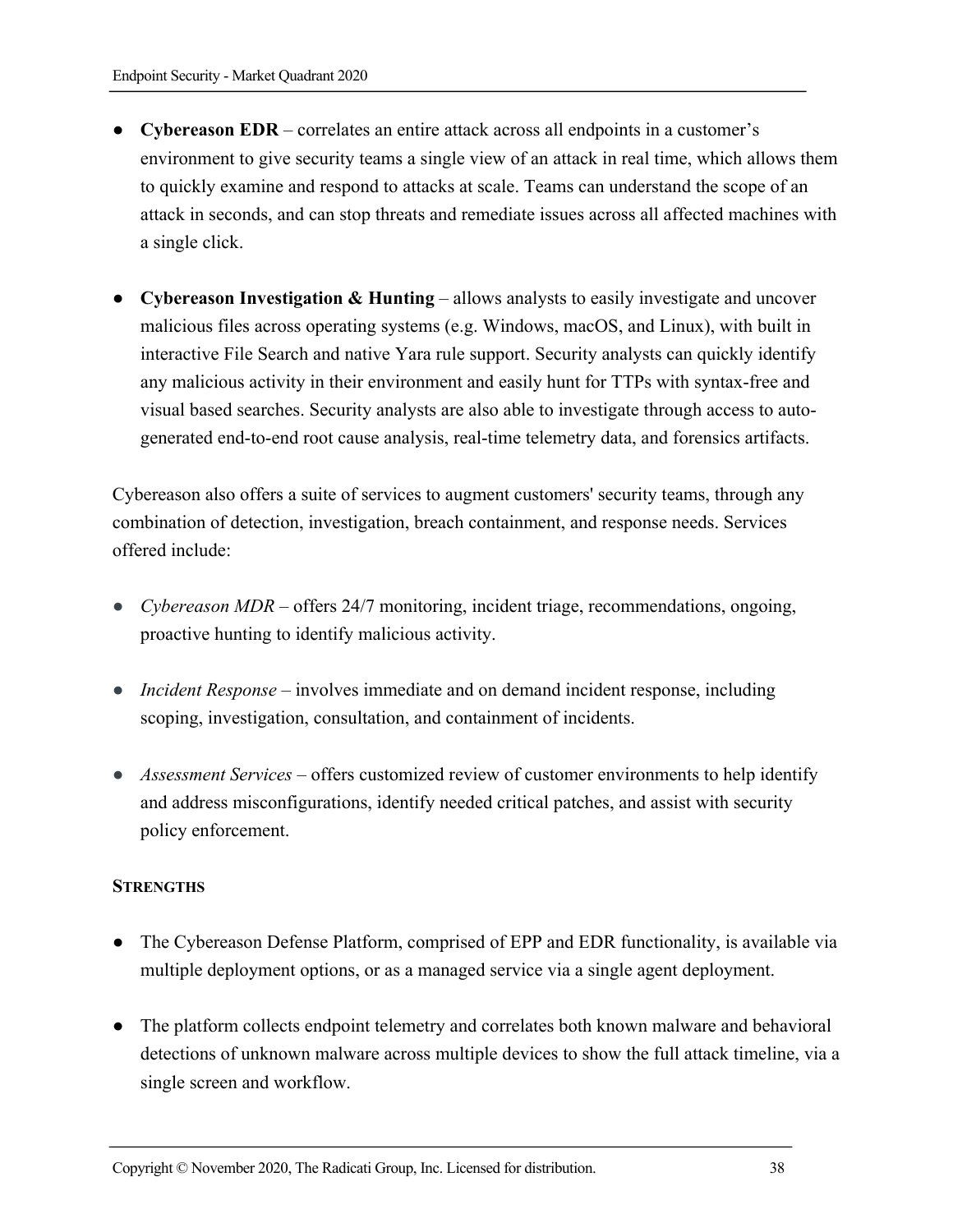- **Cybereason EDR** – correlates an entire attack across all endpoints in a customer's environment to give security teams a single view of an attack in real time, which allows them to quickly examine and respond to attacks at scale. Teams can understand the scope of an attack in seconds, and can stop threats and remediate issues across all affected machines with a single click.

- **Cybereason Investigation & Hunting** – allows analysts to easily investigate and uncover malicious files across operating systems (e.g. Windows, macOS, and Linux), with built in interactive File Search and native Yara rule support. Security analysts can quickly identify any malicious activity in their environment and easily hunt for TTPs with syntax-free and visual based searches. Security analysts are also able to investigate through access to auto-generated end-to-end root cause analysis, real-time telemetry data, and forensics artifacts.

Cybereason also offers a suite of services to augment customers' security teams, through any combination of detection, investigation, breach containment, and response needs. Services offered include:

- *Cybereason MDR* – offers 24/7 monitoring, incident triage, recommendations, ongoing, proactive hunting to identify malicious activity.

- *Incident Response* – involves immediate and on demand incident response, including scoping, investigation, consultation, and containment of incidents.

- *Assessment Services* – offers customized review of customer environments to help identify and address misconfigurations, identify needed critical patches, and assist with security policy enforcement.

#### STRENGTHS

- The Cybereason Defense Platform, comprised of EPP and EDR functionality, is available via multiple deployment options, or as a managed service via a single agent deployment.

- The platform collects endpoint telemetry and correlates both known malware and behavioral detections of unknown malware across multiple devices to show the full attack timeline, via a single screen and workflow.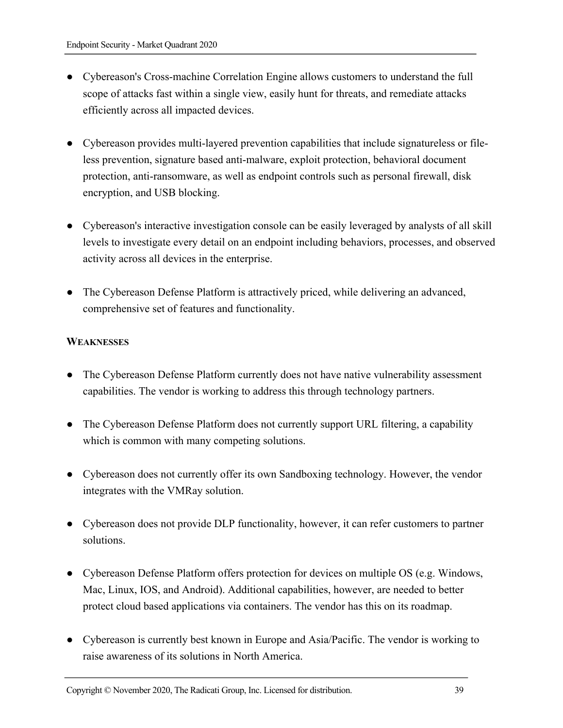- Cybereason's Cross-machine Correlation Engine allows customers to understand the full scope of attacks fast within a single view, easily hunt for threats, and remediate attacks efficiently across all impacted devices.

- Cybereason provides multi-layered prevention capabilities that include signatureless or file-less prevention, signature based anti-malware, exploit protection, behavioral document protection, anti-ransomware, as well as endpoint controls such as personal firewall, disk encryption, and USB blocking.

- Cybereason's interactive investigation console can be easily leveraged by analysts of all skill levels to investigate every detail on an endpoint including behaviors, processes, and observed activity across all devices in the enterprise.

- The Cybereason Defense Platform is attractively priced, while delivering an advanced, comprehensive set of features and functionality.

**WEAKNESSES**

- The Cybereason Defense Platform currently does not have native vulnerability assessment capabilities. The vendor is working to address this through technology partners.

- The Cybereason Defense Platform does not currently support URL filtering, a capability which is common with many competing solutions.

- Cybereason does not currently offer its own Sandboxing technology. However, the vendor integrates with the VMRay solution.

- Cybereason does not provide DLP functionality, however, it can refer customers to partner solutions.

- Cybereason Defense Platform offers protection for devices on multiple OS (e.g. Windows, Mac, Linux, IOS, and Android). Additional capabilities, however, are needed to better protect cloud based applications via containers. The vendor has this on its roadmap.

- Cybereason is currently best known in Europe and Asia/Pacific. The vendor is working to raise awareness of its solutions in North America.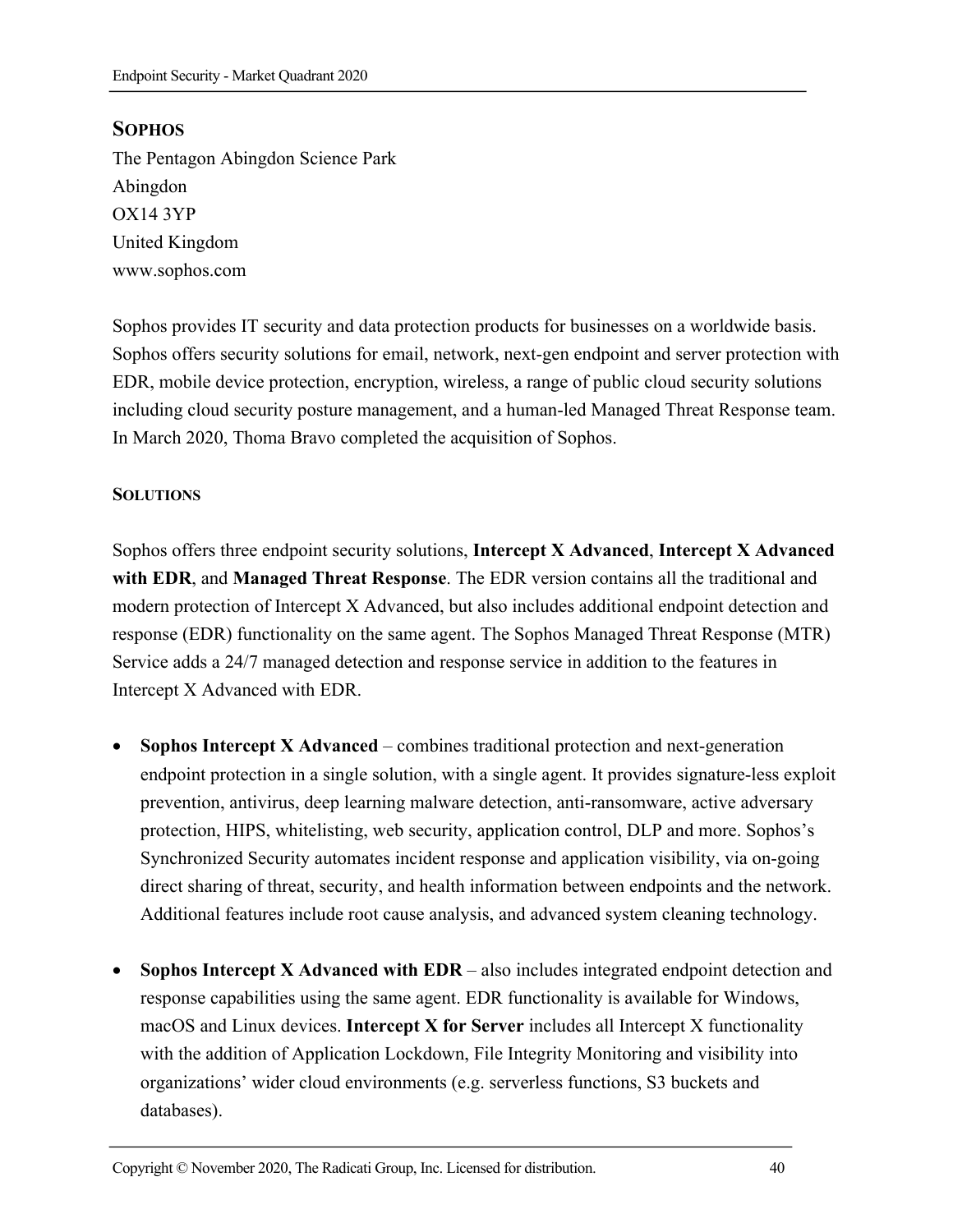## SOPHOS

The Pentagon Abingdon Science Park
Abingdon
OX14 3YP
United Kingdom
www.sophos.com

Sophos provides IT security and data protection products for businesses on a worldwide basis. Sophos offers security solutions for email, network, next-gen endpoint and server protection with EDR, mobile device protection, encryption, wireless, a range of public cloud security solutions including cloud security posture management, and a human-led Managed Threat Response team. In March 2020, Thoma Bravo completed the acquisition of Sophos.

### SOLUTIONS

Sophos offers three endpoint security solutions, **Intercept X Advanced**, **Intercept X Advanced with EDR**, and **Managed Threat Response**. The EDR version contains all the traditional and modern protection of Intercept X Advanced, but also includes additional endpoint detection and response (EDR) functionality on the same agent. The Sophos Managed Threat Response (MTR) Service adds a 24/7 managed detection and response service in addition to the features in Intercept X Advanced with EDR.

- **Sophos Intercept X Advanced** – combines traditional protection and next-generation endpoint protection in a single solution, with a single agent. It provides signature-less exploit prevention, antivirus, deep learning malware detection, anti-ransomware, active adversary protection, HIPS, whitelisting, web security, application control, DLP and more. Sophos's Synchronized Security automates incident response and application visibility, via on-going direct sharing of threat, security, and health information between endpoints and the network. Additional features include root cause analysis, and advanced system cleaning technology.

- **Sophos Intercept X Advanced with EDR** – also includes integrated endpoint detection and response capabilities using the same agent. EDR functionality is available for Windows, macOS and Linux devices. **Intercept X for Server** includes all Intercept X functionality with the addition of Application Lockdown, File Integrity Monitoring and visibility into organizations' wider cloud environments (e.g. serverless functions, S3 buckets and databases).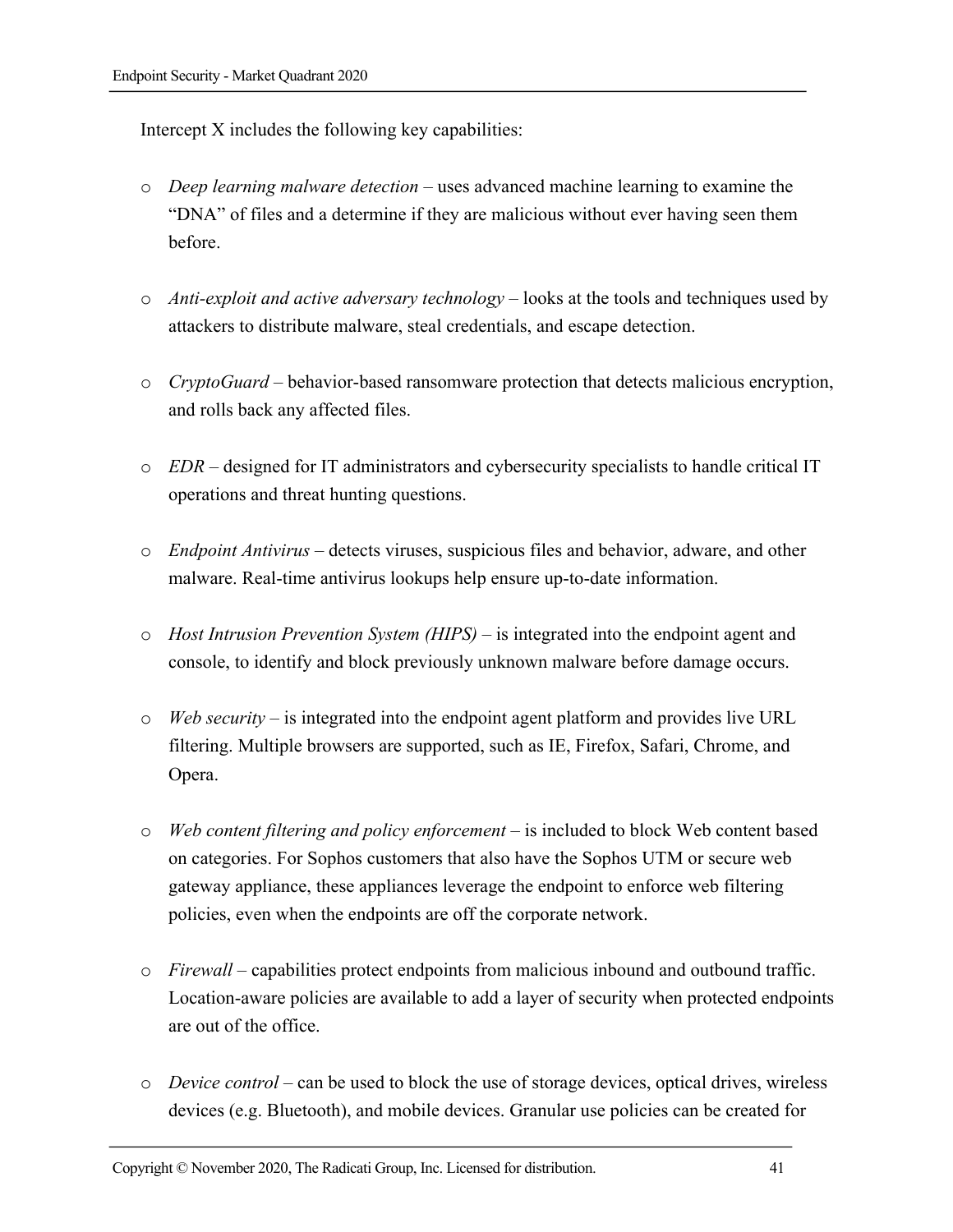Intercept X includes the following key capabilities:

- *Deep learning malware detection* – uses advanced machine learning to examine the "DNA" of files and a determine if they are malicious without ever having seen them before.

- *Anti-exploit and active adversary technology* – looks at the tools and techniques used by attackers to distribute malware, steal credentials, and escape detection.

- *CryptoGuard* – behavior-based ransomware protection that detects malicious encryption, and rolls back any affected files.

- *EDR* – designed for IT administrators and cybersecurity specialists to handle critical IT operations and threat hunting questions.

- *Endpoint Antivirus* – detects viruses, suspicious files and behavior, adware, and other malware. Real-time antivirus lookups help ensure up-to-date information.

- *Host Intrusion Prevention System (HIPS)* – is integrated into the endpoint agent and console, to identify and block previously unknown malware before damage occurs.

- *Web security* – is integrated into the endpoint agent platform and provides live URL filtering. Multiple browsers are supported, such as IE, Firefox, Safari, Chrome, and Opera.

- *Web content filtering and policy enforcement* – is included to block Web content based on categories. For Sophos customers that also have the Sophos UTM or secure web gateway appliance, these appliances leverage the endpoint to enforce web filtering policies, even when the endpoints are off the corporate network.

- *Firewall* – capabilities protect endpoints from malicious inbound and outbound traffic. Location-aware policies are available to add a layer of security when protected endpoints are out of the office.

- *Device control* – can be used to block the use of storage devices, optical drives, wireless devices (e.g. Bluetooth), and mobile devices. Granular use policies can be created for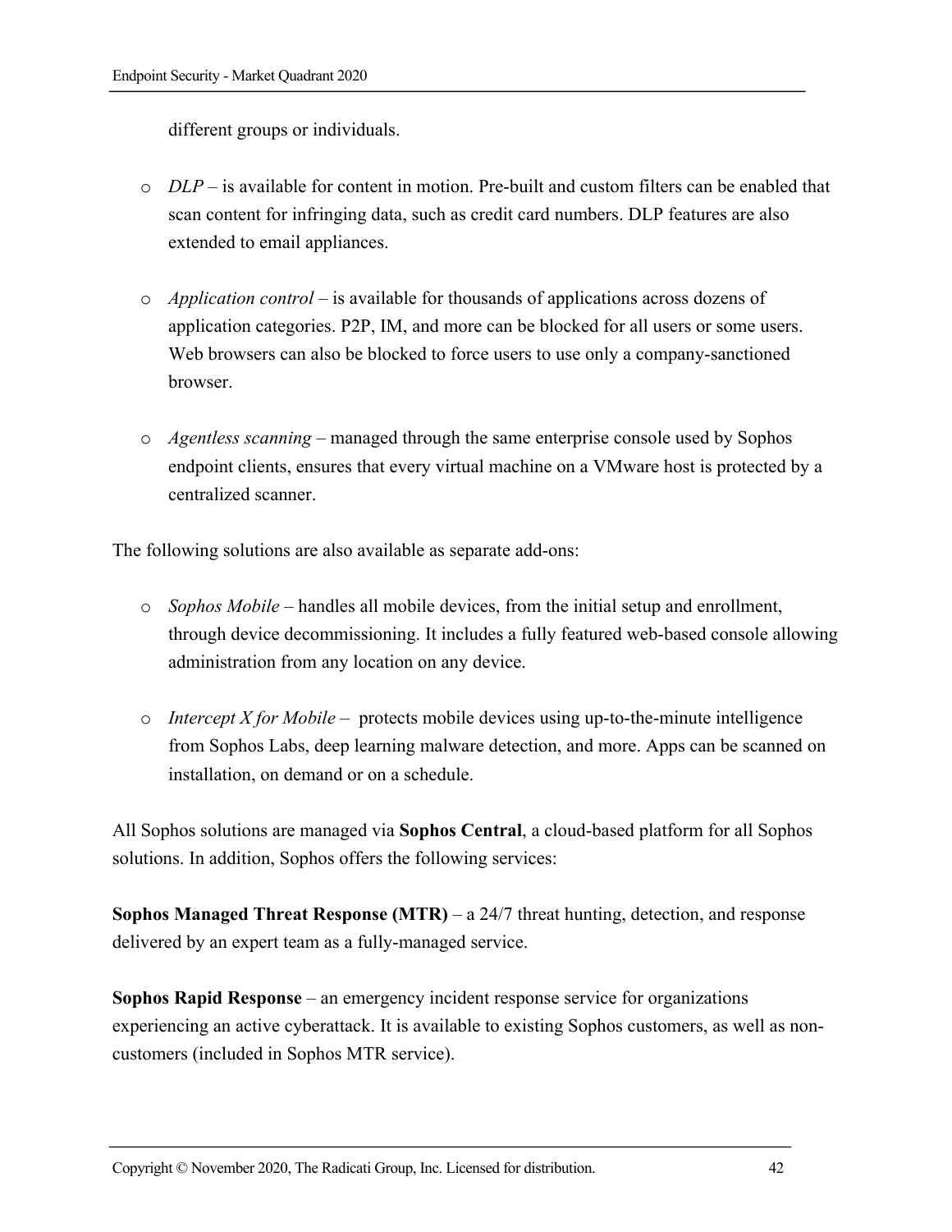different groups or individuals.

- *DLP* – is available for content in motion. Pre-built and custom filters can be enabled that scan content for infringing data, such as credit card numbers. DLP features are also extended to email appliances.

- *Application control* – is available for thousands of applications across dozens of application categories. P2P, IM, and more can be blocked for all users or some users. Web browsers can also be blocked to force users to use only a company-sanctioned browser.

- *Agentless scanning* – managed through the same enterprise console used by Sophos endpoint clients, ensures that every virtual machine on a VMware host is protected by a centralized scanner.

The following solutions are also available as separate add-ons:

- *Sophos Mobile* – handles all mobile devices, from the initial setup and enrollment, through device decommissioning. It includes a fully featured web-based console allowing administration from any location on any device.

- *Intercept X for Mobile* – protects mobile devices using up-to-the-minute intelligence from Sophos Labs, deep learning malware detection, and more. Apps can be scanned on installation, on demand or on a schedule.

All Sophos solutions are managed via **Sophos Central**, a cloud-based platform for all Sophos solutions. In addition, Sophos offers the following services:

**Sophos Managed Threat Response (MTR)** – a 24/7 threat hunting, detection, and response delivered by an expert team as a fully-managed service.

**Sophos Rapid Response** – an emergency incident response service for organizations experiencing an active cyberattack. It is available to existing Sophos customers, as well as non-customers (included in Sophos MTR service).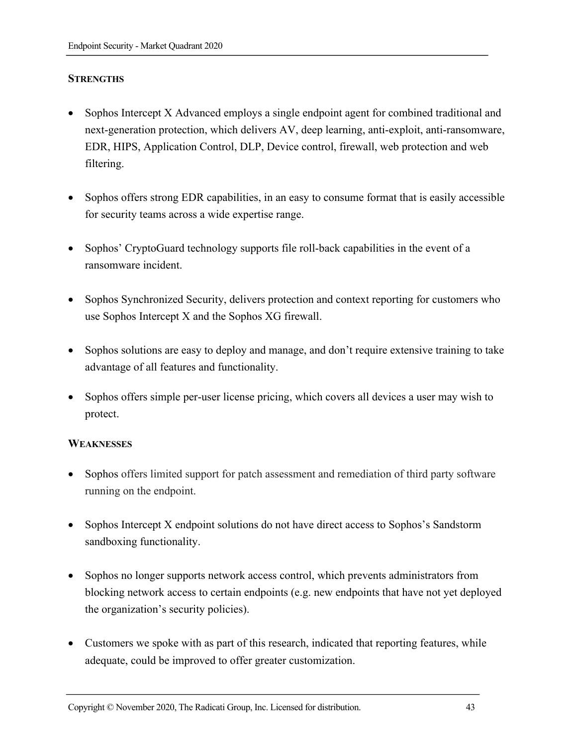### STRENGTHS

- Sophos Intercept X Advanced employs a single endpoint agent for combined traditional and next-generation protection, which delivers AV, deep learning, anti-exploit, anti-ransomware, EDR, HIPS, Application Control, DLP, Device control, firewall, web protection and web filtering.
- Sophos offers strong EDR capabilities, in an easy to consume format that is easily accessible for security teams across a wide expertise range.
- Sophos' CryptoGuard technology supports file roll-back capabilities in the event of a ransomware incident.
- Sophos Synchronized Security, delivers protection and context reporting for customers who use Sophos Intercept X and the Sophos XG firewall.
- Sophos solutions are easy to deploy and manage, and don't require extensive training to take advantage of all features and functionality.
- Sophos offers simple per-user license pricing, which covers all devices a user may wish to protect.

### WEAKNESSES

- Sophos offers limited support for patch assessment and remediation of third party software running on the endpoint.
- Sophos Intercept X endpoint solutions do not have direct access to Sophos's Sandstorm sandboxing functionality.
- Sophos no longer supports network access control, which prevents administrators from blocking network access to certain endpoints (e.g. new endpoints that have not yet deployed the organization's security policies).
- Customers we spoke with as part of this research, indicated that reporting features, while adequate, could be improved to offer greater customization.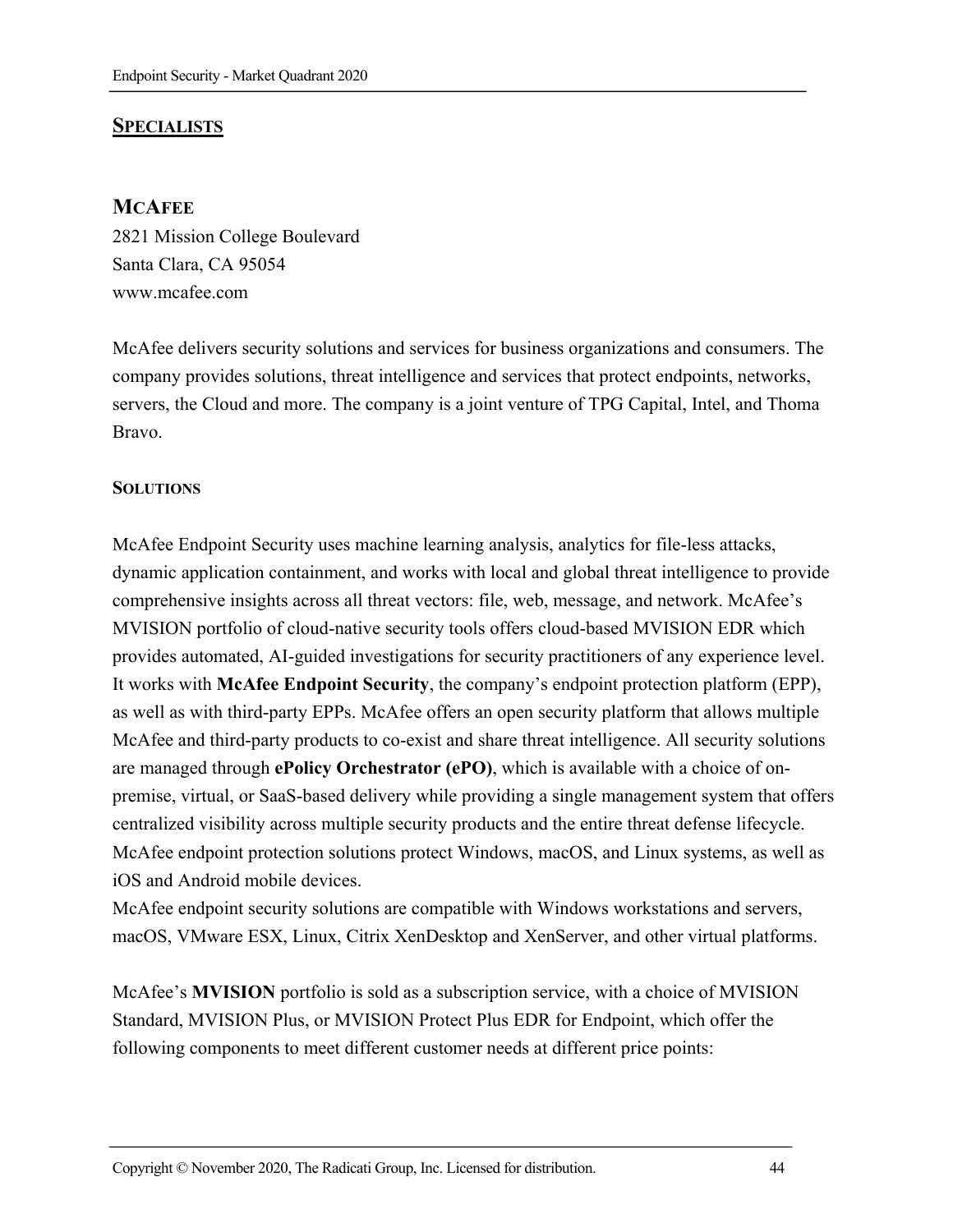## SPECIALISTS

### MCAFEE

2821 Mission College Boulevard
Santa Clara, CA 95054
www.mcafee.com

McAfee delivers security solutions and services for business organizations and consumers. The company provides solutions, threat intelligence and services that protect endpoints, networks, servers, the Cloud and more. The company is a joint venture of TPG Capital, Intel, and Thoma Bravo.

#### SOLUTIONS

McAfee Endpoint Security uses machine learning analysis, analytics for file-less attacks, dynamic application containment, and works with local and global threat intelligence to provide comprehensive insights across all threat vectors: file, web, message, and network. McAfee's MVISION portfolio of cloud-native security tools offers cloud-based MVISION EDR which provides automated, AI-guided investigations for security practitioners of any experience level. It works with **McAfee Endpoint Security**, the company's endpoint protection platform (EPP), as well as with third-party EPPs. McAfee offers an open security platform that allows multiple McAfee and third-party products to co-exist and share threat intelligence. All security solutions are managed through **ePolicy Orchestrator (ePO)**, which is available with a choice of on-premise, virtual, or SaaS-based delivery while providing a single management system that offers centralized visibility across multiple security products and the entire threat defense lifecycle. McAfee endpoint protection solutions protect Windows, macOS, and Linux systems, as well as iOS and Android mobile devices.
McAfee endpoint security solutions are compatible with Windows workstations and servers, macOS, VMware ESX, Linux, Citrix XenDesktop and XenServer, and other virtual platforms.

McAfee's **MVISION** portfolio is sold as a subscription service, with a choice of MVISION Standard, MVISION Plus, or MVISION Protect Plus EDR for Endpoint, which offer the following components to meet different customer needs at different price points: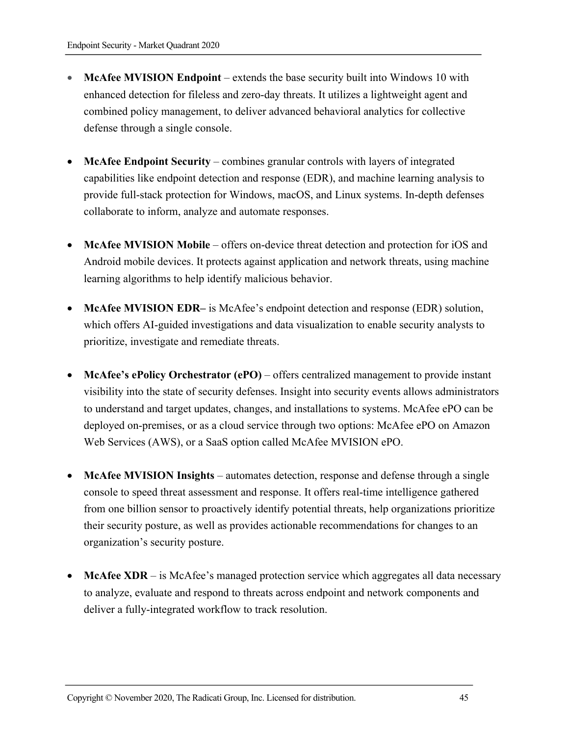- **McAfee MVISION Endpoint** – extends the base security built into Windows 10 with enhanced detection for fileless and zero-day threats. It utilizes a lightweight agent and combined policy management, to deliver advanced behavioral analytics for collective defense through a single console.

- **McAfee Endpoint Security** – combines granular controls with layers of integrated capabilities like endpoint detection and response (EDR), and machine learning analysis to provide full-stack protection for Windows, macOS, and Linux systems. In-depth defenses collaborate to inform, analyze and automate responses.

- **McAfee MVISION Mobile** – offers on-device threat detection and protection for iOS and Android mobile devices. It protects against application and network threats, using machine learning algorithms to help identify malicious behavior.

- **McAfee MVISION EDR–** is McAfee's endpoint detection and response (EDR) solution, which offers AI-guided investigations and data visualization to enable security analysts to prioritize, investigate and remediate threats.

- **McAfee's ePolicy Orchestrator (ePO)** – offers centralized management to provide instant visibility into the state of security defenses. Insight into security events allows administrators to understand and target updates, changes, and installations to systems. McAfee ePO can be deployed on-premises, or as a cloud service through two options: McAfee ePO on Amazon Web Services (AWS), or a SaaS option called McAfee MVISION ePO.

- **McAfee MVISION Insights** – automates detection, response and defense through a single console to speed threat assessment and response. It offers real-time intelligence gathered from one billion sensor to proactively identify potential threats, help organizations prioritize their security posture, as well as provides actionable recommendations for changes to an organization's security posture.

- **McAfee XDR** – is McAfee's managed protection service which aggregates all data necessary to analyze, evaluate and respond to threats across endpoint and network components and deliver a fully-integrated workflow to track resolution.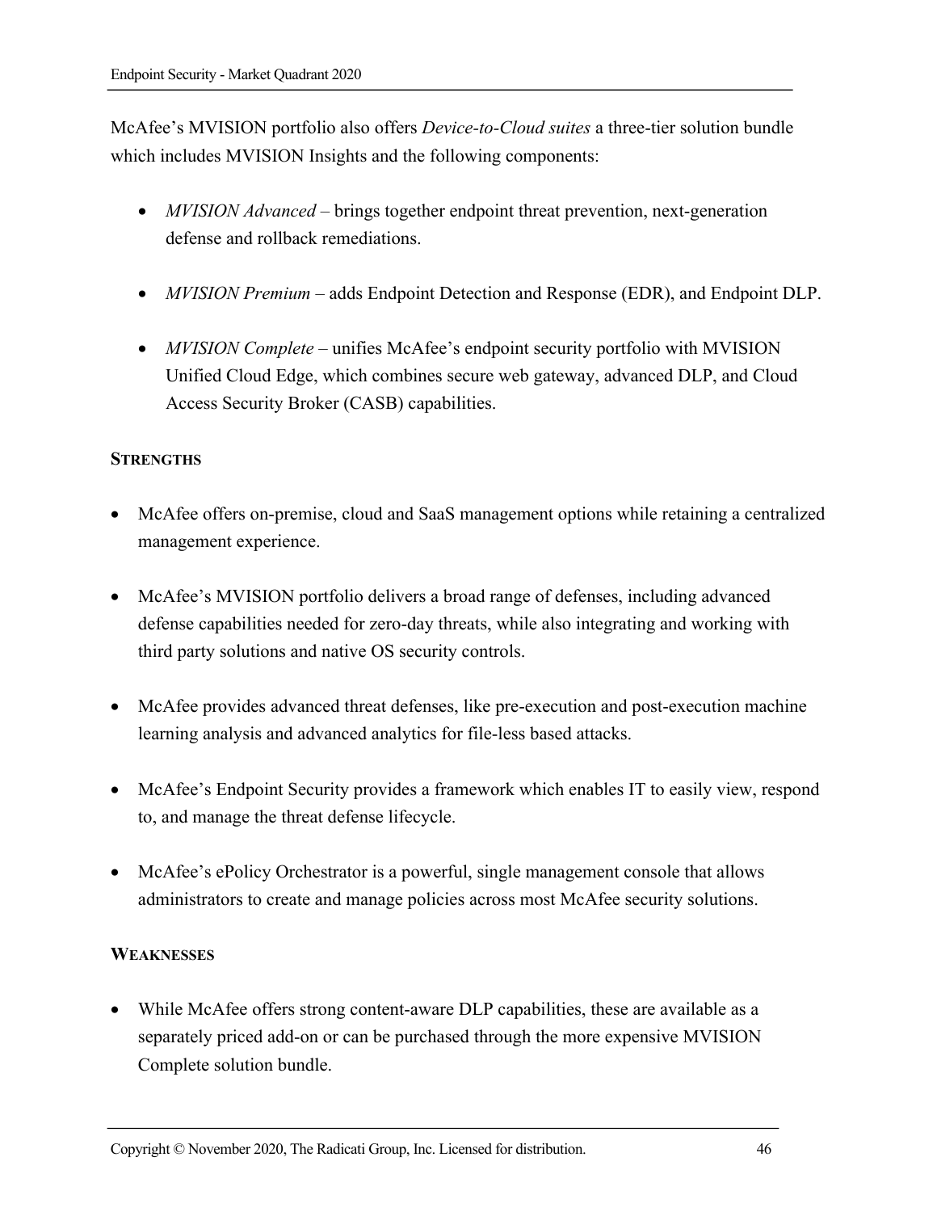McAfee's MVISION portfolio also offers *Device-to-Cloud suites* a three-tier solution bundle which includes MVISION Insights and the following components:

- *MVISION Advanced* – brings together endpoint threat prevention, next-generation defense and rollback remediations.
- *MVISION Premium* – adds Endpoint Detection and Response (EDR), and Endpoint DLP.
- *MVISION Complete* – unifies McAfee's endpoint security portfolio with MVISION Unified Cloud Edge, which combines secure web gateway, advanced DLP, and Cloud Access Security Broker (CASB) capabilities.

#### STRENGTHS

- McAfee offers on-premise, cloud and SaaS management options while retaining a centralized management experience.
- McAfee's MVISION portfolio delivers a broad range of defenses, including advanced defense capabilities needed for zero-day threats, while also integrating and working with third party solutions and native OS security controls.
- McAfee provides advanced threat defenses, like pre-execution and post-execution machine learning analysis and advanced analytics for file-less based attacks.
- McAfee's Endpoint Security provides a framework which enables IT to easily view, respond to, and manage the threat defense lifecycle.
- McAfee's ePolicy Orchestrator is a powerful, single management console that allows administrators to create and manage policies across most McAfee security solutions.

#### WEAKNESSES

- While McAfee offers strong content-aware DLP capabilities, these are available as a separately priced add-on or can be purchased through the more expensive MVISION Complete solution bundle.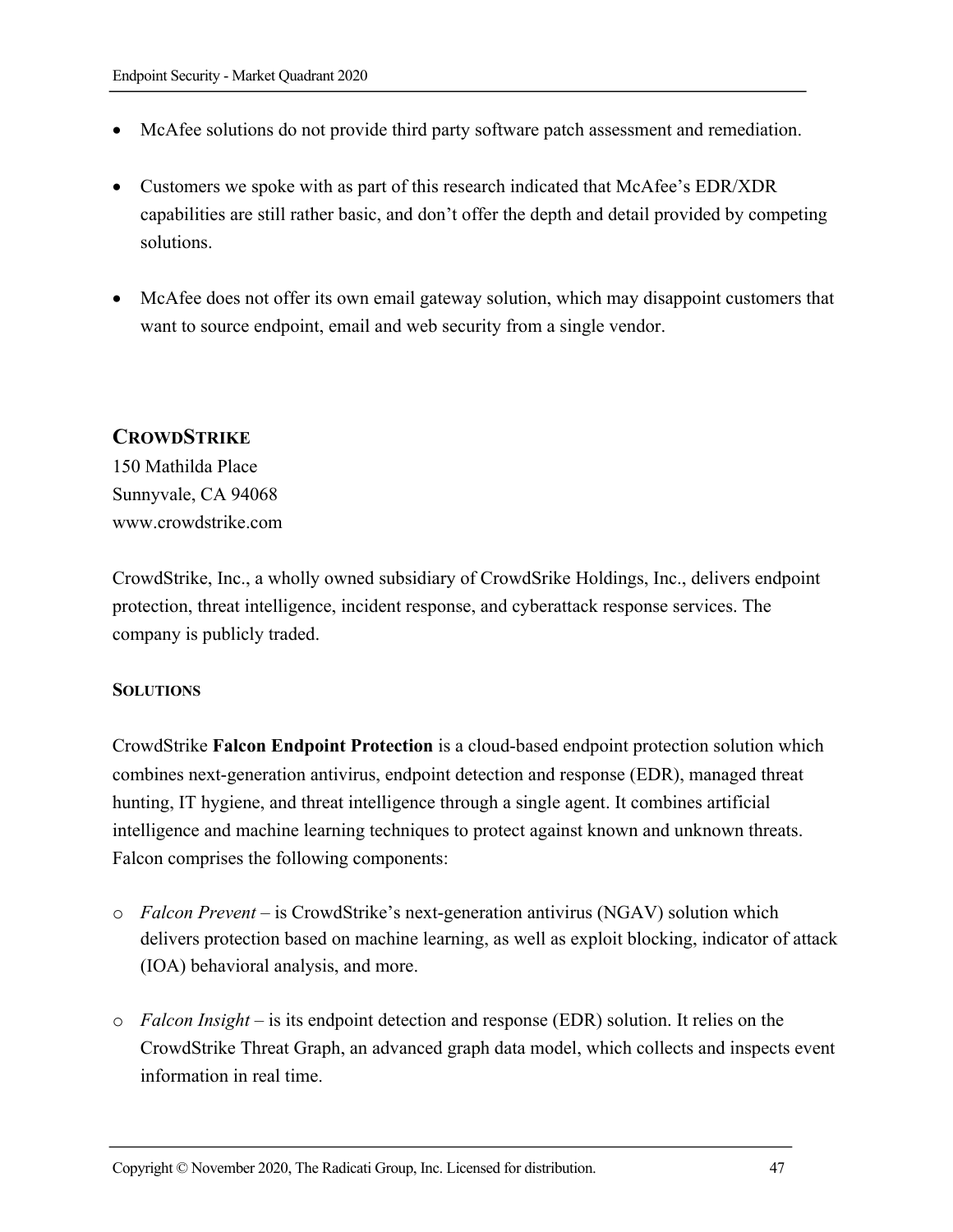- McAfee solutions do not provide third party software patch assessment and remediation.

- Customers we spoke with as part of this research indicated that McAfee's EDR/XDR capabilities are still rather basic, and don't offer the depth and detail provided by competing solutions.

- McAfee does not offer its own email gateway solution, which may disappoint customers that want to source endpoint, email and web security from a single vendor.

## CROWDSTRIKE

150 Mathilda Place
Sunnyvale, CA 94068
www.crowdstrike.com

CrowdStrike, Inc., a wholly owned subsidiary of CrowdSrike Holdings, Inc., delivers endpoint protection, threat intelligence, incident response, and cyberattack response services. The company is publicly traded.

### SOLUTIONS

CrowdStrike **Falcon Endpoint Protection** is a cloud-based endpoint protection solution which combines next-generation antivirus, endpoint detection and response (EDR), managed threat hunting, IT hygiene, and threat intelligence through a single agent. It combines artificial intelligence and machine learning techniques to protect against known and unknown threats. Falcon comprises the following components:

- *Falcon Prevent* – is CrowdStrike's next-generation antivirus (NGAV) solution which delivers protection based on machine learning, as well as exploit blocking, indicator of attack (IOA) behavioral analysis, and more.

- *Falcon Insight* – is its endpoint detection and response (EDR) solution. It relies on the CrowdStrike Threat Graph, an advanced graph data model, which collects and inspects event information in real time.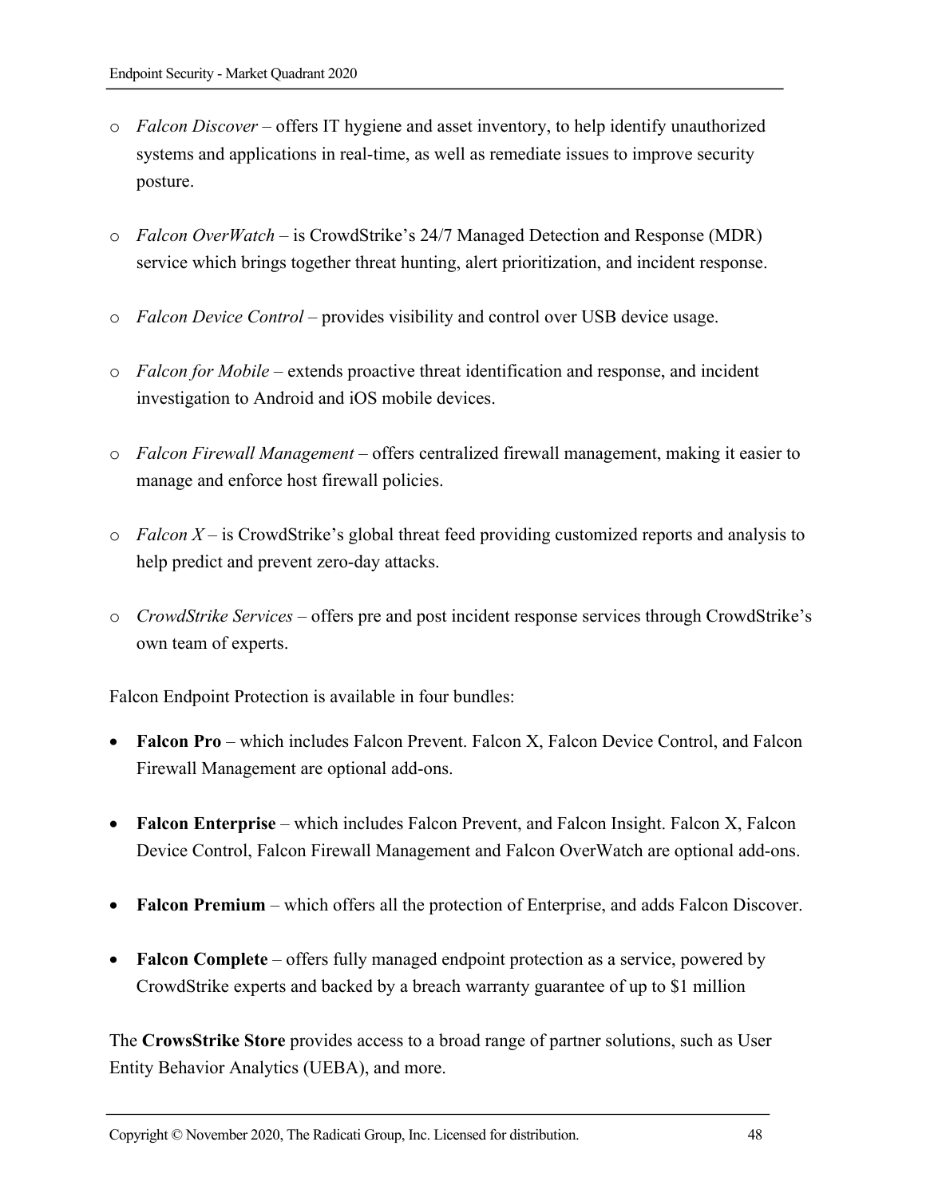- *Falcon Discover* – offers IT hygiene and asset inventory, to help identify unauthorized systems and applications in real-time, as well as remediate issues to improve security posture.

- *Falcon OverWatch* – is CrowdStrike's 24/7 Managed Detection and Response (MDR) service which brings together threat hunting, alert prioritization, and incident response.

- *Falcon Device Control* – provides visibility and control over USB device usage.

- *Falcon for Mobile* – extends proactive threat identification and response, and incident investigation to Android and iOS mobile devices.

- *Falcon Firewall Management* – offers centralized firewall management, making it easier to manage and enforce host firewall policies.

- *Falcon X* – is CrowdStrike's global threat feed providing customized reports and analysis to help predict and prevent zero-day attacks.

- *CrowdStrike Services* – offers pre and post incident response services through CrowdStrike's own team of experts.

Falcon Endpoint Protection is available in four bundles:

- **Falcon Pro** – which includes Falcon Prevent. Falcon X, Falcon Device Control, and Falcon Firewall Management are optional add-ons.

- **Falcon Enterprise** – which includes Falcon Prevent, and Falcon Insight. Falcon X, Falcon Device Control, Falcon Firewall Management and Falcon OverWatch are optional add-ons.

- **Falcon Premium** – which offers all the protection of Enterprise, and adds Falcon Discover.

- **Falcon Complete** – offers fully managed endpoint protection as a service, powered by CrowdStrike experts and backed by a breach warranty guarantee of up to $1 million

The **CrowsStrike Store** provides access to a broad range of partner solutions, such as User Entity Behavior Analytics (UEBA), and more.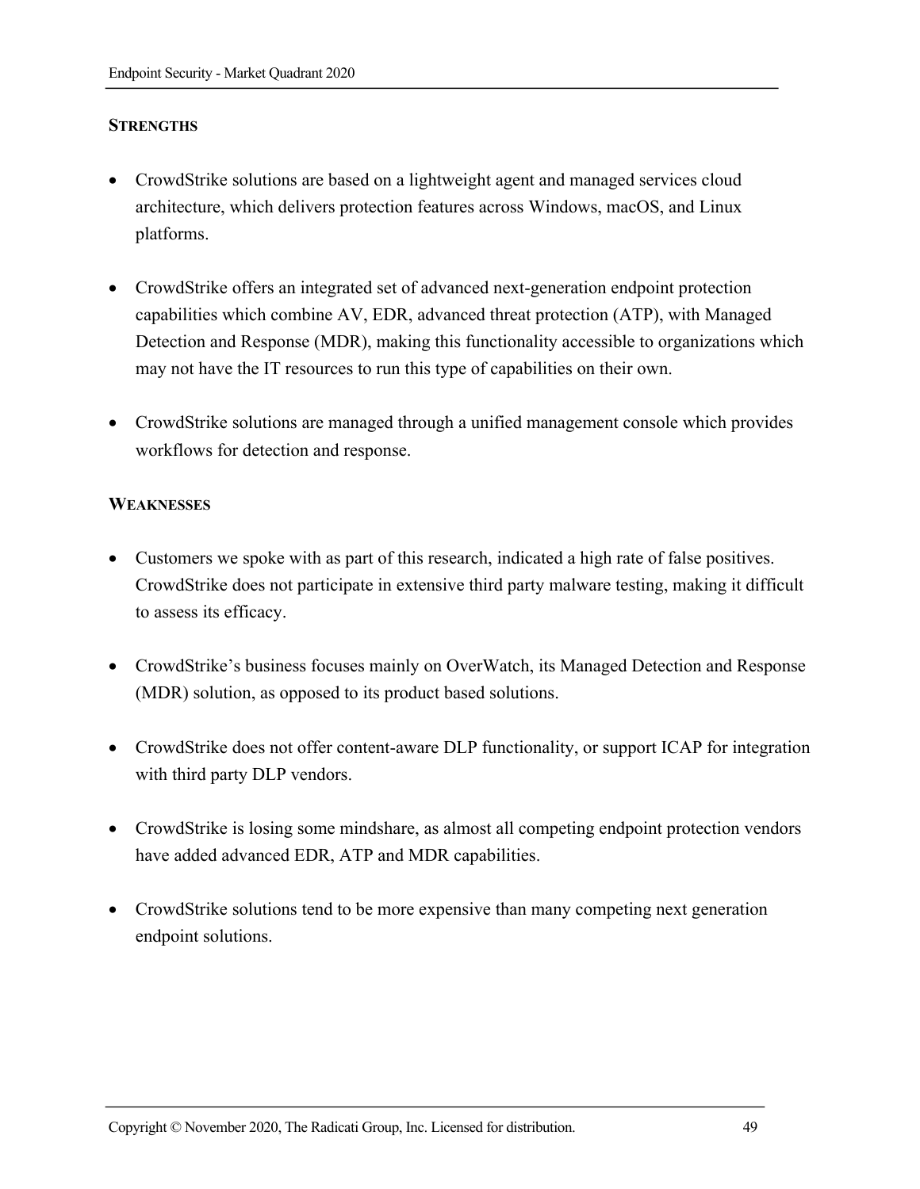### Strengths

- CrowdStrike solutions are based on a lightweight agent and managed services cloud architecture, which delivers protection features across Windows, macOS, and Linux platforms.

- CrowdStrike offers an integrated set of advanced next-generation endpoint protection capabilities which combine AV, EDR, advanced threat protection (ATP), with Managed Detection and Response (MDR), making this functionality accessible to organizations which may not have the IT resources to run this type of capabilities on their own.

- CrowdStrike solutions are managed through a unified management console which provides workflows for detection and response.

### Weaknesses

- Customers we spoke with as part of this research, indicated a high rate of false positives. CrowdStrike does not participate in extensive third party malware testing, making it difficult to assess its efficacy.

- CrowdStrike's business focuses mainly on OverWatch, its Managed Detection and Response (MDR) solution, as opposed to its product based solutions.

- CrowdStrike does not offer content-aware DLP functionality, or support ICAP for integration with third party DLP vendors.

- CrowdStrike is losing some mindshare, as almost all competing endpoint protection vendors have added advanced EDR, ATP and MDR capabilities.

- CrowdStrike solutions tend to be more expensive than many competing next generation endpoint solutions.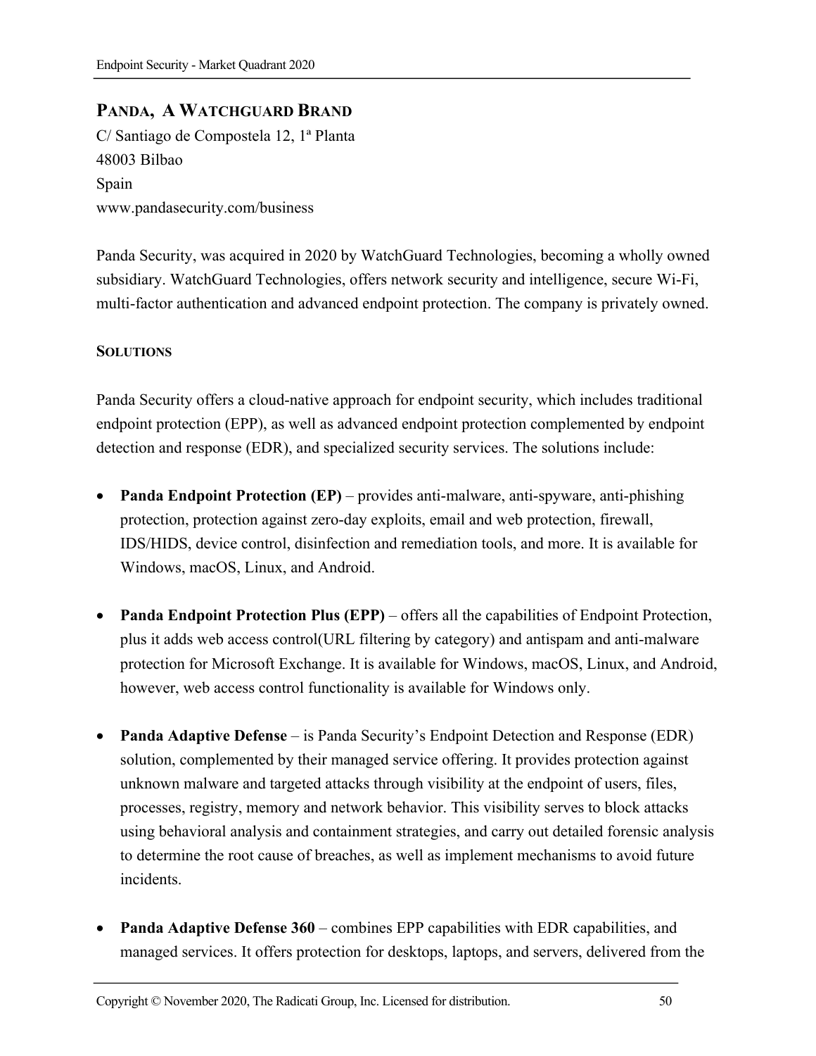## Panda, A WatchGuard Brand

C/ Santiago de Compostela 12, 1ª Planta
48003 Bilbao
Spain
www.pandasecurity.com/business

Panda Security, was acquired in 2020 by WatchGuard Technologies, becoming a wholly owned subsidiary. WatchGuard Technologies, offers network security and intelligence, secure Wi-Fi, multi-factor authentication and advanced endpoint protection. The company is privately owned.

### Solutions

Panda Security offers a cloud-native approach for endpoint security, which includes traditional endpoint protection (EPP), as well as advanced endpoint protection complemented by endpoint detection and response (EDR), and specialized security services. The solutions include:

- **Panda Endpoint Protection (EP)** – provides anti-malware, anti-spyware, anti-phishing protection, protection against zero-day exploits, email and web protection, firewall, IDS/HIDS, device control, disinfection and remediation tools, and more. It is available for Windows, macOS, Linux, and Android.

- **Panda Endpoint Protection Plus (EPP)** – offers all the capabilities of Endpoint Protection, plus it adds web access control(URL filtering by category) and antispam and anti-malware protection for Microsoft Exchange. It is available for Windows, macOS, Linux, and Android, however, web access control functionality is available for Windows only.

- **Panda Adaptive Defense** – is Panda Security's Endpoint Detection and Response (EDR) solution, complemented by their managed service offering. It provides protection against unknown malware and targeted attacks through visibility at the endpoint of users, files, processes, registry, memory and network behavior. This visibility serves to block attacks using behavioral analysis and containment strategies, and carry out detailed forensic analysis to determine the root cause of breaches, as well as implement mechanisms to avoid future incidents.

- **Panda Adaptive Defense 360** – combines EPP capabilities with EDR capabilities, and managed services. It offers protection for desktops, laptops, and servers, delivered from the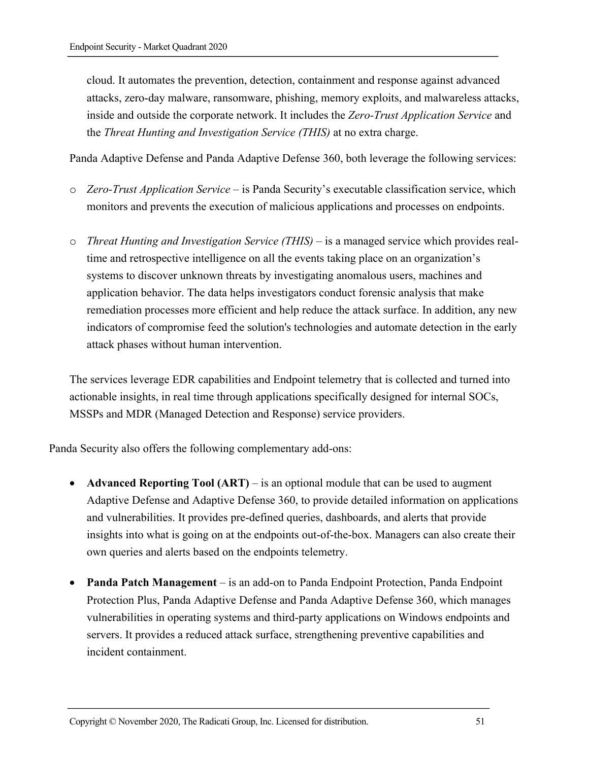cloud. It automates the prevention, detection, containment and response against advanced attacks, zero-day malware, ransomware, phishing, memory exploits, and malwareless attacks, inside and outside the corporate network. It includes the *Zero-Trust Application Service* and the *Threat Hunting and Investigation Service (THIS)* at no extra charge.

Panda Adaptive Defense and Panda Adaptive Defense 360, both leverage the following services:

- *Zero-Trust Application Service* – is Panda Security's executable classification service, which monitors and prevents the execution of malicious applications and processes on endpoints.

- *Threat Hunting and Investigation Service (THIS)* – is a managed service which provides real-time and retrospective intelligence on all the events taking place on an organization's systems to discover unknown threats by investigating anomalous users, machines and application behavior. The data helps investigators conduct forensic analysis that make remediation processes more efficient and help reduce the attack surface. In addition, any new indicators of compromise feed the solution's technologies and automate detection in the early attack phases without human intervention.

The services leverage EDR capabilities and Endpoint telemetry that is collected and turned into actionable insights, in real time through applications specifically designed for internal SOCs, MSSPs and MDR (Managed Detection and Response) service providers.

Panda Security also offers the following complementary add-ons:

- **Advanced Reporting Tool (ART)** – is an optional module that can be used to augment Adaptive Defense and Adaptive Defense 360, to provide detailed information on applications and vulnerabilities. It provides pre-defined queries, dashboards, and alerts that provide insights into what is going on at the endpoints out-of-the-box. Managers can also create their own queries and alerts based on the endpoints telemetry.

- **Panda Patch Management** – is an add-on to Panda Endpoint Protection, Panda Endpoint Protection Plus, Panda Adaptive Defense and Panda Adaptive Defense 360, which manages vulnerabilities in operating systems and third-party applications on Windows endpoints and servers. It provides a reduced attack surface, strengthening preventive capabilities and incident containment.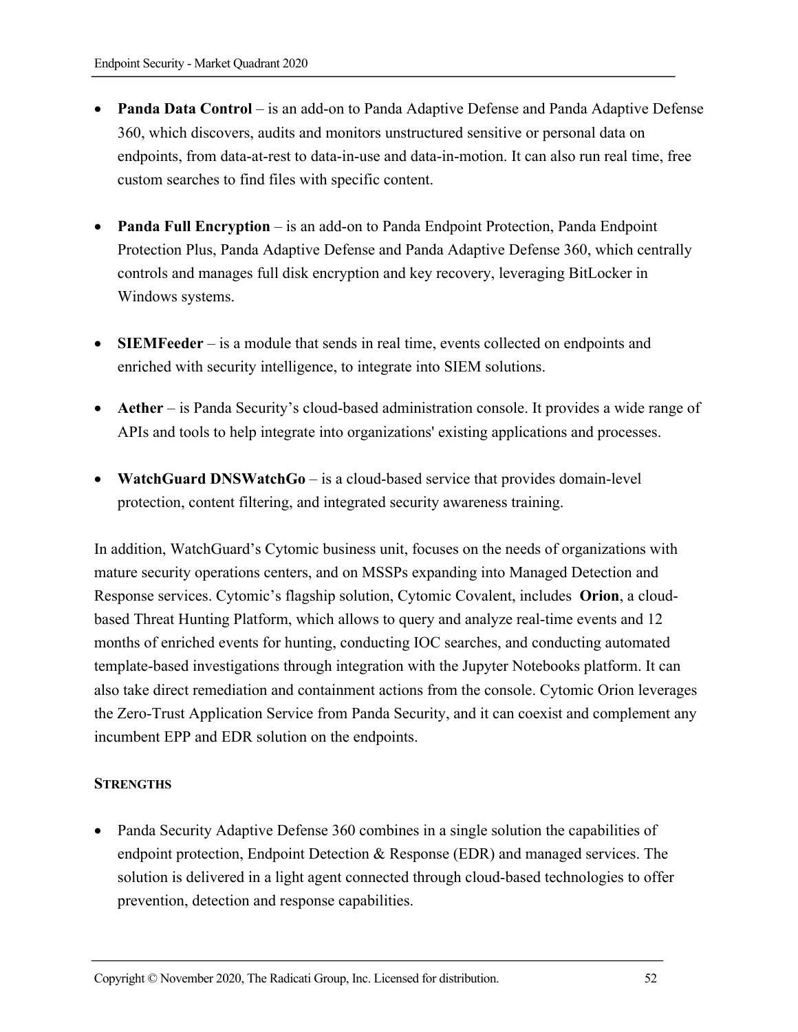- **Panda Data Control** – is an add-on to Panda Adaptive Defense and Panda Adaptive Defense 360, which discovers, audits and monitors unstructured sensitive or personal data on endpoints, from data-at-rest to data-in-use and data-in-motion. It can also run real time, free custom searches to find files with specific content.

- **Panda Full Encryption** – is an add-on to Panda Endpoint Protection, Panda Endpoint Protection Plus, Panda Adaptive Defense and Panda Adaptive Defense 360, which centrally controls and manages full disk encryption and key recovery, leveraging BitLocker in Windows systems.

- **SIEMFeeder** – is a module that sends in real time, events collected on endpoints and enriched with security intelligence, to integrate into SIEM solutions.

- **Aether** – is Panda Security's cloud-based administration console. It provides a wide range of APIs and tools to help integrate into organizations' existing applications and processes.

- **WatchGuard DNSWatchGo** – is a cloud-based service that provides domain-level protection, content filtering, and integrated security awareness training.

In addition, WatchGuard's Cytomic business unit, focuses on the needs of organizations with mature security operations centers, and on MSSPs expanding into Managed Detection and Response services. Cytomic's flagship solution, Cytomic Covalent, includes **Orion**, a cloud-based Threat Hunting Platform, which allows to query and analyze real-time events and 12 months of enriched events for hunting, conducting IOC searches, and conducting automated template-based investigations through integration with the Jupyter Notebooks platform. It can also take direct remediation and containment actions from the console. Cytomic Orion leverages the Zero-Trust Application Service from Panda Security, and it can coexist and complement any incumbent EPP and EDR solution on the endpoints.

#### STRENGTHS

- Panda Security Adaptive Defense 360 combines in a single solution the capabilities of endpoint protection, Endpoint Detection & Response (EDR) and managed services. The solution is delivered in a light agent connected through cloud-based technologies to offer prevention, detection and response capabilities.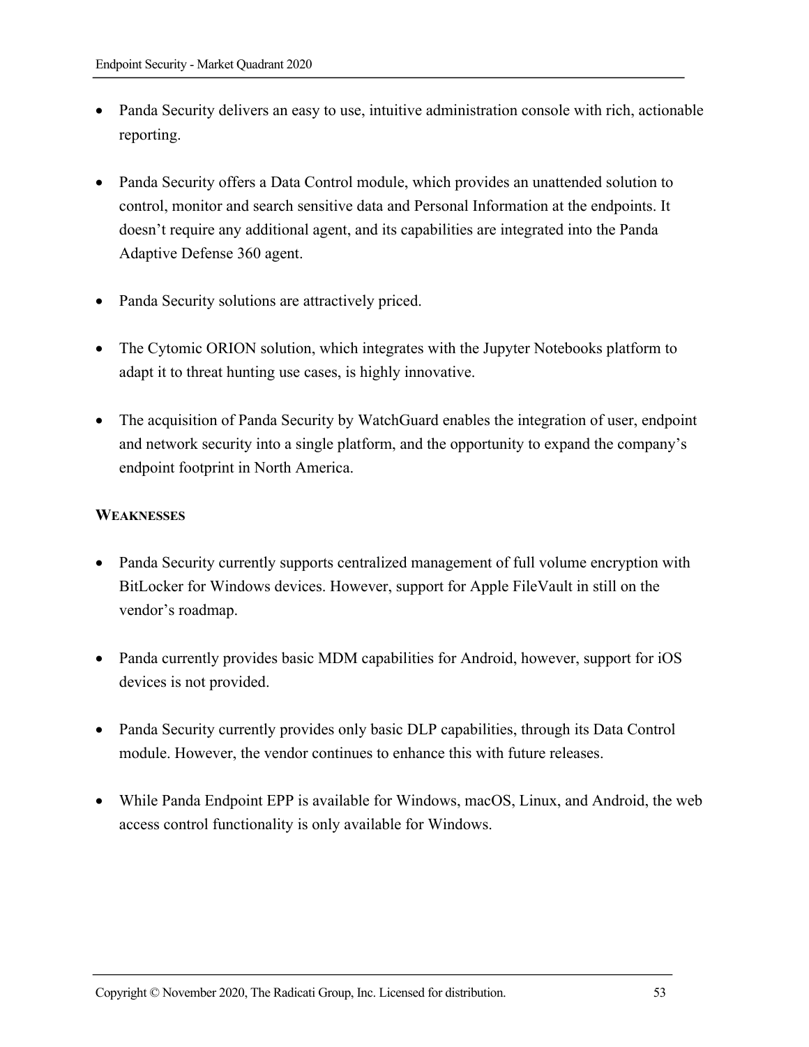- Panda Security delivers an easy to use, intuitive administration console with rich, actionable reporting.

- Panda Security offers a Data Control module, which provides an unattended solution to control, monitor and search sensitive data and Personal Information at the endpoints. It doesn't require any additional agent, and its capabilities are integrated into the Panda Adaptive Defense 360 agent.

- Panda Security solutions are attractively priced.

- The Cytomic ORION solution, which integrates with the Jupyter Notebooks platform to adapt it to threat hunting use cases, is highly innovative.

- The acquisition of Panda Security by WatchGuard enables the integration of user, endpoint and network security into a single platform, and the opportunity to expand the company's endpoint footprint in North America.

**WEAKNESSES**

- Panda Security currently supports centralized management of full volume encryption with BitLocker for Windows devices. However, support for Apple FileVault in still on the vendor's roadmap.

- Panda currently provides basic MDM capabilities for Android, however, support for iOS devices is not provided.

- Panda Security currently provides only basic DLP capabilities, through its Data Control module. However, the vendor continues to enhance this with future releases.

- While Panda Endpoint EPP is available for Windows, macOS, Linux, and Android, the web access control functionality is only available for Windows.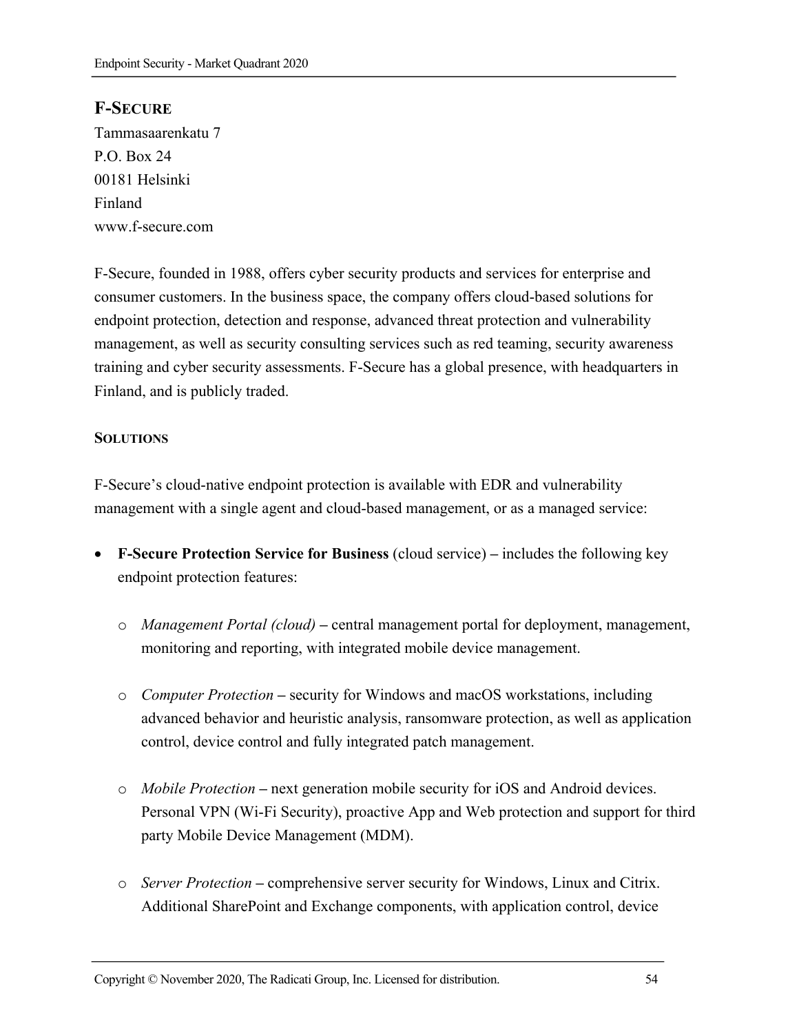## F-Secure

Tammasaarenkatu 7
P.O. Box 24
00181 Helsinki
Finland
www.f-secure.com

F-Secure, founded in 1988, offers cyber security products and services for enterprise and consumer customers. In the business space, the company offers cloud-based solutions for endpoint protection, detection and response, advanced threat protection and vulnerability management, as well as security consulting services such as red teaming, security awareness training and cyber security assessments. F-Secure has a global presence, with headquarters in Finland, and is publicly traded.

### Solutions

F-Secure's cloud-native endpoint protection is available with EDR and vulnerability management with a single agent and cloud-based management, or as a managed service:

- **F-Secure Protection Service for Business** (cloud service) **–** includes the following key endpoint protection features:
    - *Management Portal (cloud)* **–** central management portal for deployment, management, monitoring and reporting, with integrated mobile device management.
    - *Computer Protection* **–** security for Windows and macOS workstations, including advanced behavior and heuristic analysis, ransomware protection, as well as application control, device control and fully integrated patch management.
    - *Mobile Protection* **–** next generation mobile security for iOS and Android devices. Personal VPN (Wi-Fi Security), proactive App and Web protection and support for third party Mobile Device Management (MDM).
    - *Server Protection* **–** comprehensive server security for Windows, Linux and Citrix. Additional SharePoint and Exchange components, with application control, device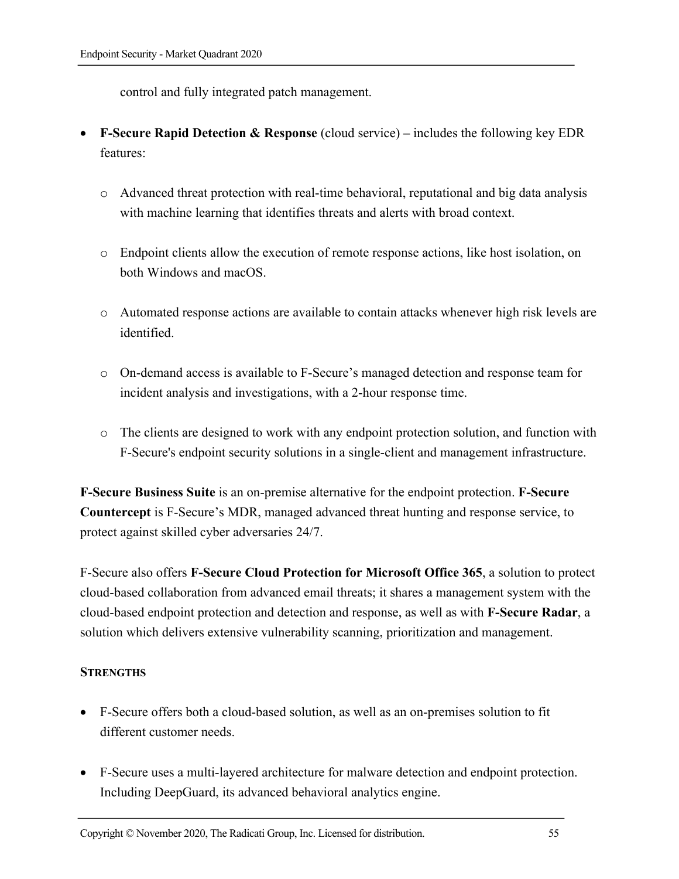control and fully integrated patch management.

- **F-Secure Rapid Detection & Response** (cloud service) **–** includes the following key EDR features:
    - Advanced threat protection with real-time behavioral, reputational and big data analysis with machine learning that identifies threats and alerts with broad context.
    - Endpoint clients allow the execution of remote response actions, like host isolation, on both Windows and macOS.
    - Automated response actions are available to contain attacks whenever high risk levels are identified.
    - On-demand access is available to F-Secure's managed detection and response team for incident analysis and investigations, with a 2-hour response time.
    - The clients are designed to work with any endpoint protection solution, and function with F-Secure's endpoint security solutions in a single-client and management infrastructure.

**F-Secure Business Suite** is an on-premise alternative for the endpoint protection. **F-Secure Countercept** is F-Secure's MDR, managed advanced threat hunting and response service, to protect against skilled cyber adversaries 24/7.

F-Secure also offers **F-Secure Cloud Protection for Microsoft Office 365**, a solution to protect cloud-based collaboration from advanced email threats; it shares a management system with the cloud-based endpoint protection and detection and response, as well as with **F-Secure Radar**, a solution which delivers extensive vulnerability scanning, prioritization and management.

**STRENGTHS**

- F-Secure offers both a cloud-based solution, as well as an on-premises solution to fit different customer needs.
- F-Secure uses a multi-layered architecture for malware detection and endpoint protection. Including DeepGuard, its advanced behavioral analytics engine.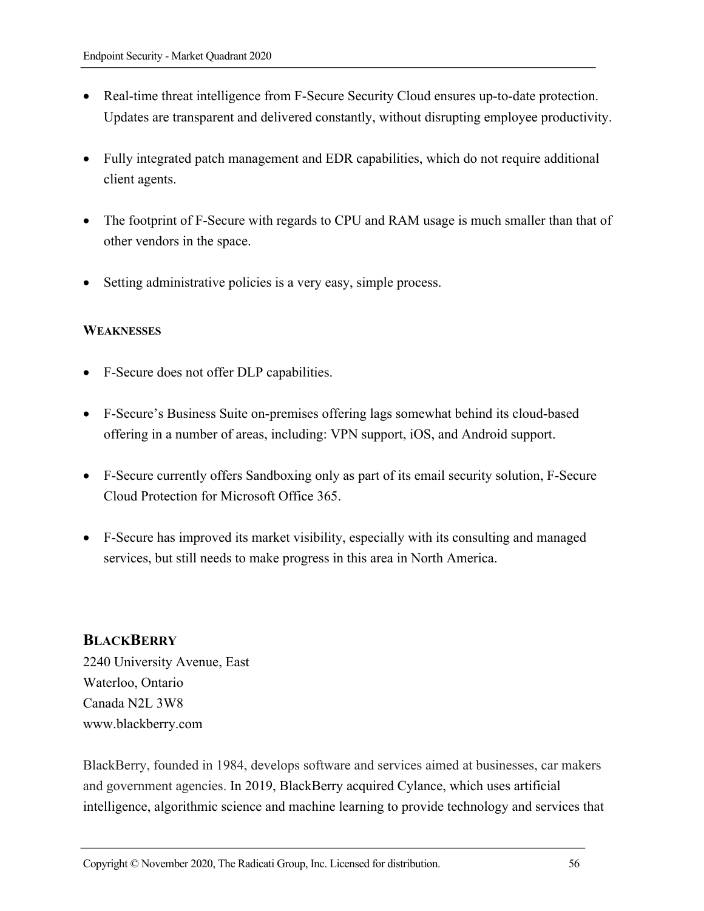- Real-time threat intelligence from F-Secure Security Cloud ensures up-to-date protection. Updates are transparent and delivered constantly, without disrupting employee productivity.

- Fully integrated patch management and EDR capabilities, which do not require additional client agents.

- The footprint of F-Secure with regards to CPU and RAM usage is much smaller than that of other vendors in the space.

- Setting administrative policies is a very easy, simple process.

**WEAKNESSES**

- F-Secure does not offer DLP capabilities.

- F-Secure's Business Suite on-premises offering lags somewhat behind its cloud-based offering in a number of areas, including: VPN support, iOS, and Android support.

- F-Secure currently offers Sandboxing only as part of its email security solution, F-Secure Cloud Protection for Microsoft Office 365.

- F-Secure has improved its market visibility, especially with its consulting and managed services, but still needs to make progress in this area in North America.

## BLACKBERRY

2240 University Avenue, East
Waterloo, Ontario
Canada N2L 3W8
www.blackberry.com

BlackBerry, founded in 1984, develops software and services aimed at businesses, car makers and government agencies. In 2019, BlackBerry acquired Cylance, which uses artificial intelligence, algorithmic science and machine learning to provide technology and services that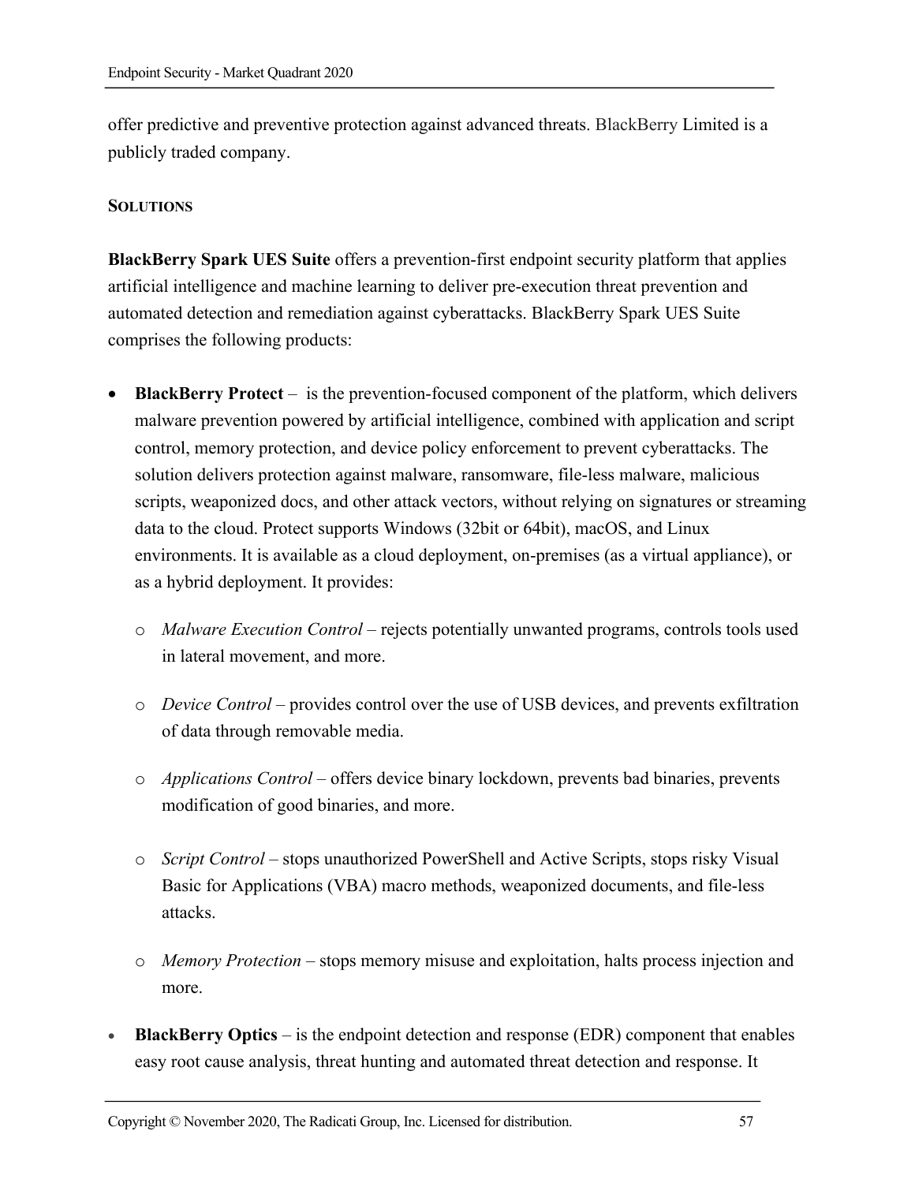offer predictive and preventive protection against advanced threats. BlackBerry Limited is a publicly traded company.

**SOLUTIONS**

**BlackBerry Spark UES Suite** offers a prevention-first endpoint security platform that applies artificial intelligence and machine learning to deliver pre-execution threat prevention and automated detection and remediation against cyberattacks. BlackBerry Spark UES Suite comprises the following products:

- **BlackBerry Protect** – is the prevention-focused component of the platform, which delivers malware prevention powered by artificial intelligence, combined with application and script control, memory protection, and device policy enforcement to prevent cyberattacks. The solution delivers protection against malware, ransomware, file-less malware, malicious scripts, weaponized docs, and other attack vectors, without relying on signatures or streaming data to the cloud. Protect supports Windows (32bit or 64bit), macOS, and Linux environments. It is available as a cloud deployment, on-premises (as a virtual appliance), or as a hybrid deployment. It provides:
  - *Malware Execution Control* – rejects potentially unwanted programs, controls tools used in lateral movement, and more.
  - *Device Control* – provides control over the use of USB devices, and prevents exfiltration of data through removable media.
  - *Applications Control* – offers device binary lockdown, prevents bad binaries, prevents modification of good binaries, and more.
  - *Script Control* – stops unauthorized PowerShell and Active Scripts, stops risky Visual Basic for Applications (VBA) macro methods, weaponized documents, and file-less attacks.
  - *Memory Protection* – stops memory misuse and exploitation, halts process injection and more.
- **BlackBerry Optics** – is the endpoint detection and response (EDR) component that enables easy root cause analysis, threat hunting and automated threat detection and response. It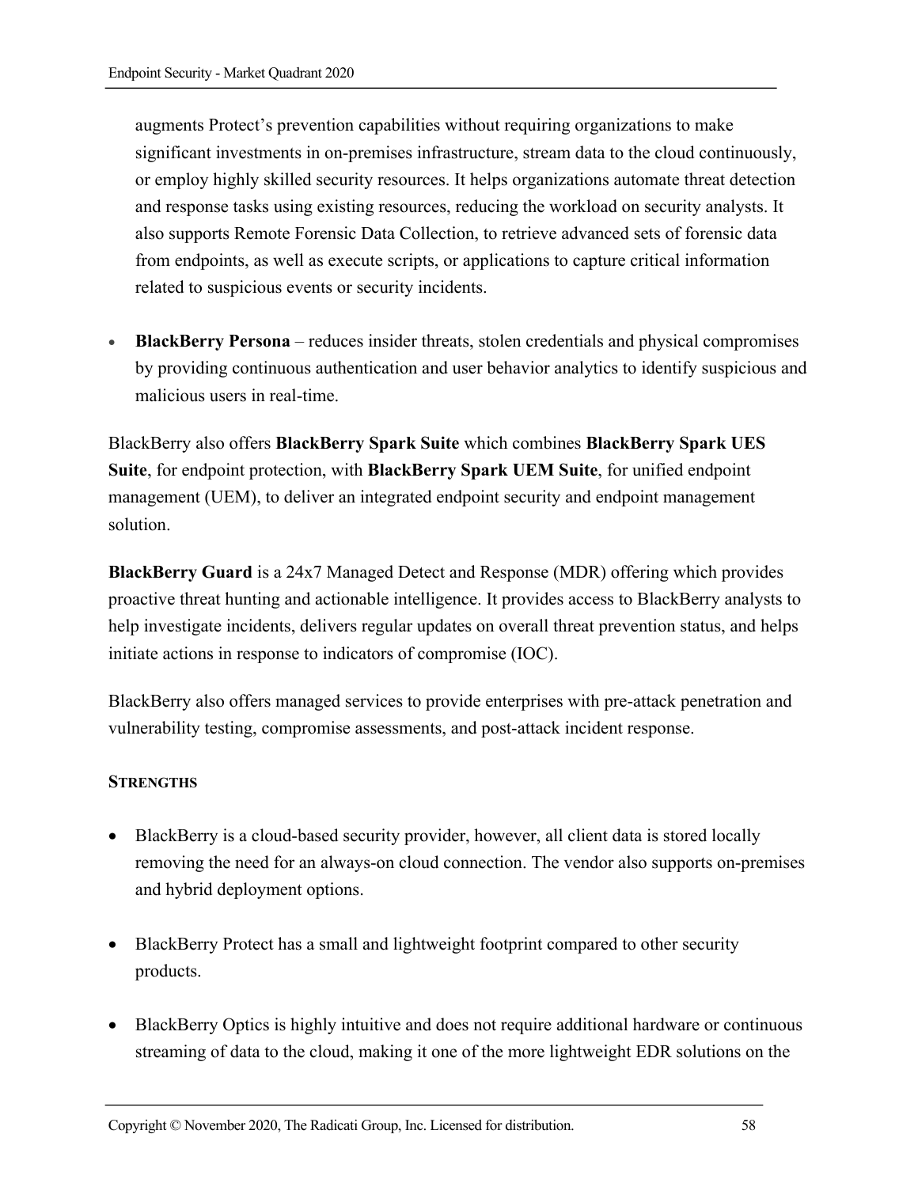augments Protect's prevention capabilities without requiring organizations to make significant investments in on-premises infrastructure, stream data to the cloud continuously, or employ highly skilled security resources. It helps organizations automate threat detection and response tasks using existing resources, reducing the workload on security analysts. It also supports Remote Forensic Data Collection, to retrieve advanced sets of forensic data from endpoints, as well as execute scripts, or applications to capture critical information related to suspicious events or security incidents.

- **BlackBerry Persona** – reduces insider threats, stolen credentials and physical compromises by providing continuous authentication and user behavior analytics to identify suspicious and malicious users in real-time.

BlackBerry also offers **BlackBerry Spark Suite** which combines **BlackBerry Spark UES Suite**, for endpoint protection, with **BlackBerry Spark UEM Suite**, for unified endpoint management (UEM), to deliver an integrated endpoint security and endpoint management solution.

**BlackBerry Guard** is a 24x7 Managed Detect and Response (MDR) offering which provides proactive threat hunting and actionable intelligence. It provides access to BlackBerry analysts to help investigate incidents, delivers regular updates on overall threat prevention status, and helps initiate actions in response to indicators of compromise (IOC).

BlackBerry also offers managed services to provide enterprises with pre-attack penetration and vulnerability testing, compromise assessments, and post-attack incident response.

**STRENGTHS**

- BlackBerry is a cloud-based security provider, however, all client data is stored locally removing the need for an always-on cloud connection. The vendor also supports on-premises and hybrid deployment options.

- BlackBerry Protect has a small and lightweight footprint compared to other security products.

- BlackBerry Optics is highly intuitive and does not require additional hardware or continuous streaming of data to the cloud, making it one of the more lightweight EDR solutions on the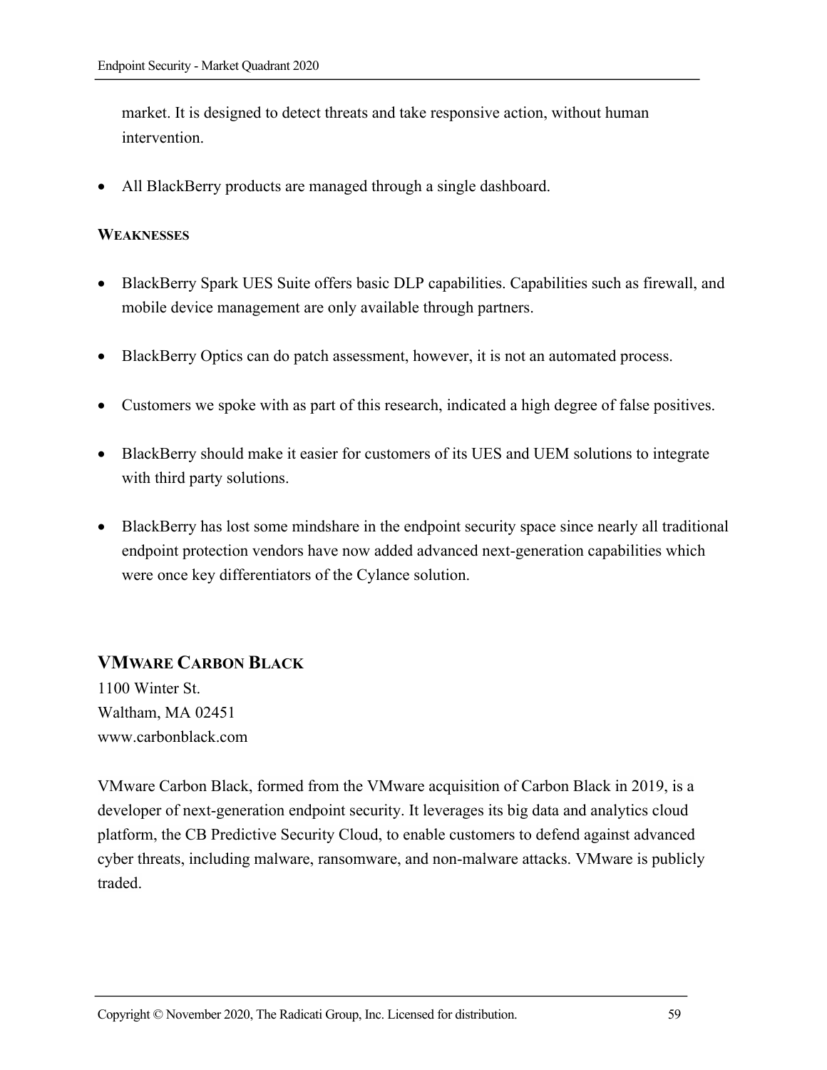market. It is designed to detect threats and take responsive action, without human intervention.

- All BlackBerry products are managed through a single dashboard.

**WEAKNESSES**

- BlackBerry Spark UES Suite offers basic DLP capabilities. Capabilities such as firewall, and mobile device management are only available through partners.
- BlackBerry Optics can do patch assessment, however, it is not an automated process.
- Customers we spoke with as part of this research, indicated a high degree of false positives.
- BlackBerry should make it easier for customers of its UES and UEM solutions to integrate with third party solutions.
- BlackBerry has lost some mindshare in the endpoint security space since nearly all traditional endpoint protection vendors have now added advanced next-generation capabilities which were once key differentiators of the Cylance solution.

## VMWARE CARBON BLACK

1100 Winter St.
Waltham, MA 02451
www.carbonblack.com

VMware Carbon Black, formed from the VMware acquisition of Carbon Black in 2019, is a developer of next-generation endpoint security. It leverages its big data and analytics cloud platform, the CB Predictive Security Cloud, to enable customers to defend against advanced cyber threats, including malware, ransomware, and non-malware attacks. VMware is publicly traded.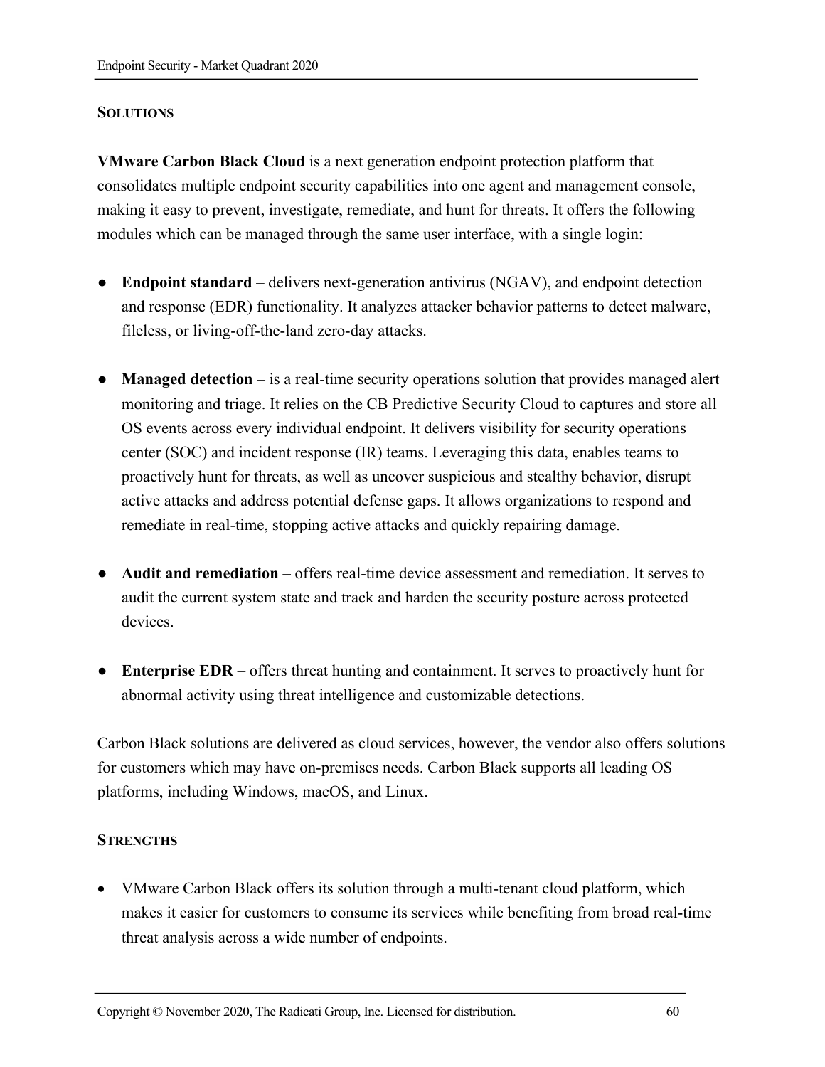### SOLUTIONS

**VMware Carbon Black Cloud** is a next generation endpoint protection platform that consolidates multiple endpoint security capabilities into one agent and management console, making it easy to prevent, investigate, remediate, and hunt for threats. It offers the following modules which can be managed through the same user interface, with a single login:

- **Endpoint standard** – delivers next-generation antivirus (NGAV), and endpoint detection and response (EDR) functionality. It analyzes attacker behavior patterns to detect malware, fileless, or living-off-the-land zero-day attacks.

- **Managed detection** – is a real-time security operations solution that provides managed alert monitoring and triage. It relies on the CB Predictive Security Cloud to captures and store all OS events across every individual endpoint. It delivers visibility for security operations center (SOC) and incident response (IR) teams. Leveraging this data, enables teams to proactively hunt for threats, as well as uncover suspicious and stealthy behavior, disrupt active attacks and address potential defense gaps. It allows organizations to respond and remediate in real-time, stopping active attacks and quickly repairing damage.

- **Audit and remediation** – offers real-time device assessment and remediation. It serves to audit the current system state and track and harden the security posture across protected devices.

- **Enterprise EDR** – offers threat hunting and containment. It serves to proactively hunt for abnormal activity using threat intelligence and customizable detections.

Carbon Black solutions are delivered as cloud services, however, the vendor also offers solutions for customers which may have on-premises needs. Carbon Black supports all leading OS platforms, including Windows, macOS, and Linux.

### STRENGTHS

- VMware Carbon Black offers its solution through a multi-tenant cloud platform, which makes it easier for customers to consume its services while benefiting from broad real-time threat analysis across a wide number of endpoints.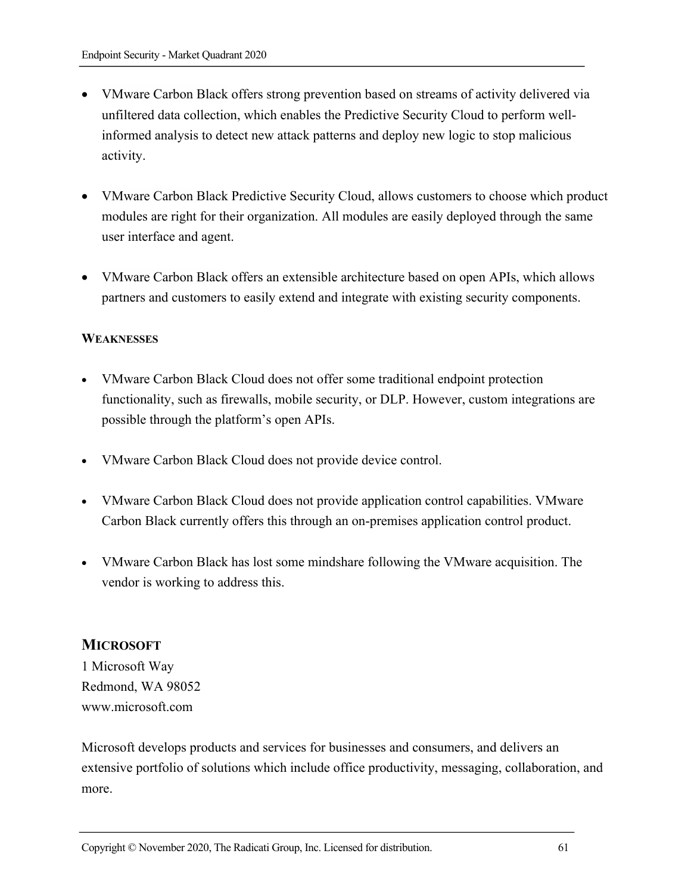- VMware Carbon Black offers strong prevention based on streams of activity delivered via unfiltered data collection, which enables the Predictive Security Cloud to perform well-informed analysis to detect new attack patterns and deploy new logic to stop malicious activity.

- VMware Carbon Black Predictive Security Cloud, allows customers to choose which product modules are right for their organization. All modules are easily deployed through the same user interface and agent.

- VMware Carbon Black offers an extensible architecture based on open APIs, which allows partners and customers to easily extend and integrate with existing security components.

#### WEAKNESSES

- VMware Carbon Black Cloud does not offer some traditional endpoint protection functionality, such as firewalls, mobile security, or DLP. However, custom integrations are possible through the platform's open APIs.

- VMware Carbon Black Cloud does not provide device control.

- VMware Carbon Black Cloud does not provide application control capabilities. VMware Carbon Black currently offers this through an on-premises application control product.

- VMware Carbon Black has lost some mindshare following the VMware acquisition. The vendor is working to address this.

### MICROSOFT

1 Microsoft Way
Redmond, WA 98052
www.microsoft.com

Microsoft develops products and services for businesses and consumers, and delivers an extensive portfolio of solutions which include office productivity, messaging, collaboration, and more.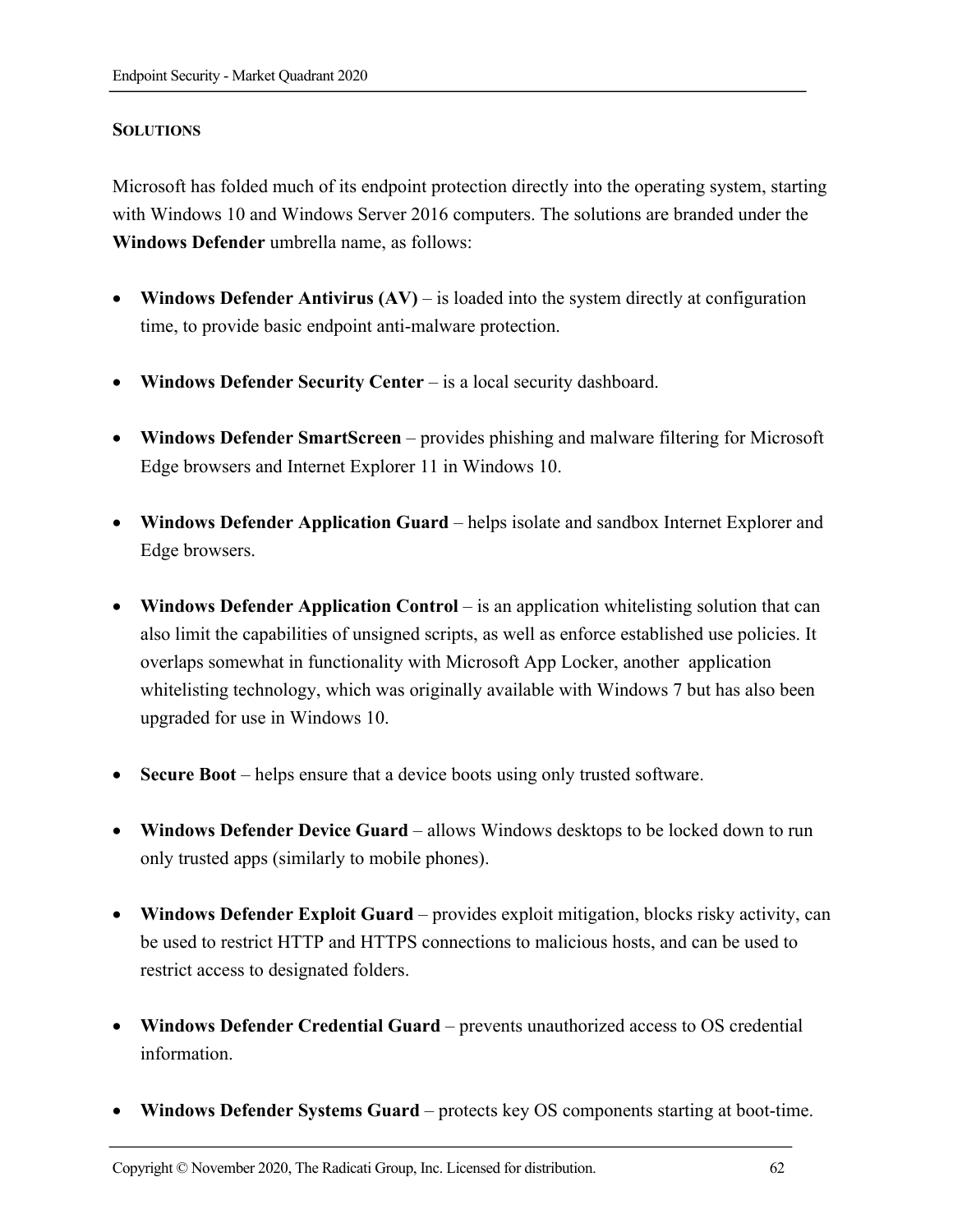### SOLUTIONS

Microsoft has folded much of its endpoint protection directly into the operating system, starting with Windows 10 and Windows Server 2016 computers. The solutions are branded under the **Windows Defender** umbrella name, as follows:

- **Windows Defender Antivirus (AV)** – is loaded into the system directly at configuration time, to provide basic endpoint anti-malware protection.

- **Windows Defender Security Center** – is a local security dashboard.

- **Windows Defender SmartScreen** – provides phishing and malware filtering for Microsoft Edge browsers and Internet Explorer 11 in Windows 10.

- **Windows Defender Application Guard** – helps isolate and sandbox Internet Explorer and Edge browsers.

- **Windows Defender Application Control** – is an application whitelisting solution that can also limit the capabilities of unsigned scripts, as well as enforce established use policies. It overlaps somewhat in functionality with Microsoft App Locker, another application whitelisting technology, which was originally available with Windows 7 but has also been upgraded for use in Windows 10.

- **Secure Boot** – helps ensure that a device boots using only trusted software.

- **Windows Defender Device Guard** – allows Windows desktops to be locked down to run only trusted apps (similarly to mobile phones).

- **Windows Defender Exploit Guard** – provides exploit mitigation, blocks risky activity, can be used to restrict HTTP and HTTPS connections to malicious hosts, and can be used to restrict access to designated folders.

- **Windows Defender Credential Guard** – prevents unauthorized access to OS credential information.

- **Windows Defender Systems Guard** – protects key OS components starting at boot-time.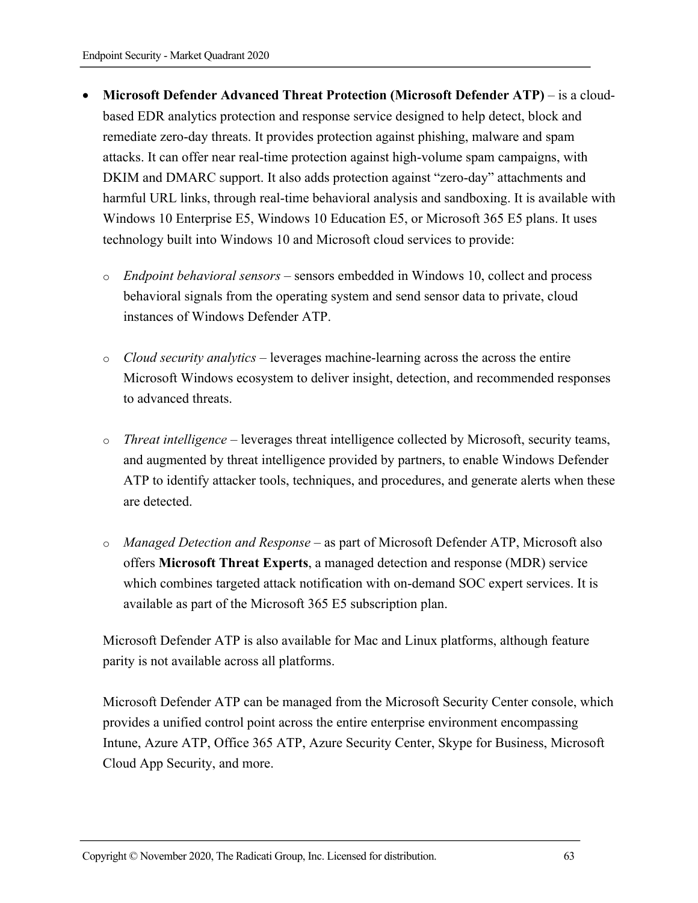- **Microsoft Defender Advanced Threat Protection (Microsoft Defender ATP)** – is a cloud-based EDR analytics protection and response service designed to help detect, block and remediate zero-day threats. It provides protection against phishing, malware and spam attacks. It can offer near real-time protection against high-volume spam campaigns, with DKIM and DMARC support. It also adds protection against "zero-day" attachments and harmful URL links, through real-time behavioral analysis and sandboxing. It is available with Windows 10 Enterprise E5, Windows 10 Education E5, or Microsoft 365 E5 plans. It uses technology built into Windows 10 and Microsoft cloud services to provide:

  - *Endpoint behavioral sensors* – sensors embedded in Windows 10, collect and process behavioral signals from the operating system and send sensor data to private, cloud instances of Windows Defender ATP.

  - *Cloud security analytics* – leverages machine-learning across the across the entire Microsoft Windows ecosystem to deliver insight, detection, and recommended responses to advanced threats.

  - *Threat intelligence* – leverages threat intelligence collected by Microsoft, security teams, and augmented by threat intelligence provided by partners, to enable Windows Defender ATP to identify attacker tools, techniques, and procedures, and generate alerts when these are detected.

  - *Managed Detection and Response* – as part of Microsoft Defender ATP, Microsoft also offers **Microsoft Threat Experts**, a managed detection and response (MDR) service which combines targeted attack notification with on-demand SOC expert services. It is available as part of the Microsoft 365 E5 subscription plan.

  Microsoft Defender ATP is also available for Mac and Linux platforms, although feature parity is not available across all platforms.

  Microsoft Defender ATP can be managed from the Microsoft Security Center console, which provides a unified control point across the entire enterprise environment encompassing Intune, Azure ATP, Office 365 ATP, Azure Security Center, Skype for Business, Microsoft Cloud App Security, and more.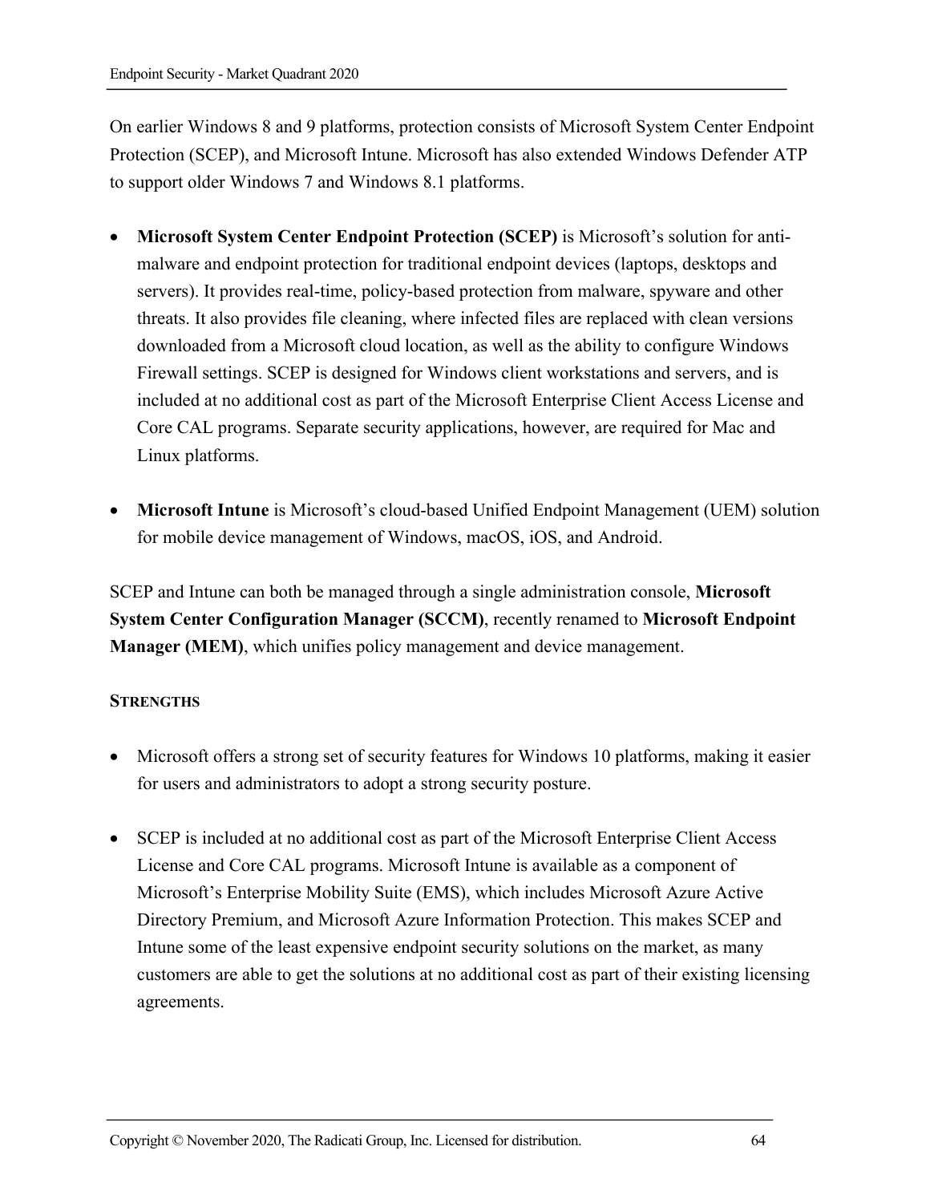On earlier Windows 8 and 9 platforms, protection consists of Microsoft System Center Endpoint Protection (SCEP), and Microsoft Intune. Microsoft has also extended Windows Defender ATP to support older Windows 7 and Windows 8.1 platforms.

- **Microsoft System Center Endpoint Protection (SCEP)** is Microsoft's solution for anti-malware and endpoint protection for traditional endpoint devices (laptops, desktops and servers). It provides real-time, policy-based protection from malware, spyware and other threats. It also provides file cleaning, where infected files are replaced with clean versions downloaded from a Microsoft cloud location, as well as the ability to configure Windows Firewall settings. SCEP is designed for Windows client workstations and servers, and is included at no additional cost as part of the Microsoft Enterprise Client Access License and Core CAL programs. Separate security applications, however, are required for Mac and Linux platforms.

- **Microsoft Intune** is Microsoft's cloud-based Unified Endpoint Management (UEM) solution for mobile device management of Windows, macOS, iOS, and Android.

SCEP and Intune can both be managed through a single administration console, **Microsoft System Center Configuration Manager (SCCM)**, recently renamed to **Microsoft Endpoint Manager (MEM)**, which unifies policy management and device management.

**STRENGTHS**

- Microsoft offers a strong set of security features for Windows 10 platforms, making it easier for users and administrators to adopt a strong security posture.

- SCEP is included at no additional cost as part of the Microsoft Enterprise Client Access License and Core CAL programs. Microsoft Intune is available as a component of Microsoft's Enterprise Mobility Suite (EMS), which includes Microsoft Azure Active Directory Premium, and Microsoft Azure Information Protection. This makes SCEP and Intune some of the least expensive endpoint security solutions on the market, as many customers are able to get the solutions at no additional cost as part of their existing licensing agreements.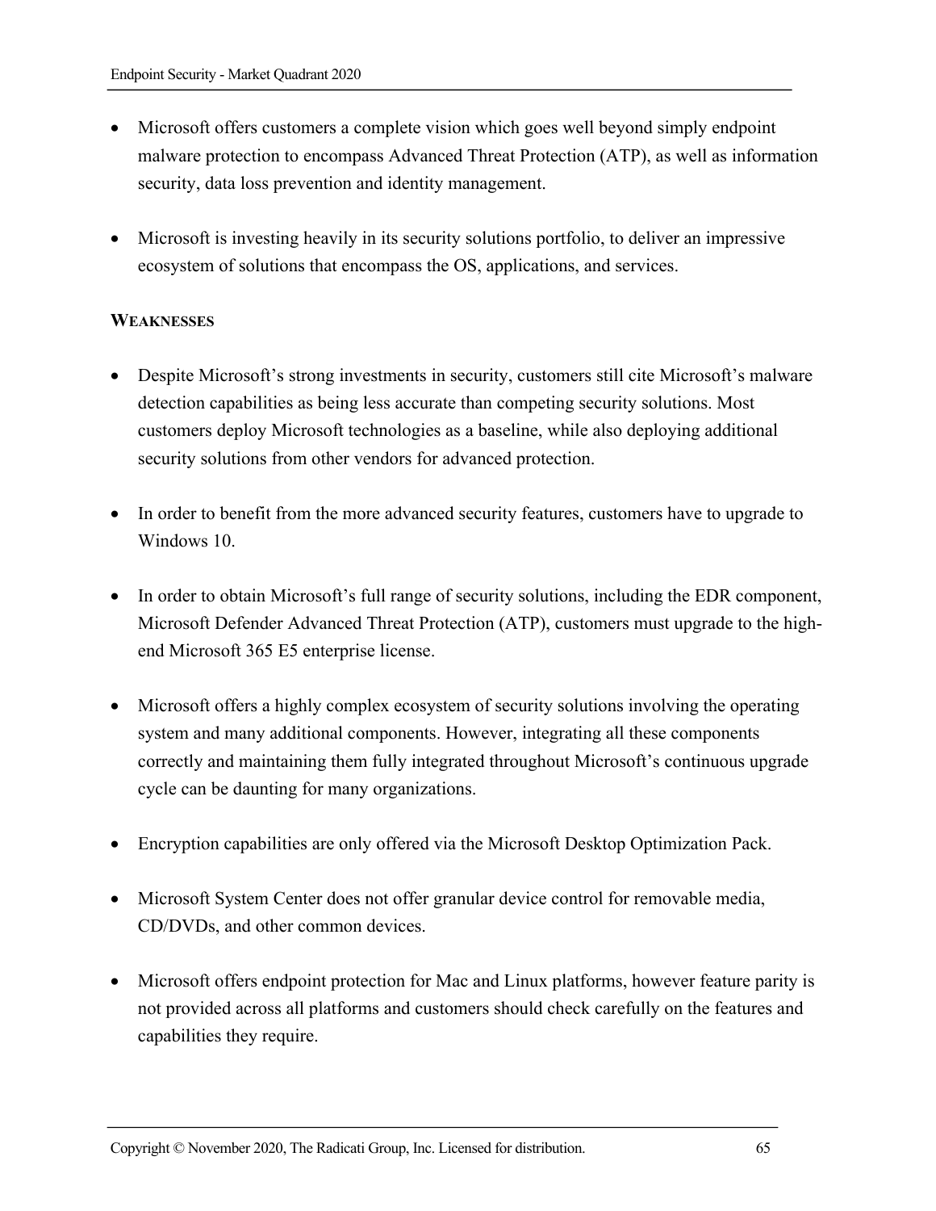- Microsoft offers customers a complete vision which goes well beyond simply endpoint malware protection to encompass Advanced Threat Protection (ATP), as well as information security, data loss prevention and identity management.

- Microsoft is investing heavily in its security solutions portfolio, to deliver an impressive ecosystem of solutions that encompass the OS, applications, and services.

**WEAKNESSES**

- Despite Microsoft's strong investments in security, customers still cite Microsoft's malware detection capabilities as being less accurate than competing security solutions. Most customers deploy Microsoft technologies as a baseline, while also deploying additional security solutions from other vendors for advanced protection.

- In order to benefit from the more advanced security features, customers have to upgrade to Windows 10.

- In order to obtain Microsoft's full range of security solutions, including the EDR component, Microsoft Defender Advanced Threat Protection (ATP), customers must upgrade to the high-end Microsoft 365 E5 enterprise license.

- Microsoft offers a highly complex ecosystem of security solutions involving the operating system and many additional components. However, integrating all these components correctly and maintaining them fully integrated throughout Microsoft's continuous upgrade cycle can be daunting for many organizations.

- Encryption capabilities are only offered via the Microsoft Desktop Optimization Pack.

- Microsoft System Center does not offer granular device control for removable media, CD/DVDs, and other common devices.

- Microsoft offers endpoint protection for Mac and Linux platforms, however feature parity is not provided across all platforms and customers should check carefully on the features and capabilities they require.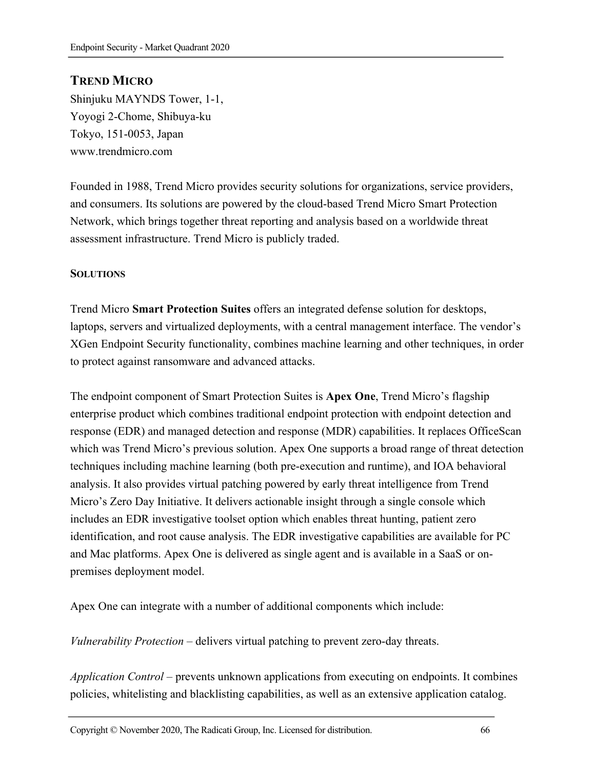## TREND MICRO

Shinjuku MAYNDS Tower, 1-1,
Yoyogi 2-Chome, Shibuya-ku
Tokyo, 151-0053, Japan
www.trendmicro.com

Founded in 1988, Trend Micro provides security solutions for organizations, service providers, and consumers. Its solutions are powered by the cloud-based Trend Micro Smart Protection Network, which brings together threat reporting and analysis based on a worldwide threat assessment infrastructure. Trend Micro is publicly traded.

### SOLUTIONS

Trend Micro **Smart Protection Suites** offers an integrated defense solution for desktops, laptops, servers and virtualized deployments, with a central management interface. The vendor's XGen Endpoint Security functionality, combines machine learning and other techniques, in order to protect against ransomware and advanced attacks.

The endpoint component of Smart Protection Suites is **Apex One**, Trend Micro's flagship enterprise product which combines traditional endpoint protection with endpoint detection and response (EDR) and managed detection and response (MDR) capabilities. It replaces OfficeScan which was Trend Micro's previous solution. Apex One supports a broad range of threat detection techniques including machine learning (both pre-execution and runtime), and IOA behavioral analysis. It also provides virtual patching powered by early threat intelligence from Trend Micro's Zero Day Initiative. It delivers actionable insight through a single console which includes an EDR investigative toolset option which enables threat hunting, patient zero identification, and root cause analysis. The EDR investigative capabilities are available for PC and Mac platforms. Apex One is delivered as single agent and is available in a SaaS or on-premises deployment model.

Apex One can integrate with a number of additional components which include:

*Vulnerability Protection* – delivers virtual patching to prevent zero-day threats.

*Application Control* – prevents unknown applications from executing on endpoints. It combines policies, whitelisting and blacklisting capabilities, as well as an extensive application catalog.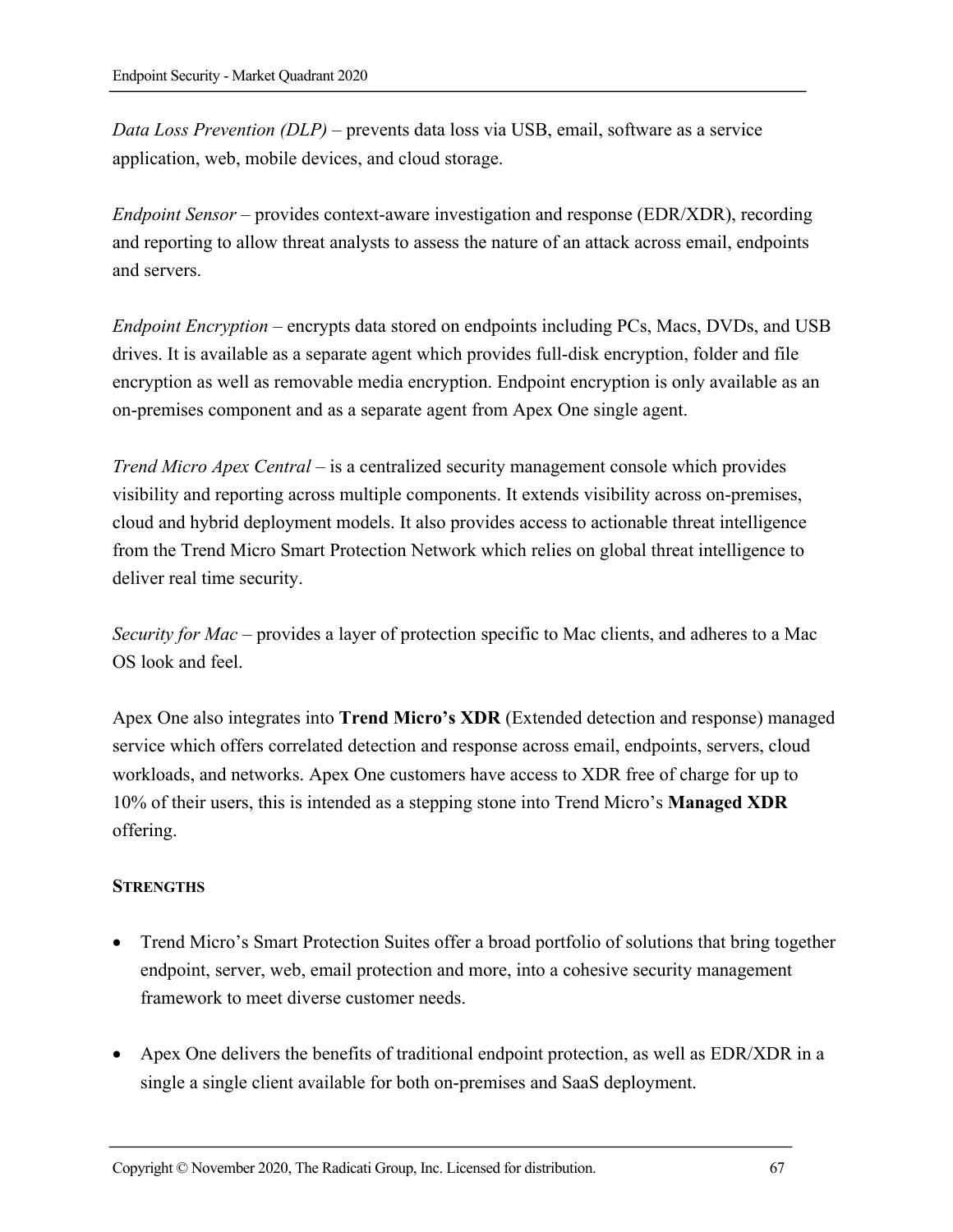*Data Loss Prevention (DLP)* – prevents data loss via USB, email, software as a service application, web, mobile devices, and cloud storage.

*Endpoint Sensor* – provides context-aware investigation and response (EDR/XDR), recording and reporting to allow threat analysts to assess the nature of an attack across email, endpoints and servers.

*Endpoint Encryption* – encrypts data stored on endpoints including PCs, Macs, DVDs, and USB drives. It is available as a separate agent which provides full-disk encryption, folder and file encryption as well as removable media encryption. Endpoint encryption is only available as an on-premises component and as a separate agent from Apex One single agent.

*Trend Micro Apex Central* – is a centralized security management console which provides visibility and reporting across multiple components. It extends visibility across on-premises, cloud and hybrid deployment models. It also provides access to actionable threat intelligence from the Trend Micro Smart Protection Network which relies on global threat intelligence to deliver real time security.

*Security for Mac* – provides a layer of protection specific to Mac clients, and adheres to a Mac OS look and feel.

Apex One also integrates into **Trend Micro's XDR** (Extended detection and response) managed service which offers correlated detection and response across email, endpoints, servers, cloud workloads, and networks. Apex One customers have access to XDR free of charge for up to 10% of their users, this is intended as a stepping stone into Trend Micro's **Managed XDR** offering.

**STRENGTHS**

- Trend Micro's Smart Protection Suites offer a broad portfolio of solutions that bring together endpoint, server, web, email protection and more, into a cohesive security management framework to meet diverse customer needs.
- Apex One delivers the benefits of traditional endpoint protection, as well as EDR/XDR in a single a single client available for both on-premises and SaaS deployment.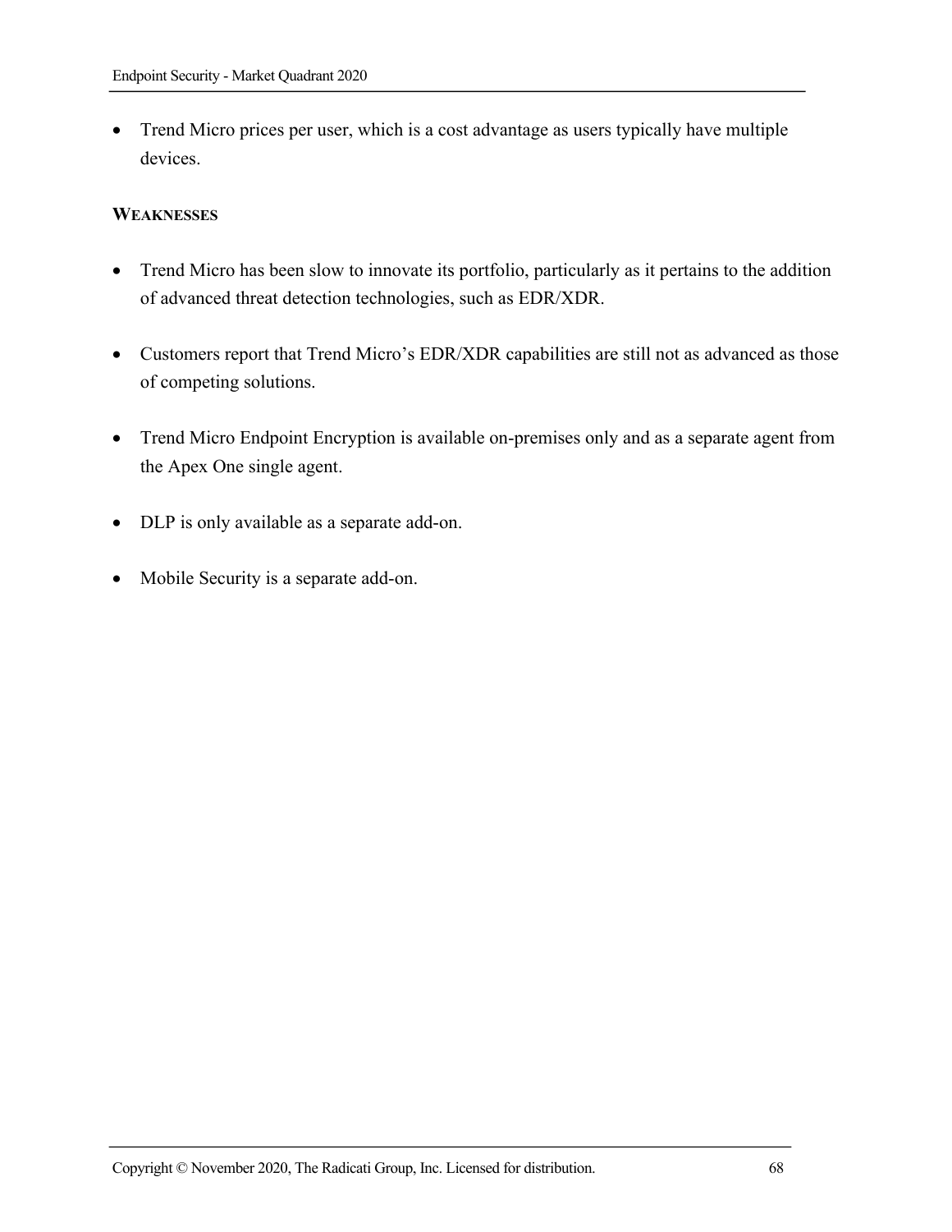- Trend Micro prices per user, which is a cost advantage as users typically have multiple devices.

**WEAKNESSES**

- Trend Micro has been slow to innovate its portfolio, particularly as it pertains to the addition of advanced threat detection technologies, such as EDR/XDR.

- Customers report that Trend Micro's EDR/XDR capabilities are still not as advanced as those of competing solutions.

- Trend Micro Endpoint Encryption is available on-premises only and as a separate agent from the Apex One single agent.

- DLP is only available as a separate add-on.

- Mobile Security is a separate add-on.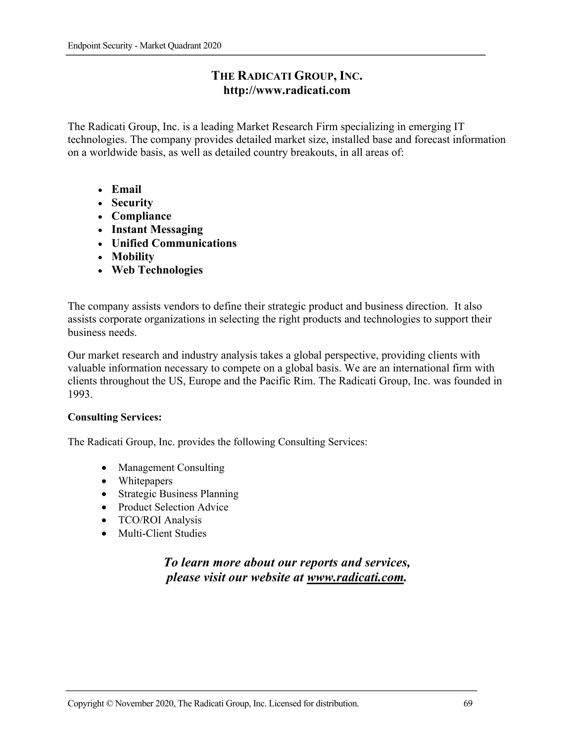## THE RADICATI GROUP, INC.
**http://www.radicati.com**

The Radicati Group, Inc. is a leading Market Research Firm specializing in emerging IT technologies. The company provides detailed market size, installed base and forecast information on a worldwide basis, as well as detailed country breakouts, in all areas of:

- **Email**
- **Security**
- **Compliance**
- **Instant Messaging**
- **Unified Communications**
- **Mobility**
- **Web Technologies**

The company assists vendors to define their strategic product and business direction. It also assists corporate organizations in selecting the right products and technologies to support their business needs.

Our market research and industry analysis takes a global perspective, providing clients with valuable information necessary to compete on a global basis. We are an international firm with clients throughout the US, Europe and the Pacific Rim. The Radicati Group, Inc. was founded in 1993.

**Consulting Services:**

The Radicati Group, Inc. provides the following Consulting Services:

- Management Consulting
- Whitepapers
- Strategic Business Planning
- Product Selection Advice
- TCO/ROI Analysis
- Multi-Client Studies

***To learn more about our reports and services, please visit our website at [www.radicati.com](http://www.radicati.com).***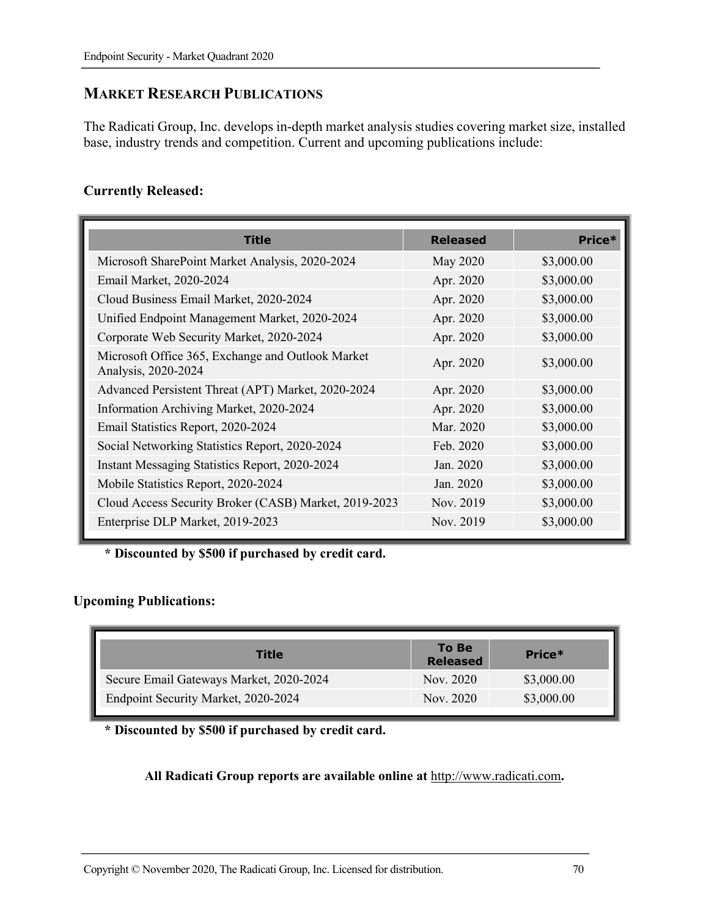## MARKET RESEARCH PUBLICATIONS

The Radicati Group, Inc. develops in-depth market analysis studies covering market size, installed base, industry trends and competition. Current and upcoming publications include:

**Currently Released:**

| Title | Released | Price* |
| --- | --- | --- |
| Microsoft SharePoint Market Analysis, 2020-2024 | May 2020 | $3,000.00 |
| Email Market, 2020-2024 | Apr. 2020 | $3,000.00 |
| Cloud Business Email Market, 2020-2024 | Apr. 2020 | $3,000.00 |
| Unified Endpoint Management Market, 2020-2024 | Apr. 2020 | $3,000.00 |
| Corporate Web Security Market, 2020-2024 | Apr. 2020 | $3,000.00 |
| Microsoft Office 365, Exchange and Outlook Market Analysis, 2020-2024 | Apr. 2020 | $3,000.00 |
| Advanced Persistent Threat (APT) Market, 2020-2024 | Apr. 2020 | $3,000.00 |
| Information Archiving Market, 2020-2024 | Apr. 2020 | $3,000.00 |
| Email Statistics Report, 2020-2024 | Mar. 2020 | $3,000.00 |
| Social Networking Statistics Report, 2020-2024 | Feb. 2020 | $3,000.00 |
| Instant Messaging Statistics Report, 2020-2024 | Jan. 2020 | $3,000.00 |
| Mobile Statistics Report, 2020-2024 | Jan. 2020 | $3,000.00 |
| Cloud Access Security Broker (CASB) Market, 2019-2023 | Nov. 2019 | $3,000.00 |
| Enterprise DLP Market, 2019-2023 | Nov. 2019 | $3,000.00 |

**\* Discounted by $500 if purchased by credit card.**

**Upcoming Publications:**

| Title | To Be Released | Price* |
| --- | --- | --- |
| Secure Email Gateways Market, 2020-2024 | Nov. 2020 | $3,000.00 |
| Endpoint Security Market, 2020-2024 | Nov. 2020 | $3,000.00 |

**\* Discounted by $500 if purchased by credit card.**

**All Radicati Group reports are available online at** http://www.radicati.com**.**